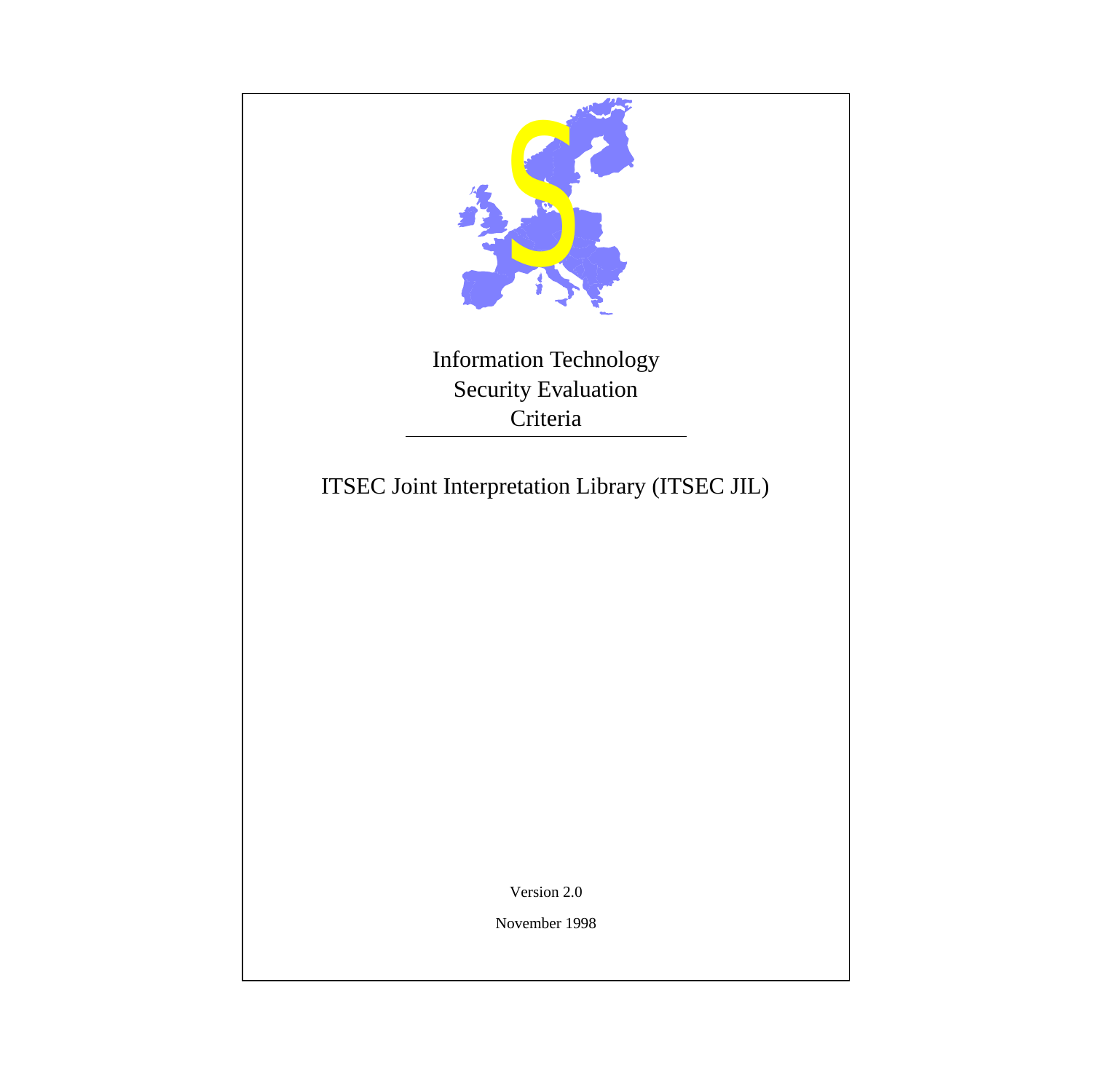# Information Technology Security Evaluation Criteria

## ITSEC Joint Interpretation Library (ITSEC JIL)

Version 2.0

November 1998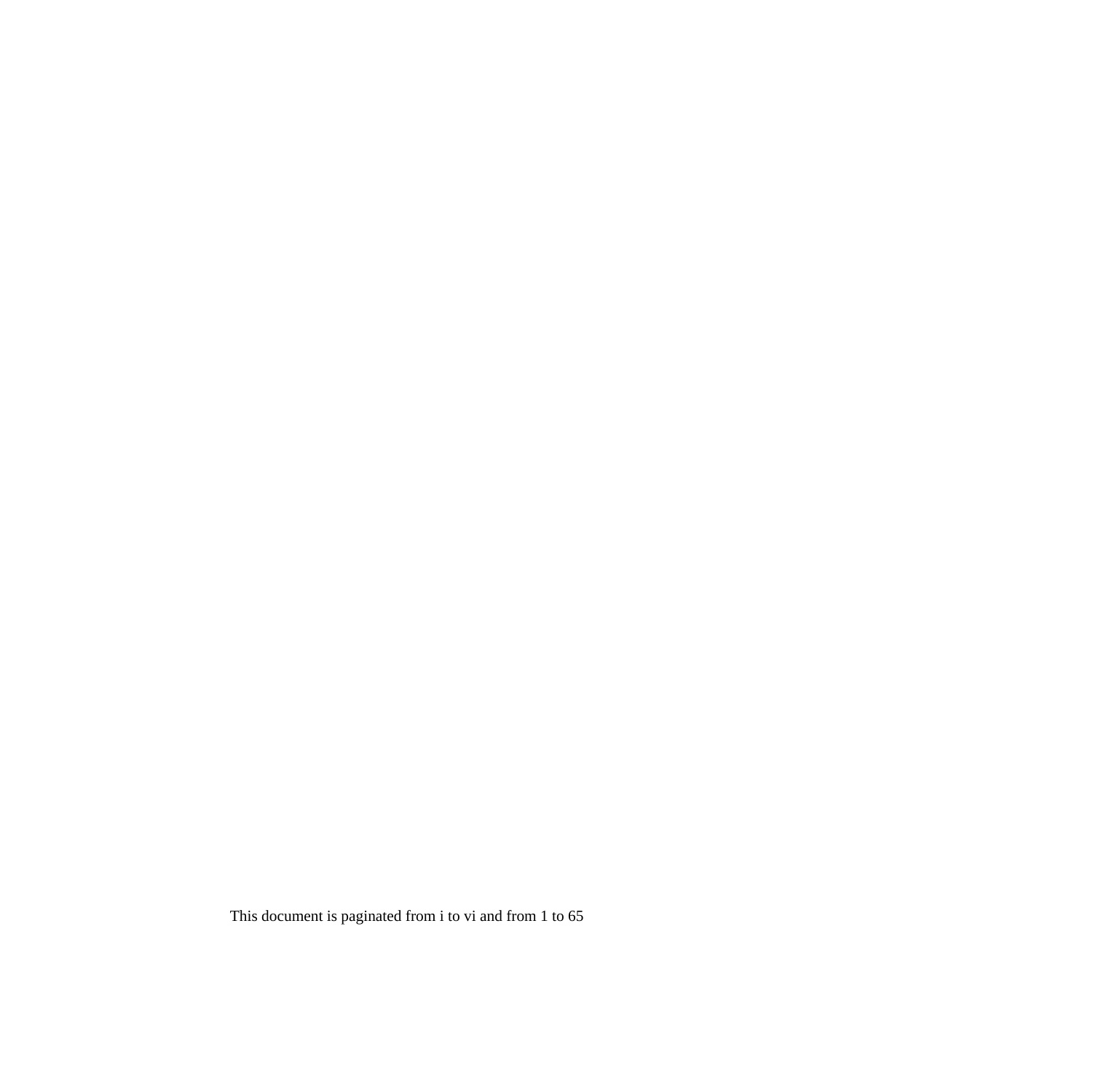This document is paginated from i to vi and from 1 to 65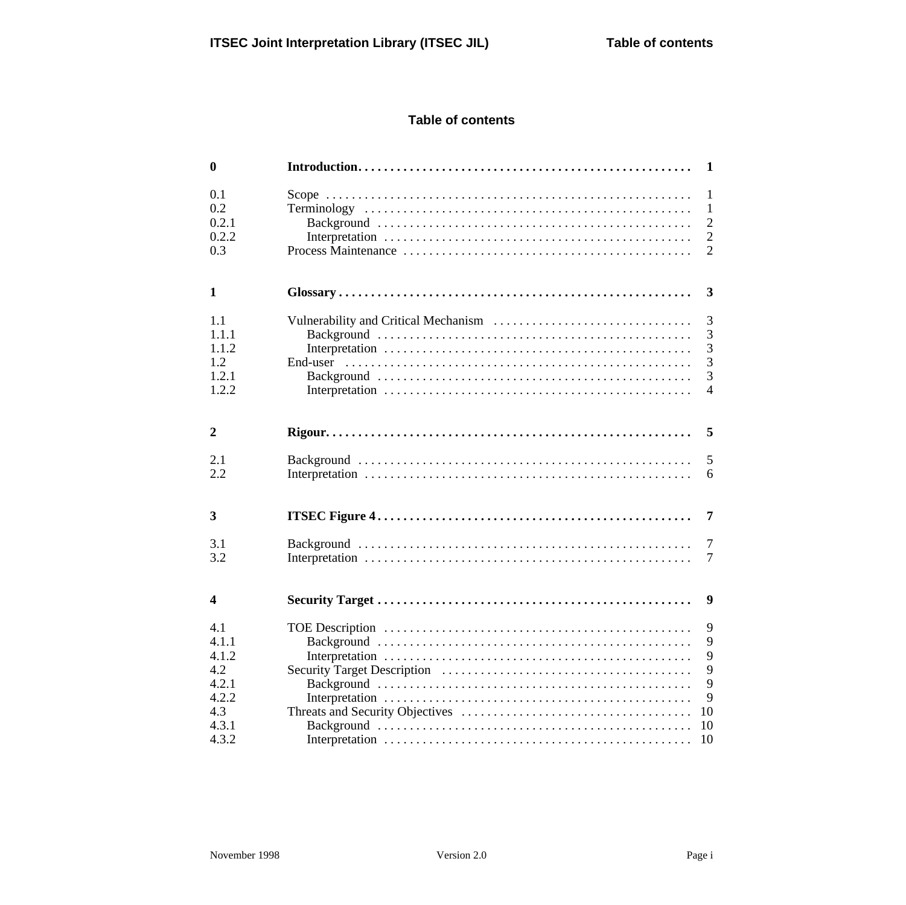# Table of contents

| | | |
|---|---|---|
| **0** | **Introduction** | **1** |
| 0.1 | Scope | 1 |
| 0.2 | Terminology | 1 |
| 0.2.1 | Background | 2 |
| 0.2.2 | Interpretation | 2 |
| 0.3 | Process Maintenance | 2 |
| **1** | **Glossary** | **3** |
| 1.1 | Vulnerability and Critical Mechanism | 3 |
| 1.1.1 | Background | 3 |
| 1.1.2 | Interpretation | 3 |
| 1.2 | End-user | 3 |
| 1.2.1 | Background | 3 |
| 1.2.2 | Interpretation | 4 |
| **2** | **Rigour.** | **5** |
| 2.1 | Background | 5 |
| 2.2 | Interpretation | 6 |
| **3** | **ITSEC Figure 4** | **7** |
| 3.1 | Background | 7 |
| 3.2 | Interpretation | 7 |
| **4** | **Security Target** | **9** |
| 4.1 | TOE Description | 9 |
| 4.1.1 | Background | 9 |
| 4.1.2 | Interpretation | 9 |
| 4.2 | Security Target Description | 9 |
| 4.2.1 | Background | 9 |
| 4.2.2 | Interpretation | 9 |
| 4.3 | Threats and Security Objectives | 10 |
| 4.3.1 | Background | 10 |
| 4.3.2 | Interpretation | 10 |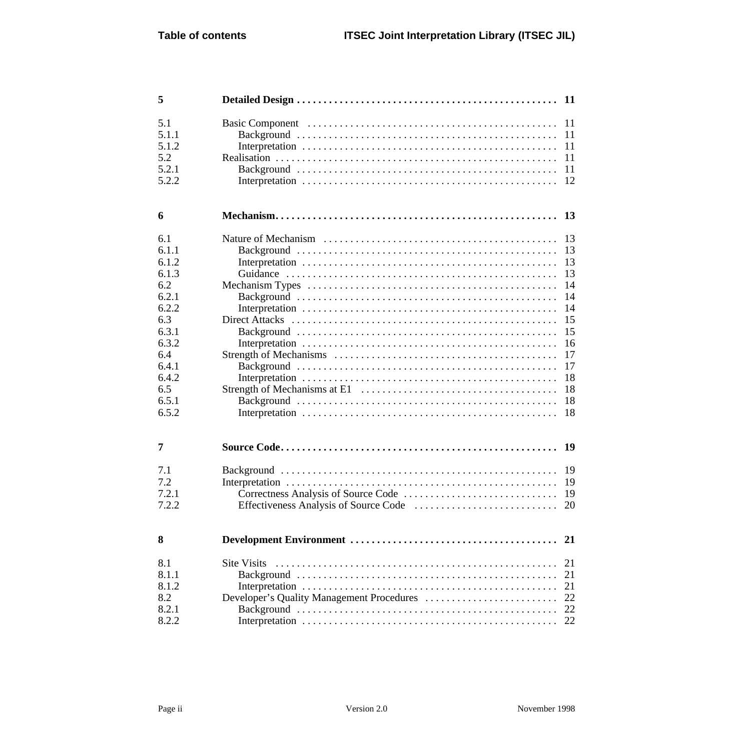| | | |
|---|---|---|
| **5** | **Detailed Design** | **11** |
| 5.1 | Basic Component | 11 |
| 5.1.1 | Background | 11 |
| 5.1.2 | Interpretation | 11 |
| 5.2 | Realisation | 11 |
| 5.2.1 | Background | 11 |
| 5.2.2 | Interpretation | 12 |
| **6** | **Mechanism** | **13** |
| 6.1 | Nature of Mechanism | 13 |
| 6.1.1 | Background | 13 |
| 6.1.2 | Interpretation | 13 |
| 6.1.3 | Guidance | 13 |
| 6.2 | Mechanism Types | 14 |
| 6.2.1 | Background | 14 |
| 6.2.2 | Interpretation | 14 |
| 6.3 | Direct Attacks | 15 |
| 6.3.1 | Background | 15 |
| 6.3.2 | Interpretation | 16 |
| 6.4 | Strength of Mechanisms | 17 |
| 6.4.1 | Background | 17 |
| 6.4.2 | Interpretation | 18 |
| 6.5 | Strength of Mechanisms at E1 | 18 |
| 6.5.1 | Background | 18 |
| 6.5.2 | Interpretation | 18 |
| **7** | **Source Code** | **19** |
| 7.1 | Background | 19 |
| 7.2 | Interpretation | 19 |
| 7.2.1 | Correctness Analysis of Source Code | 19 |
| 7.2.2 | Effectiveness Analysis of Source Code | 20 |
| **8** | **Development Environment** | **21** |
| 8.1 | Site Visits | 21 |
| 8.1.1 | Background | 21 |
| 8.1.2 | Interpretation | 21 |
| 8.2 | Developer's Quality Management Procedures | 22 |
| 8.2.1 | Background | 22 |
| 8.2.2 | Interpretation | 22 |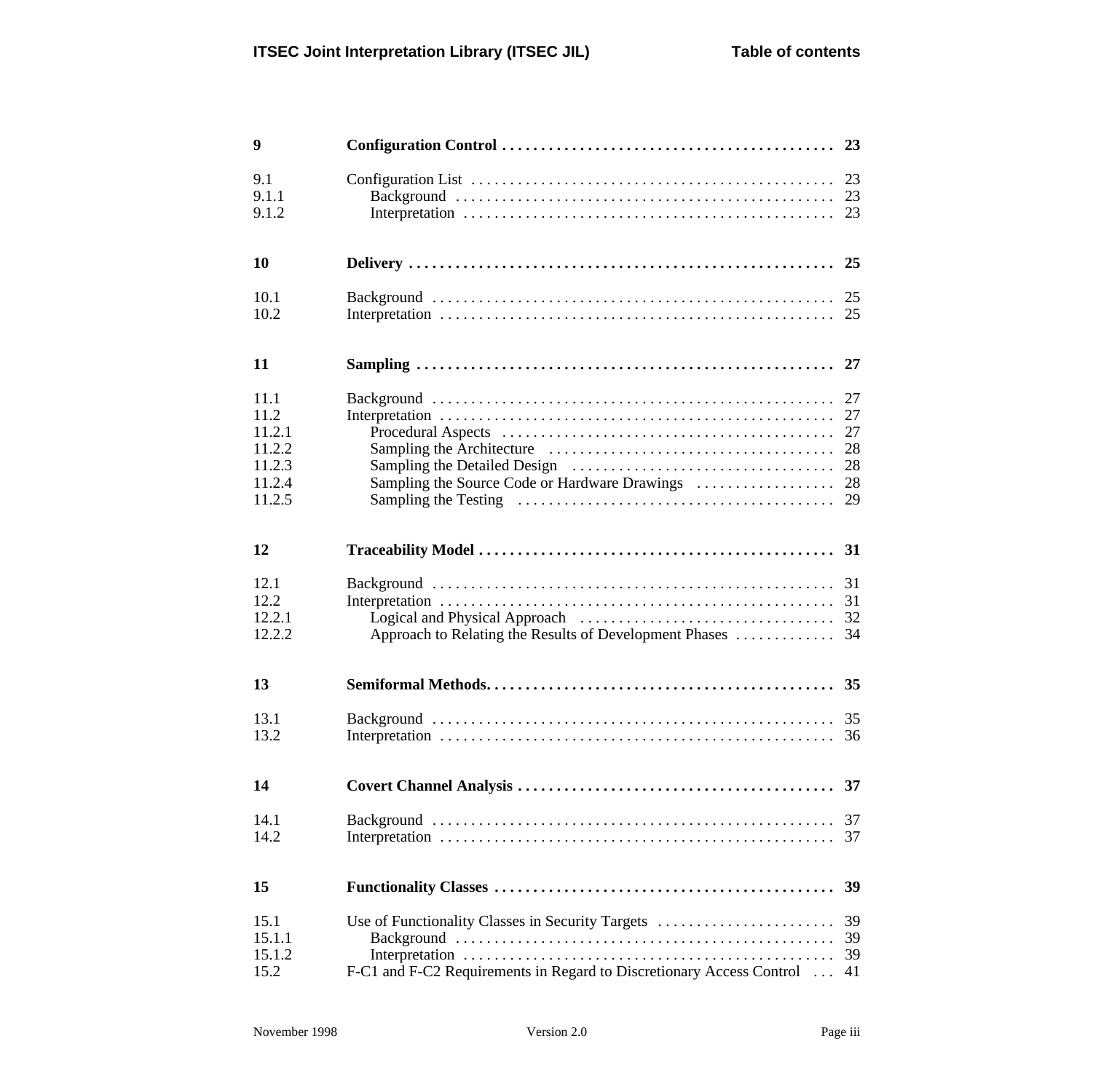| | | |
|---|---|---|
| **9** | **Configuration Control** | **23** |
| 9.1 | Configuration List | 23 |
| 9.1.1 | Background | 23 |
| 9.1.2 | Interpretation | 23 |
| **10** | **Delivery** | **25** |
| 10.1 | Background | 25 |
| 10.2 | Interpretation | 25 |
| **11** | **Sampling** | **27** |
| 11.1 | Background | 27 |
| 11.2 | Interpretation | 27 |
| 11.2.1 | Procedural Aspects | 27 |
| 11.2.2 | Sampling the Architecture | 28 |
| 11.2.3 | Sampling the Detailed Design | 28 |
| 11.2.4 | Sampling the Source Code or Hardware Drawings | 28 |
| 11.2.5 | Sampling the Testing | 29 |
| **12** | **Traceability Model** | **31** |
| 12.1 | Background | 31 |
| 12.2 | Interpretation | 31 |
| 12.2.1 | Logical and Physical Approach | 32 |
| 12.2.2 | Approach to Relating the Results of Development Phases | 34 |
| **13** | **Semiformal Methods.** | **35** |
| 13.1 | Background | 35 |
| 13.2 | Interpretation | 36 |
| **14** | **Covert Channel Analysis** | **37** |
| 14.1 | Background | 37 |
| 14.2 | Interpretation | 37 |
| **15** | **Functionality Classes** | **39** |
| 15.1 | Use of Functionality Classes in Security Targets | 39 |
| 15.1.1 | Background | 39 |
| 15.1.2 | Interpretation | 39 |
| 15.2 | F-C1 and F-C2 Requirements in Regard to Discretionary Access Control | 41 |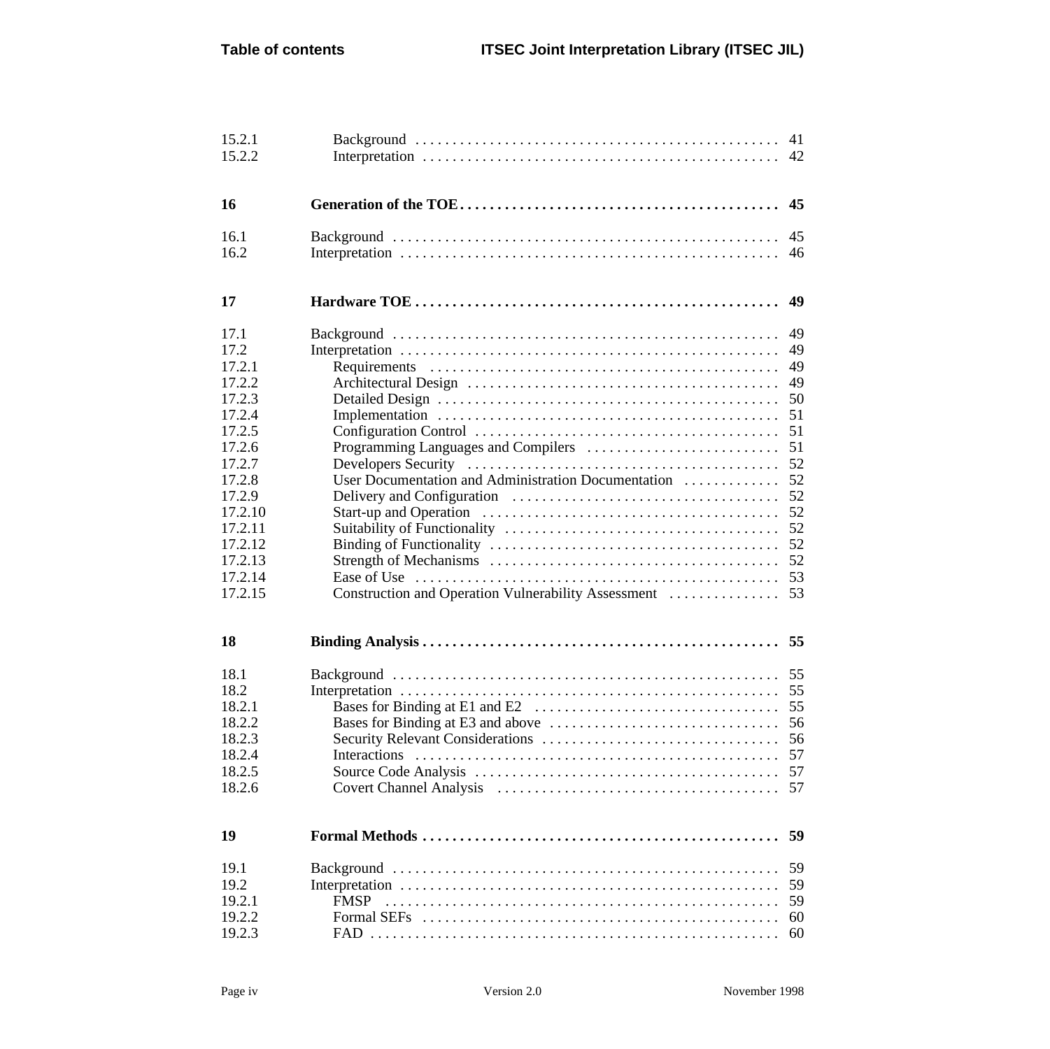| | | |
|---|---|---|
| 15.2.1 | Background | 41 |
| 15.2.2 | Interpretation | 42 |
| **16** | **Generation of the TOE** | **45** |
| 16.1 | Background | 45 |
| 16.2 | Interpretation | 46 |
| **17** | **Hardware TOE** | **49** |
| 17.1 | Background | 49 |
| 17.2 | Interpretation | 49 |
| 17.2.1 | Requirements | 49 |
| 17.2.2 | Architectural Design | 49 |
| 17.2.3 | Detailed Design | 50 |
| 17.2.4 | Implementation | 51 |
| 17.2.5 | Configuration Control | 51 |
| 17.2.6 | Programming Languages and Compilers | 51 |
| 17.2.7 | Developers Security | 52 |
| 17.2.8 | User Documentation and Administration Documentation | 52 |
| 17.2.9 | Delivery and Configuration | 52 |
| 17.2.10 | Start-up and Operation | 52 |
| 17.2.11 | Suitability of Functionality | 52 |
| 17.2.12 | Binding of Functionality | 52 |
| 17.2.13 | Strength of Mechanisms | 52 |
| 17.2.14 | Ease of Use | 53 |
| 17.2.15 | Construction and Operation Vulnerability Assessment | 53 |
| **18** | **Binding Analysis** | **55** |
| 18.1 | Background | 55 |
| 18.2 | Interpretation | 55 |
| 18.2.1 | Bases for Binding at E1 and E2 | 55 |
| 18.2.2 | Bases for Binding at E3 and above | 56 |
| 18.2.3 | Security Relevant Considerations | 56 |
| 18.2.4 | Interactions | 57 |
| 18.2.5 | Source Code Analysis | 57 |
| 18.2.6 | Covert Channel Analysis | 57 |
| **19** | **Formal Methods** | **59** |
| 19.1 | Background | 59 |
| 19.2 | Interpretation | 59 |
| 19.2.1 | FMSP | 59 |
| 19.2.2 | Formal SEFs | 60 |
| 19.2.3 | FAD | 60 |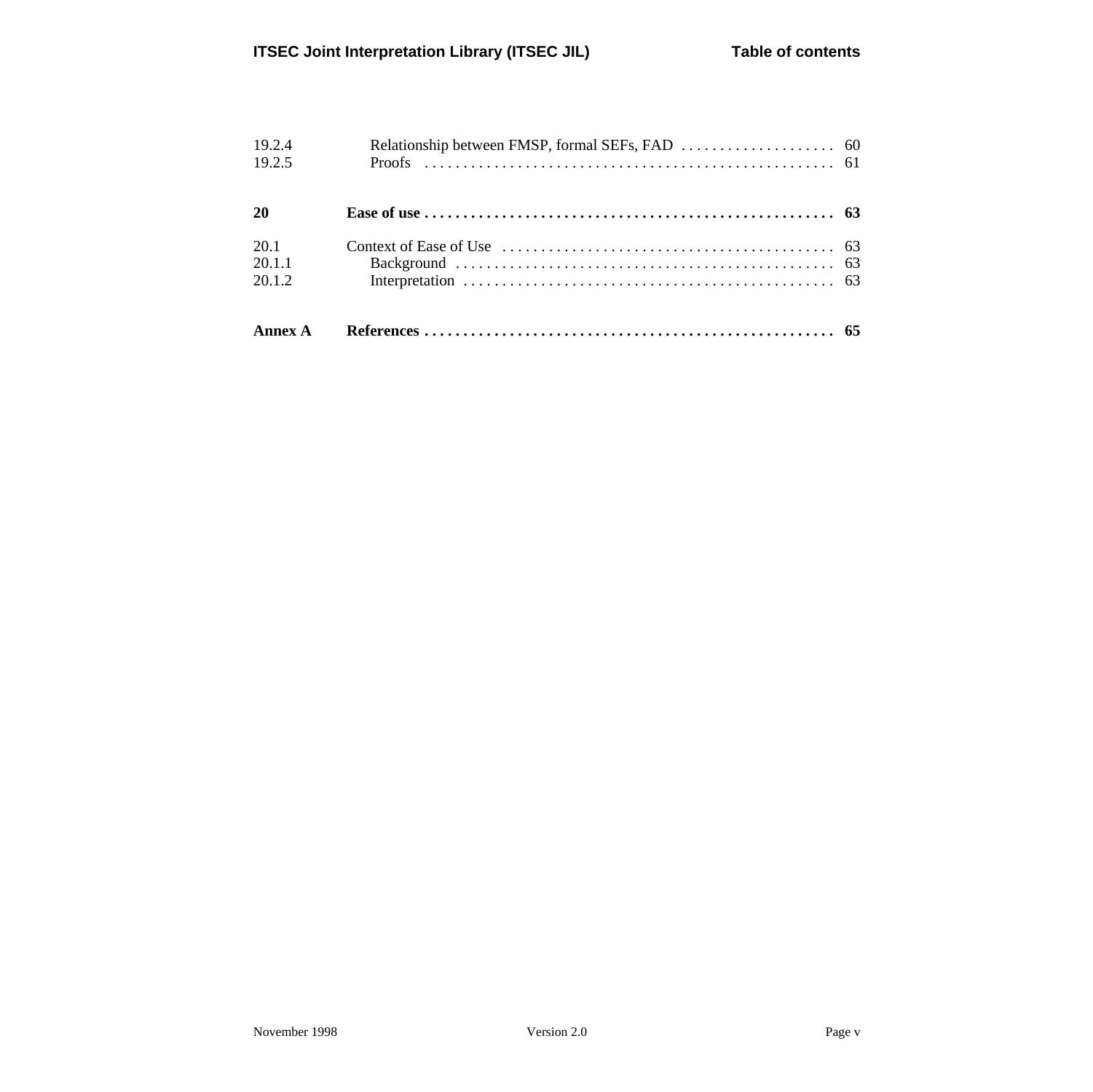| | | |
|---|---|---|
| 19.2.4 | Relationship between FMSP, formal SEFs, FAD | 60 |
| 19.2.5 | Proofs | 61 |
| **20** | **Ease of use** | **63** |
| 20.1 | Context of Ease of Use | 63 |
| 20.1.1 | Background | 63 |
| 20.1.2 | Interpretation | 63 |
| **Annex A** | **References** | **65** |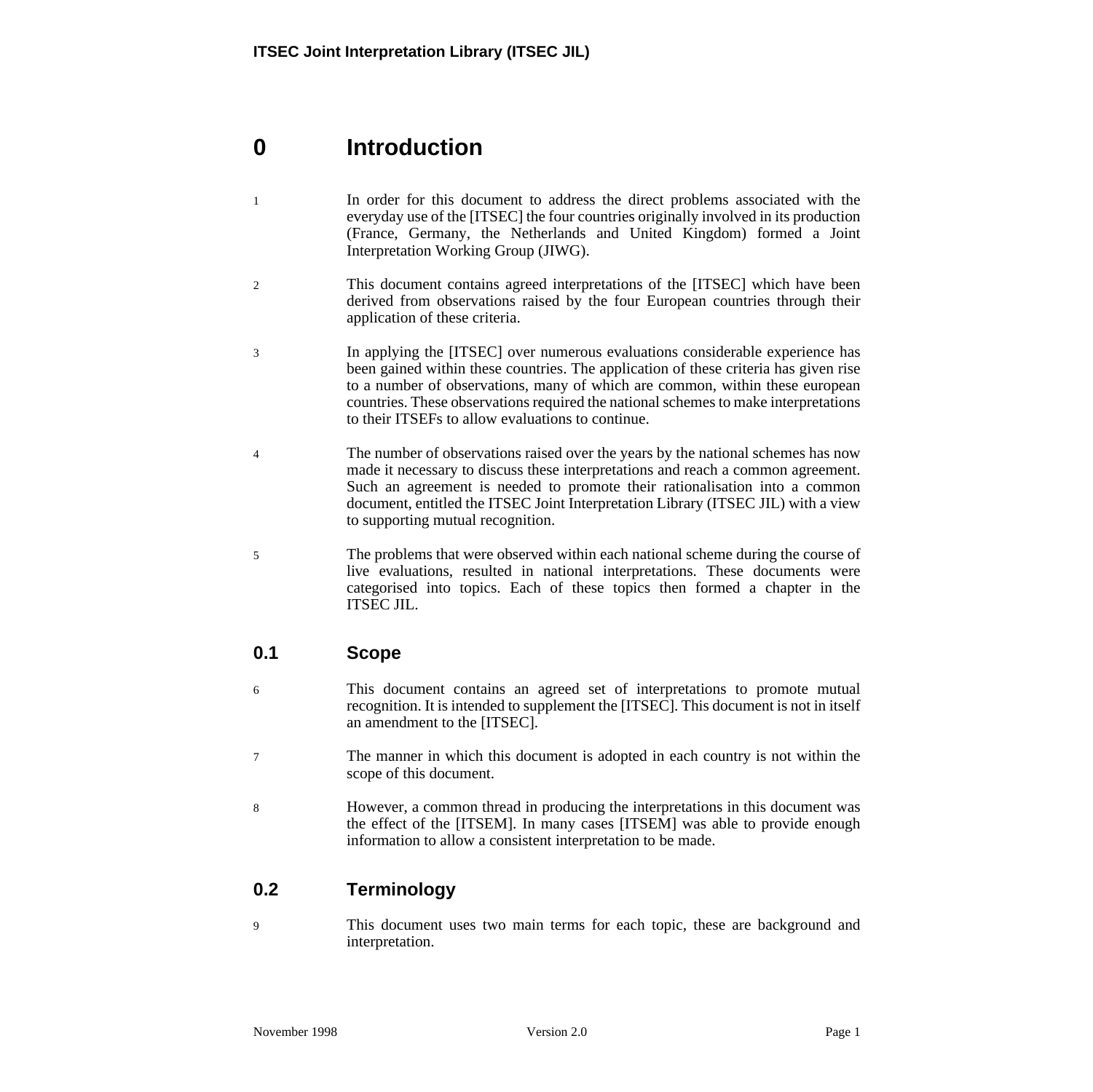# 0 Introduction

1 In order for this document to address the direct problems associated with the everyday use of the [ITSEC] the four countries originally involved in its production (France, Germany, the Netherlands and United Kingdom) formed a Joint Interpretation Working Group (JIWG).

2 This document contains agreed interpretations of the [ITSEC] which have been derived from observations raised by the four European countries through their application of these criteria.

3 In applying the [ITSEC] over numerous evaluations considerable experience has been gained within these countries. The application of these criteria has given rise to a number of observations, many of which are common, within these european countries. These observations required the national schemes to make interpretations to their ITSEFs to allow evaluations to continue.

4 The number of observations raised over the years by the national schemes has now made it necessary to discuss these interpretations and reach a common agreement. Such an agreement is needed to promote their rationalisation into a common document, entitled the ITSEC Joint Interpretation Library (ITSEC JIL) with a view to supporting mutual recognition.

5 The problems that were observed within each national scheme during the course of live evaluations, resulted in national interpretations. These documents were categorised into topics. Each of these topics then formed a chapter in the ITSEC JIL.

## 0.1 Scope

6 This document contains an agreed set of interpretations to promote mutual recognition. It is intended to supplement the [ITSEC]. This document is not in itself an amendment to the [ITSEC].

7 The manner in which this document is adopted in each country is not within the scope of this document.

8 However, a common thread in producing the interpretations in this document was the effect of the [ITSEM]. In many cases [ITSEM] was able to provide enough information to allow a consistent interpretation to be made.

## 0.2 Terminology

9 This document uses two main terms for each topic, these are background and interpretation.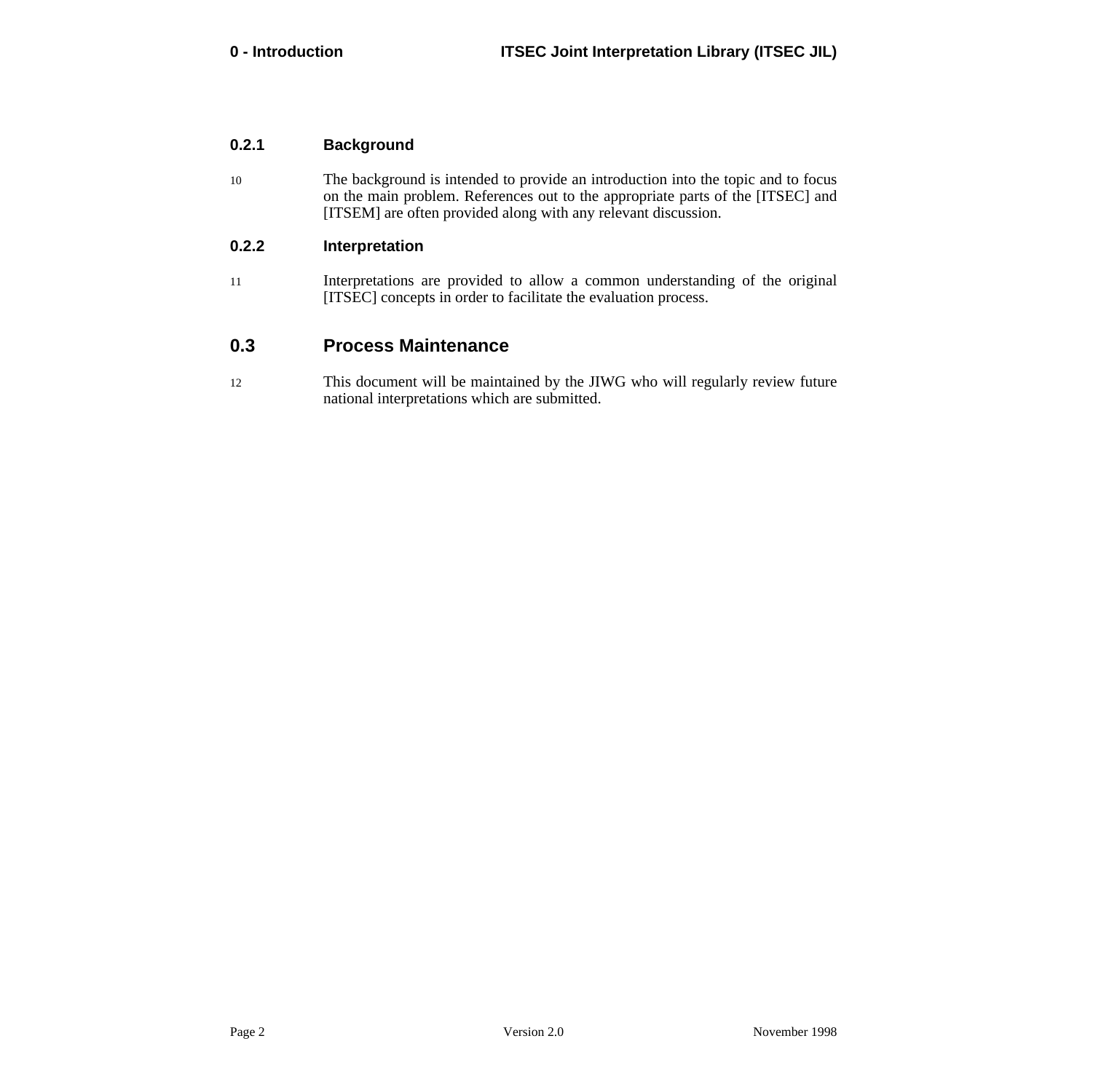### 0.2.1 Background

10 The background is intended to provide an introduction into the topic and to focus on the main problem. References out to the appropriate parts of the [ITSEC] and [ITSEM] are often provided along with any relevant discussion.

### 0.2.2 Interpretation

11 Interpretations are provided to allow a common understanding of the original [ITSEC] concepts in order to facilitate the evaluation process.

## 0.3 Process Maintenance

12 This document will be maintained by the JIWG who will regularly review future national interpretations which are submitted.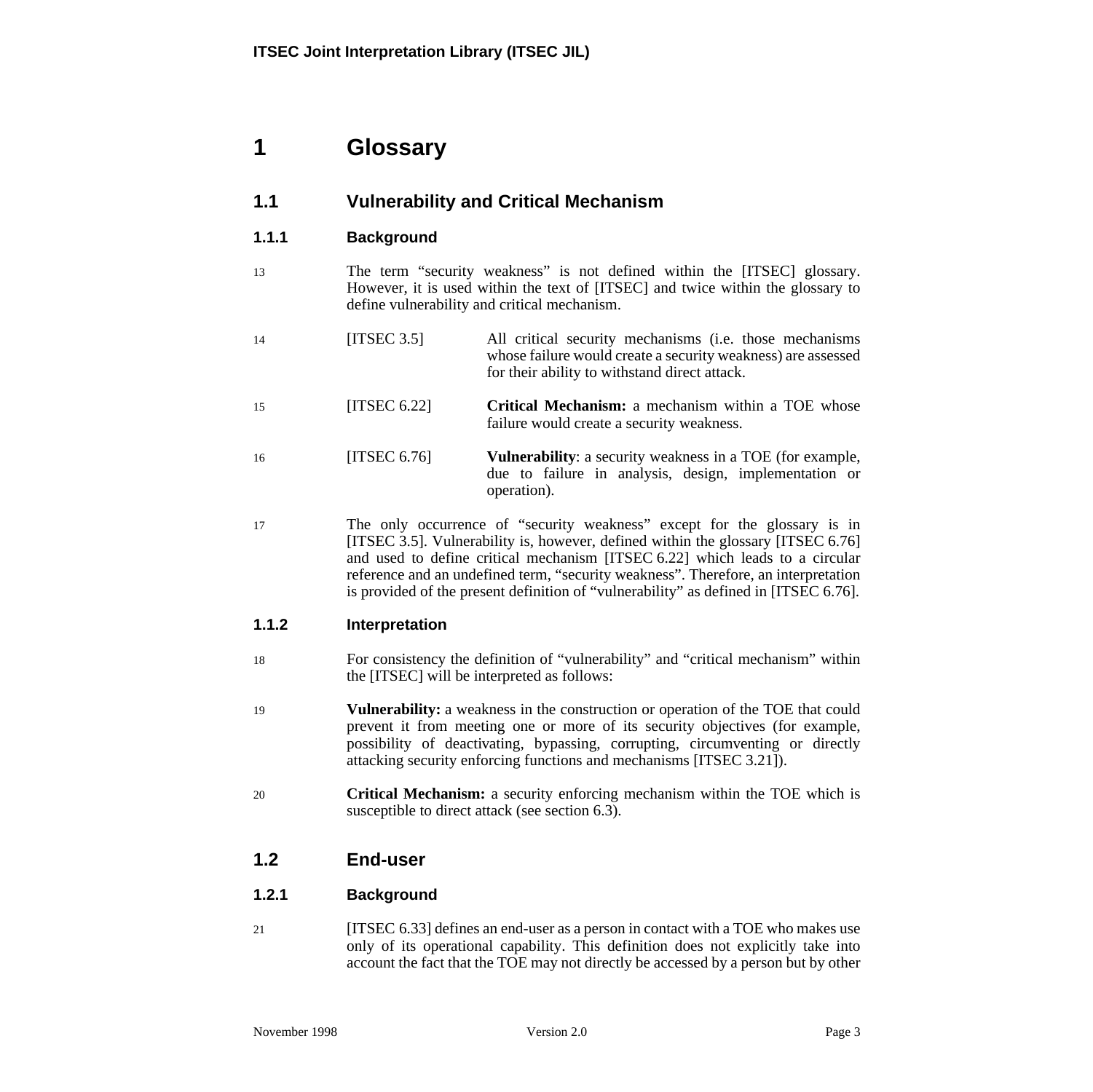// Glossary

# 1 Glossary

## 1.1 Vulnerability and Critical Mechanism

### 1.1.1 Background

13 The term “security weakness” is not defined within the [ITSEC] glossary. However, it is used within the text of [ITSEC] and twice within the glossary to define vulnerability and critical mechanism.

14 [ITSEC 3.5] All critical security mechanisms (i.e. those mechanisms whose failure would create a security weakness) are assessed for their ability to withstand direct attack.

15 [ITSEC 6.22] **Critical Mechanism:** a mechanism within a TOE whose failure would create a security weakness.

16 [ITSEC 6.76] **Vulnerability**: a security weakness in a TOE (for example, due to failure in analysis, design, implementation or operation).

17 The only occurrence of “security weakness” except for the glossary is in [ITSEC 3.5]. Vulnerability is, however, defined within the glossary [ITSEC 6.76] and used to define critical mechanism [ITSEC 6.22] which leads to a circular reference and an undefined term, “security weakness”. Therefore, an interpretation is provided of the present definition of “vulnerability” as defined in [ITSEC 6.76].

### 1.1.2 Interpretation

18 For consistency the definition of “vulnerability” and “critical mechanism” within the [ITSEC] will be interpreted as follows:

19 **Vulnerability:** a weakness in the construction or operation of the TOE that could prevent it from meeting one or more of its security objectives (for example, possibility of deactivating, bypassing, corrupting, circumventing or directly attacking security enforcing functions and mechanisms [ITSEC 3.21]).

20 **Critical Mechanism:** a security enforcing mechanism within the TOE which is susceptible to direct attack (see section 6.3).

## 1.2 End-user

### 1.2.1 Background

21 [ITSEC 6.33] defines an end-user as a person in contact with a TOE who makes use only of its operational capability. This definition does not explicitly take into account the fact that the TOE may not directly be accessed by a person but by other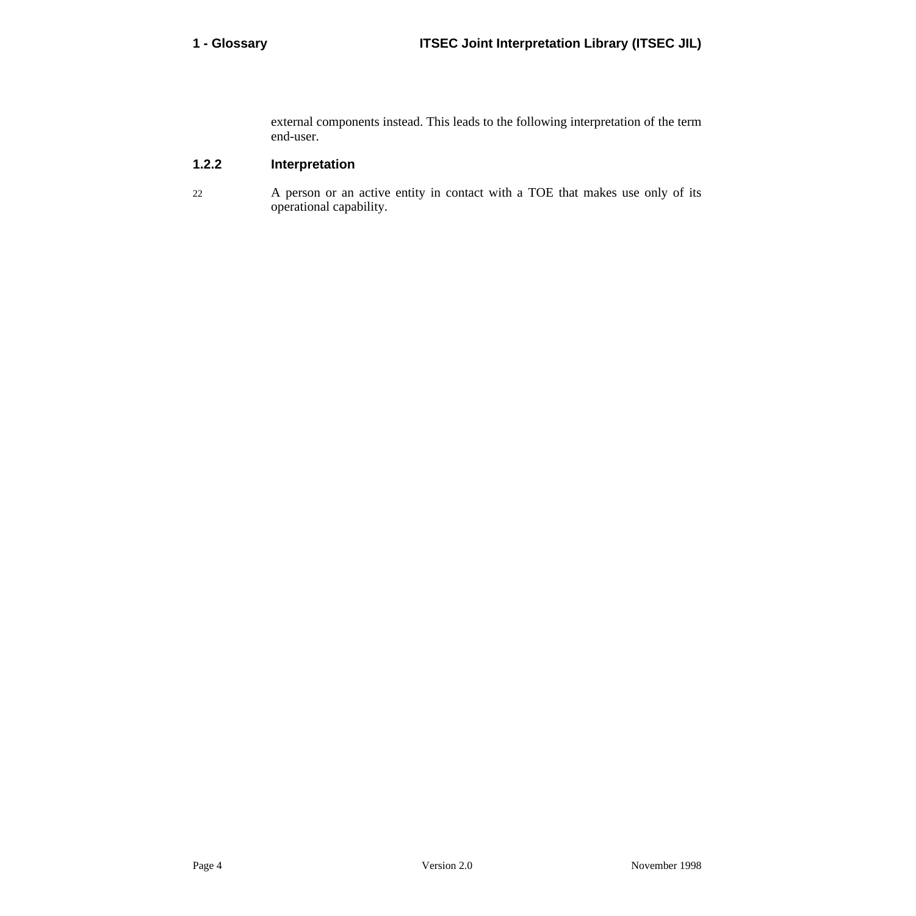external components instead. This leads to the following interpretation of the term end-user.

### 1.2.2 Interpretation

22 A person or an active entity in contact with a TOE that makes use only of its operational capability.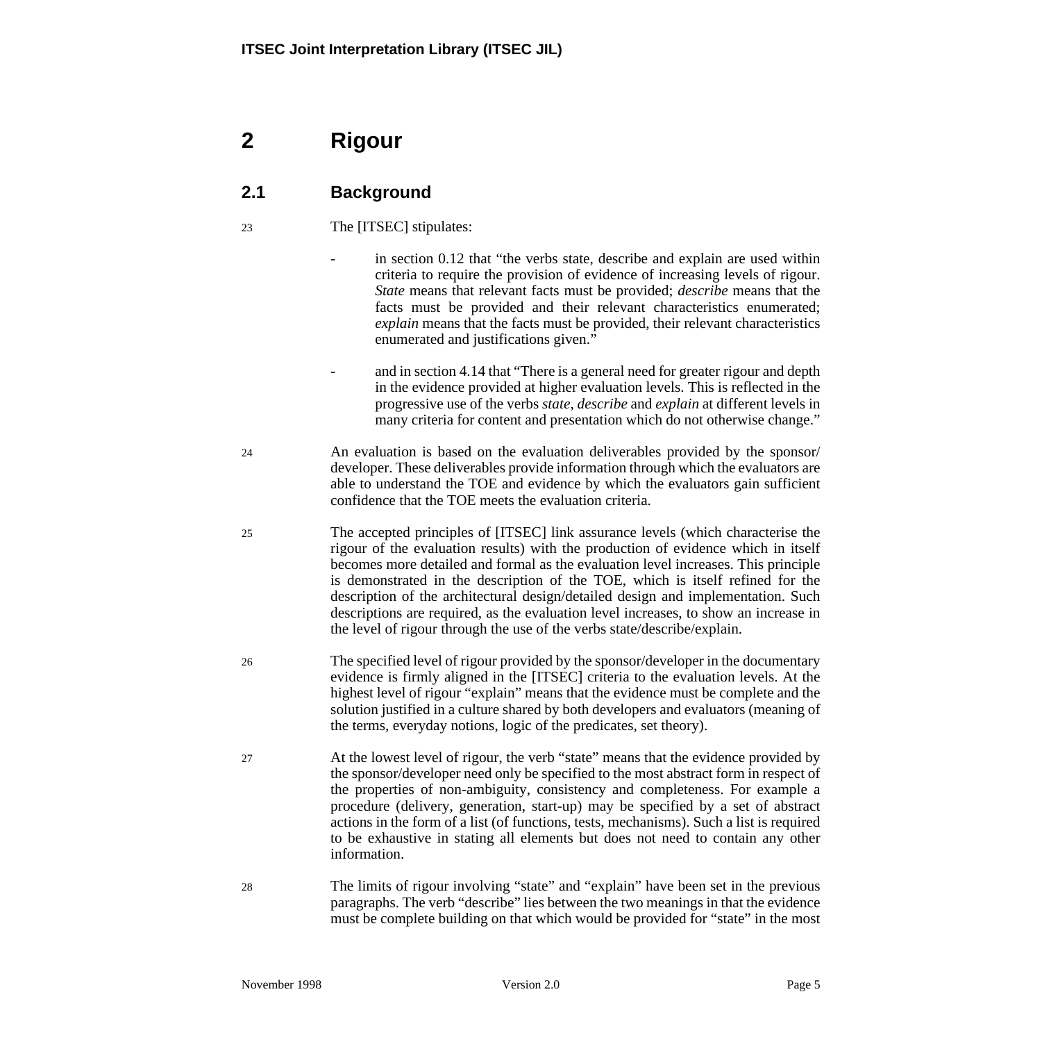# 2 Rigour

## 2.1 Background

23 The [ITSEC] stipulates:

- in section 0.12 that "the verbs state, describe and explain are used within criteria to require the provision of evidence of increasing levels of rigour. *State* means that relevant facts must be provided; *describe* means that the facts must be provided and their relevant characteristics enumerated; *explain* means that the facts must be provided, their relevant characteristics enumerated and justifications given."

- and in section 4.14 that "There is a general need for greater rigour and depth in the evidence provided at higher evaluation levels. This is reflected in the progressive use of the verbs *state*, *describe* and *explain* at different levels in many criteria for content and presentation which do not otherwise change."

24 An evaluation is based on the evaluation deliverables provided by the sponsor/developer. These deliverables provide information through which the evaluators are able to understand the TOE and evidence by which the evaluators gain sufficient confidence that the TOE meets the evaluation criteria.

25 The accepted principles of [ITSEC] link assurance levels (which characterise the rigour of the evaluation results) with the production of evidence which in itself becomes more detailed and formal as the evaluation level increases. This principle is demonstrated in the description of the TOE, which is itself refined for the description of the architectural design/detailed design and implementation. Such descriptions are required, as the evaluation level increases, to show an increase in the level of rigour through the use of the verbs state/describe/explain.

26 The specified level of rigour provided by the sponsor/developer in the documentary evidence is firmly aligned in the [ITSEC] criteria to the evaluation levels. At the highest level of rigour "explain" means that the evidence must be complete and the solution justified in a culture shared by both developers and evaluators (meaning of the terms, everyday notions, logic of the predicates, set theory).

27 At the lowest level of rigour, the verb "state" means that the evidence provided by the sponsor/developer need only be specified to the most abstract form in respect of the properties of non-ambiguity, consistency and completeness. For example a procedure (delivery, generation, start-up) may be specified by a set of abstract actions in the form of a list (of functions, tests, mechanisms). Such a list is required to be exhaustive in stating all elements but does not need to contain any other information.

28 The limits of rigour involving "state" and "explain" have been set in the previous paragraphs. The verb "describe" lies between the two meanings in that the evidence must be complete building on that which would be provided for "state" in the most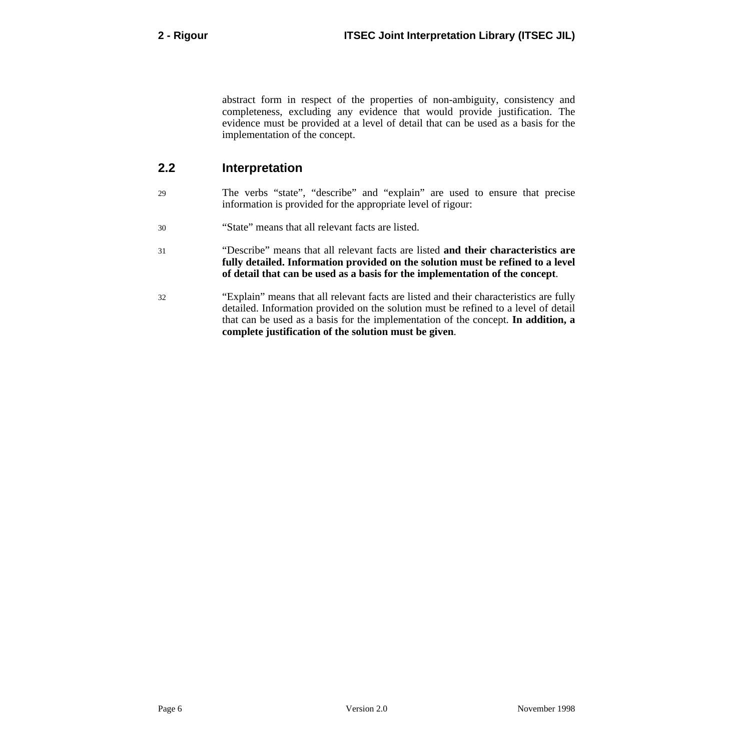abstract form in respect of the properties of non-ambiguity, consistency and completeness, excluding any evidence that would provide justification. The evidence must be provided at a level of detail that can be used as a basis for the implementation of the concept.

## 2.2 Interpretation

29 The verbs “state”, “describe” and “explain” are used to ensure that precise information is provided for the appropriate level of rigour:

30 “State” means that all relevant facts are listed.

31 “Describe” means that all relevant facts are listed **and their characteristics are fully detailed. Information provided on the solution must be refined to a level of detail that can be used as a basis for the implementation of the concept**.

32 “Explain” means that all relevant facts are listed and their characteristics are fully detailed. Information provided on the solution must be refined to a level of detail that can be used as a basis for the implementation of the concept. **In addition, a complete justification of the solution must be given**.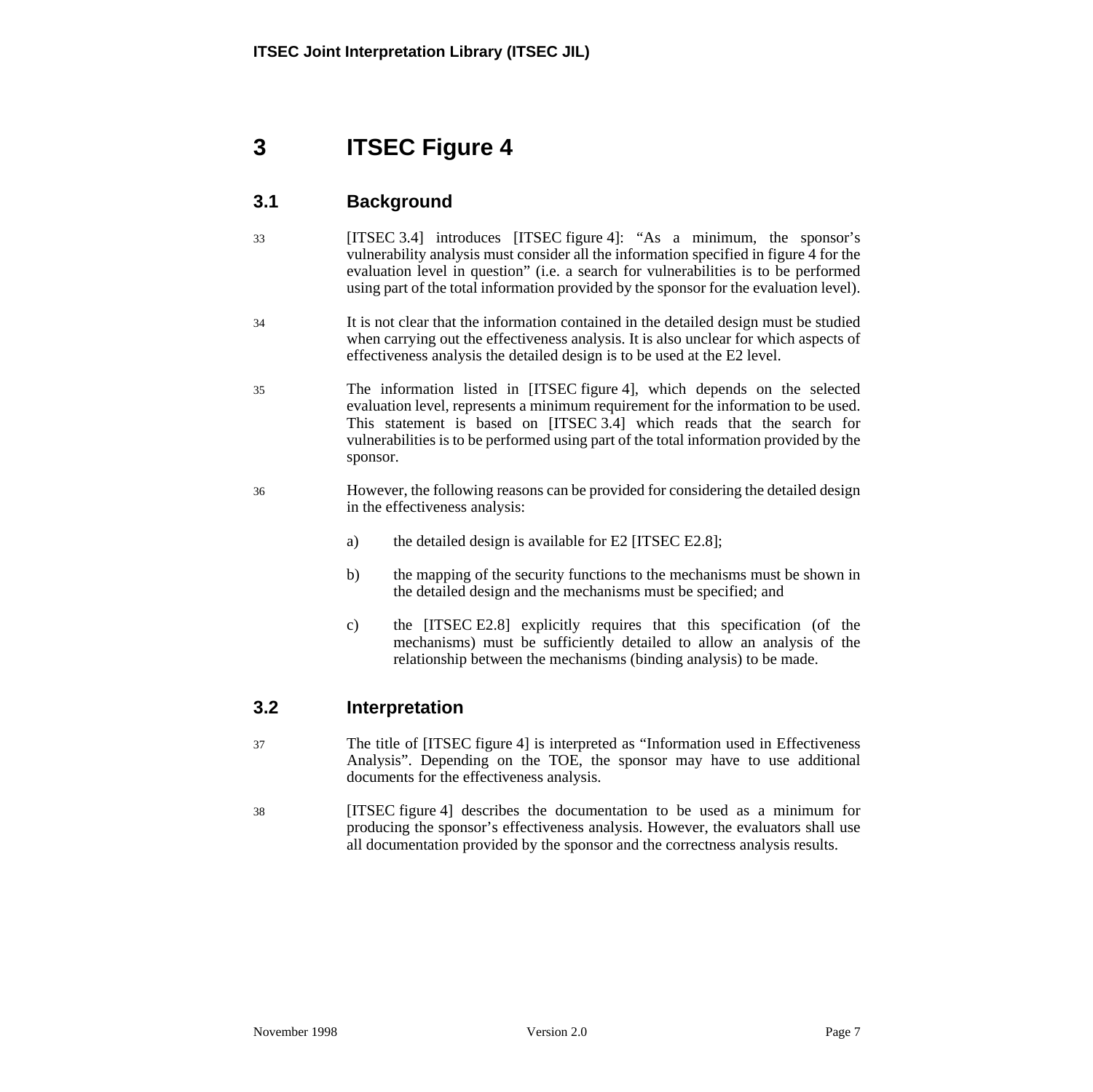# 3 ITSEC Figure 4

## 3.1 Background

33 [ITSEC 3.4] introduces [ITSEC figure 4]: “As a minimum, the sponsor’s vulnerability analysis must consider all the information specified in figure 4 for the evaluation level in question” (i.e. a search for vulnerabilities is to be performed using part of the total information provided by the sponsor for the evaluation level).

34 It is not clear that the information contained in the detailed design must be studied when carrying out the effectiveness analysis. It is also unclear for which aspects of effectiveness analysis the detailed design is to be used at the E2 level.

35 The information listed in [ITSEC figure 4], which depends on the selected evaluation level, represents a minimum requirement for the information to be used. This statement is based on [ITSEC 3.4] which reads that the search for vulnerabilities is to be performed using part of the total information provided by the sponsor.

36 However, the following reasons can be provided for considering the detailed design in the effectiveness analysis:

a) the detailed design is available for E2 [ITSEC E2.8];

b) the mapping of the security functions to the mechanisms must be shown in the detailed design and the mechanisms must be specified; and

c) the [ITSEC E2.8] explicitly requires that this specification (of the mechanisms) must be sufficiently detailed to allow an analysis of the relationship between the mechanisms (binding analysis) to be made.

## 3.2 Interpretation

37 The title of [ITSEC figure 4] is interpreted as “Information used in Effectiveness Analysis”. Depending on the TOE, the sponsor may have to use additional documents for the effectiveness analysis.

38 [ITSEC figure 4] describes the documentation to be used as a minimum for producing the sponsor’s effectiveness analysis. However, the evaluators shall use all documentation provided by the sponsor and the correctness analysis results.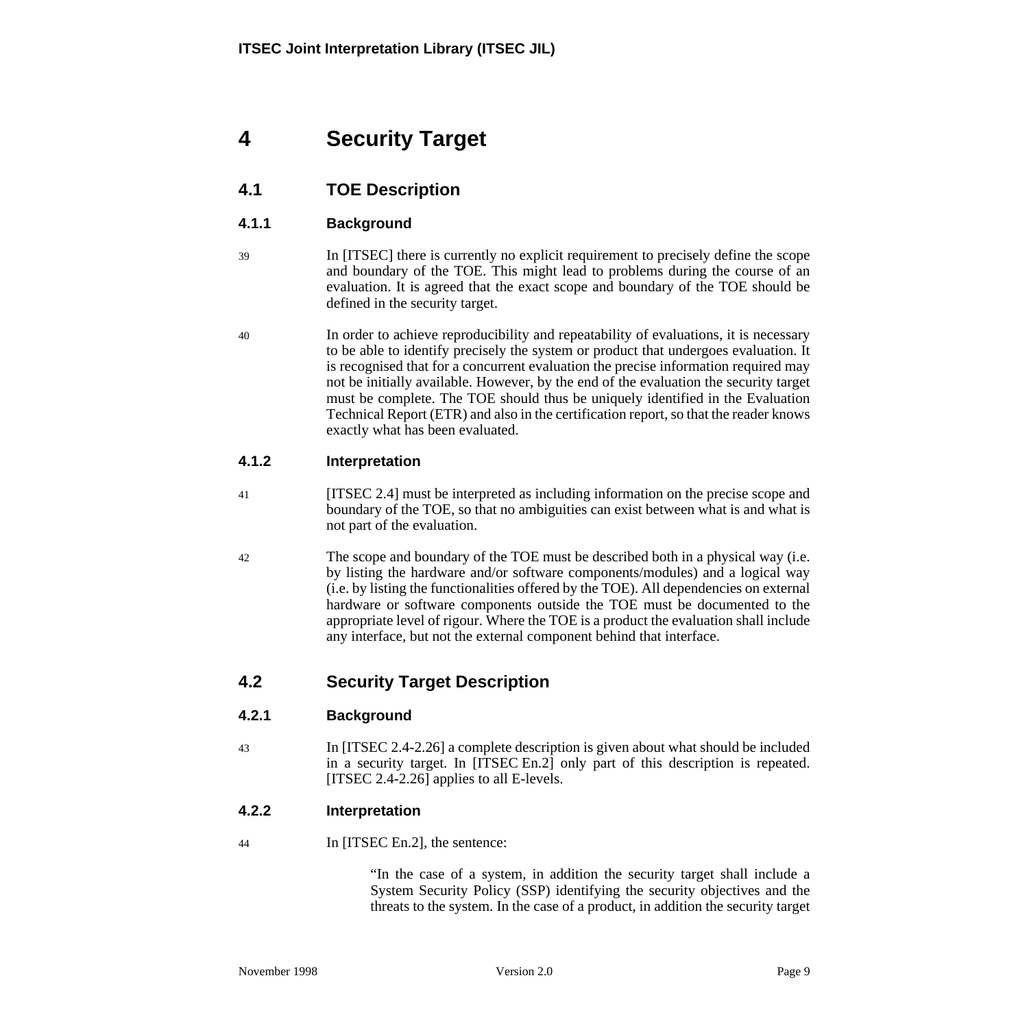# 4 Security Target

## 4.1 TOE Description

### 4.1.1 Background

39 In [ITSEC] there is currently no explicit requirement to precisely define the scope and boundary of the TOE. This might lead to problems during the course of an evaluation. It is agreed that the exact scope and boundary of the TOE should be defined in the security target.

40 In order to achieve reproducibility and repeatability of evaluations, it is necessary to be able to identify precisely the system or product that undergoes evaluation. It is recognised that for a concurrent evaluation the precise information required may not be initially available. However, by the end of the evaluation the security target must be complete. The TOE should thus be uniquely identified in the Evaluation Technical Report (ETR) and also in the certification report, so that the reader knows exactly what has been evaluated.

### 4.1.2 Interpretation

41 [ITSEC 2.4] must be interpreted as including information on the precise scope and boundary of the TOE, so that no ambiguities can exist between what is and what is not part of the evaluation.

42 The scope and boundary of the TOE must be described both in a physical way (i.e. by listing the hardware and/or software components/modules) and a logical way (i.e. by listing the functionalities offered by the TOE). All dependencies on external hardware or software components outside the TOE must be documented to the appropriate level of rigour. Where the TOE is a product the evaluation shall include any interface, but not the external component behind that interface.

## 4.2 Security Target Description

### 4.2.1 Background

43 In [ITSEC 2.4-2.26] a complete description is given about what should be included in a security target. In [ITSEC En.2] only part of this description is repeated. [ITSEC 2.4-2.26] applies to all E-levels.

### 4.2.2 Interpretation

44 In [ITSEC En.2], the sentence:

> "In the case of a system, in addition the security target shall include a System Security Policy (SSP) identifying the security objectives and the threats to the system. In the case of a product, in addition the security target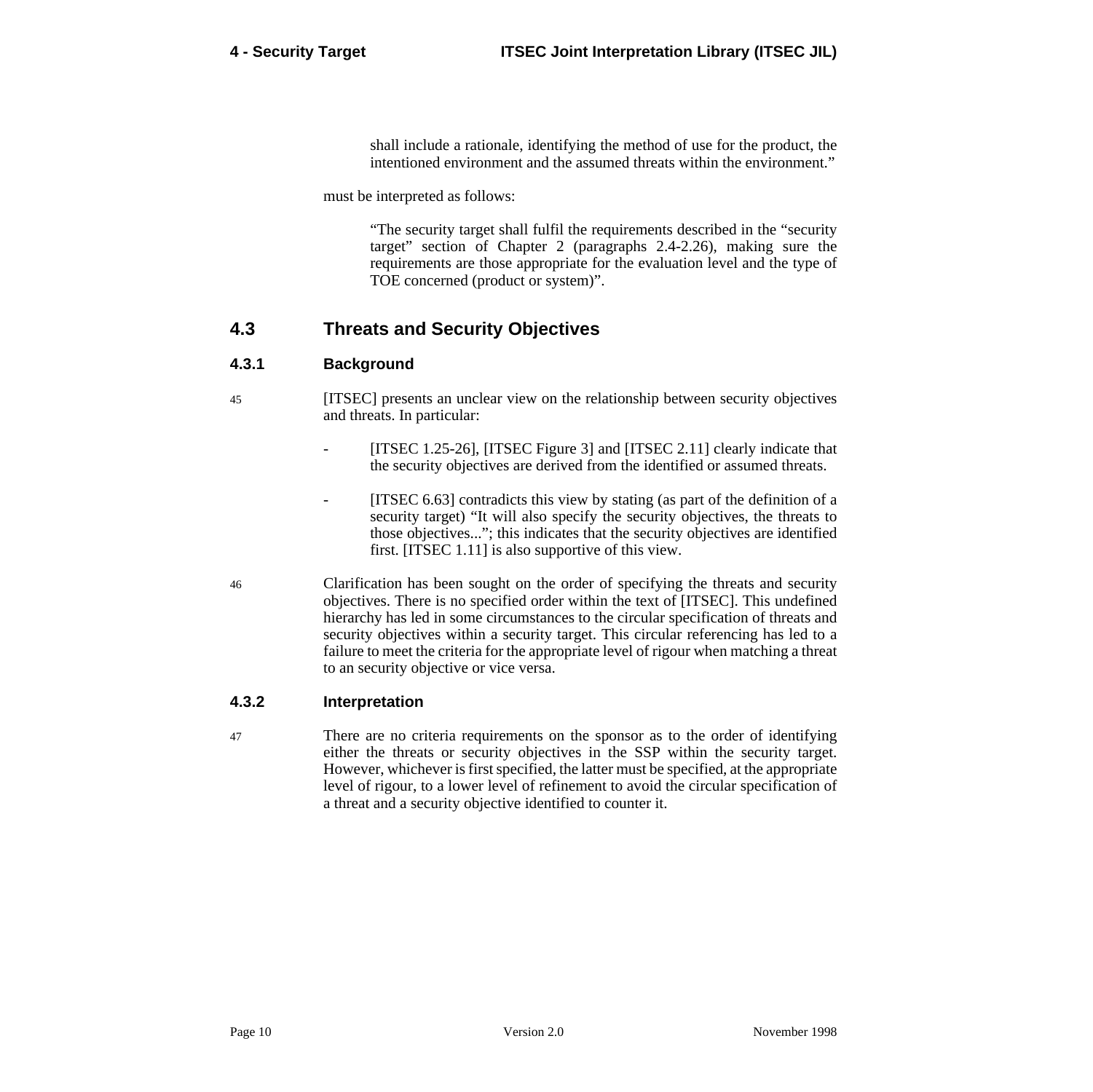shall include a rationale, identifying the method of use for the product, the intentioned environment and the assumed threats within the environment."

must be interpreted as follows:

> "The security target shall fulfil the requirements described in the "security target" section of Chapter 2 (paragraphs 2.4-2.26), making sure the requirements are those appropriate for the evaluation level and the type of TOE concerned (product or system)".

## 4.3 Threats and Security Objectives

### 4.3.1 Background

45 [ITSEC] presents an unclear view on the relationship between security objectives and threats. In particular:

- [ITSEC 1.25-26], [ITSEC Figure 3] and [ITSEC 2.11] clearly indicate that the security objectives are derived from the identified or assumed threats.

- [ITSEC 6.63] contradicts this view by stating (as part of the definition of a security target) "It will also specify the security objectives, the threats to those objectives..."; this indicates that the security objectives are identified first. [ITSEC 1.11] is also supportive of this view.

46 Clarification has been sought on the order of specifying the threats and security objectives. There is no specified order within the text of [ITSEC]. This undefined hierarchy has led in some circumstances to the circular specification of threats and security objectives within a security target. This circular referencing has led to a failure to meet the criteria for the appropriate level of rigour when matching a threat to an security objective or vice versa.

### 4.3.2 Interpretation

47 There are no criteria requirements on the sponsor as to the order of identifying either the threats or security objectives in the SSP within the security target. However, whichever is first specified, the latter must be specified, at the appropriate level of rigour, to a lower level of refinement to avoid the circular specification of a threat and a security objective identified to counter it.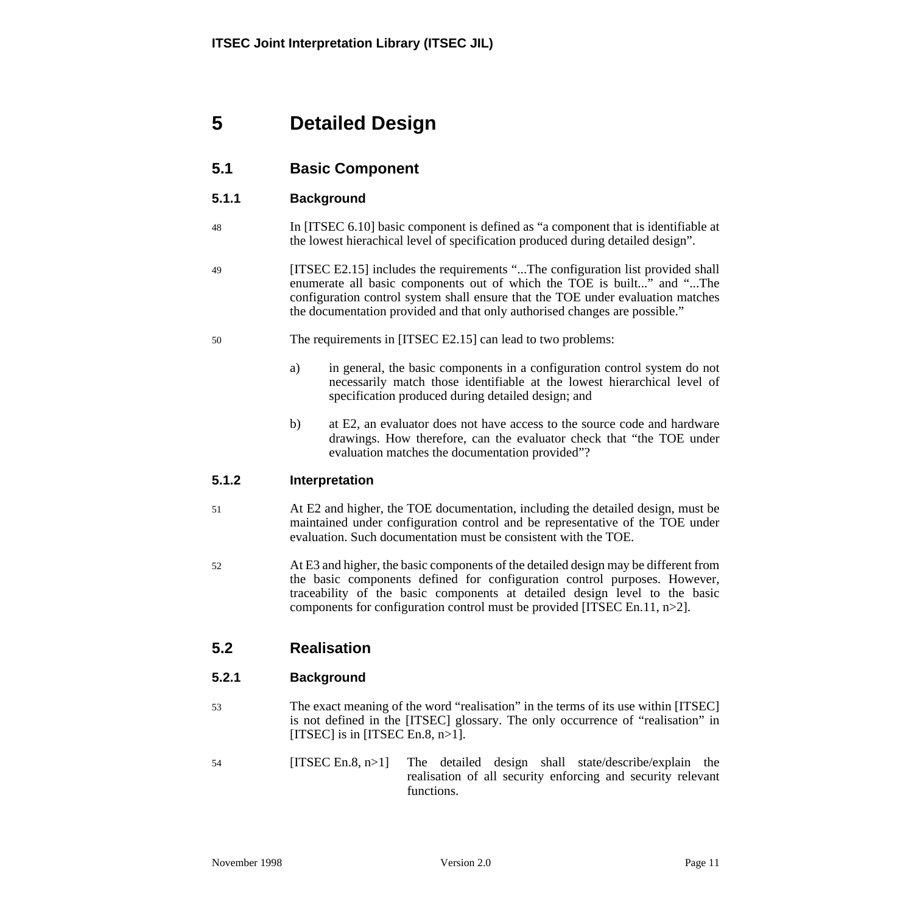# 5 Detailed Design

## 5.1 Basic Component

### 5.1.1 Background

48 In [ITSEC 6.10] basic component is defined as “a component that is identifiable at the lowest hierachical level of specification produced during detailed design”.

49 [ITSEC E2.15] includes the requirements “...The configuration list provided shall enumerate all basic components out of which the TOE is built...” and “...The configuration control system shall ensure that the TOE under evaluation matches the documentation provided and that only authorised changes are possible.”

50 The requirements in [ITSEC E2.15] can lead to two problems:

a) in general, the basic components in a configuration control system do not necessarily match those identifiable at the lowest hierarchical level of specification produced during detailed design; and

b) at E2, an evaluator does not have access to the source code and hardware drawings. How therefore, can the evaluator check that “the TOE under evaluation matches the documentation provided”?

### 5.1.2 Interpretation

51 At E2 and higher, the TOE documentation, including the detailed design, must be maintained under configuration control and be representative of the TOE under evaluation. Such documentation must be consistent with the TOE.

52 At E3 and higher, the basic components of the detailed design may be different from the basic components defined for configuration control purposes. However, traceability of the basic components at detailed design level to the basic components for configuration control must be provided [ITSEC En.11, n>2].

## 5.2 Realisation

### 5.2.1 Background

53 The exact meaning of the word “realisation” in the terms of its use within [ITSEC] is not defined in the [ITSEC] glossary. The only occurrence of “realisation” in [ITSEC] is in [ITSEC En.8, n>1].

54 [ITSEC En.8, n>1] The detailed design shall state/describe/explain the realisation of all security enforcing and security relevant functions.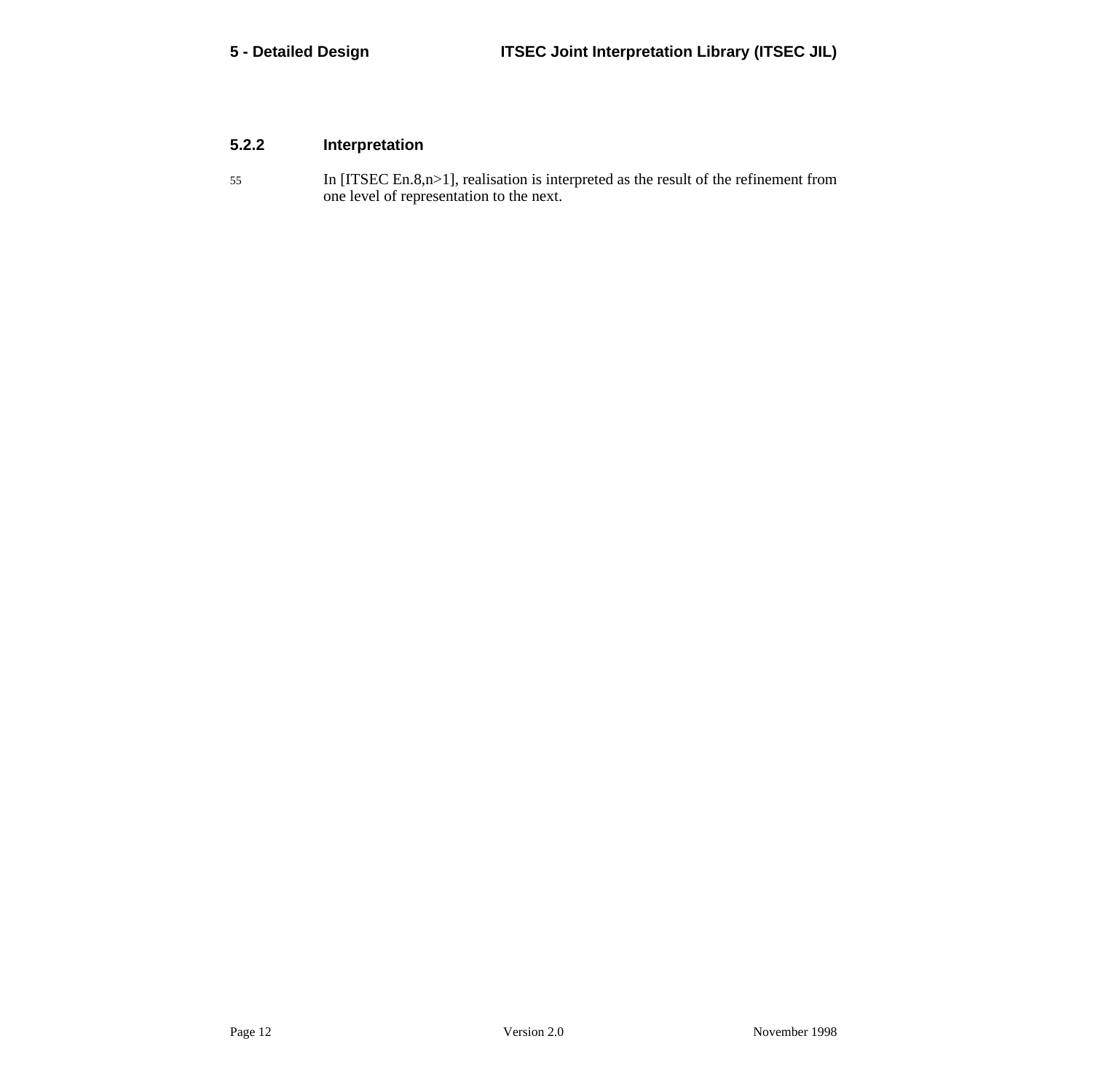### 5.2.2 Interpretation

55 In [ITSEC En.8,n>1], realisation is interpreted as the result of the refinement from one level of representation to the next.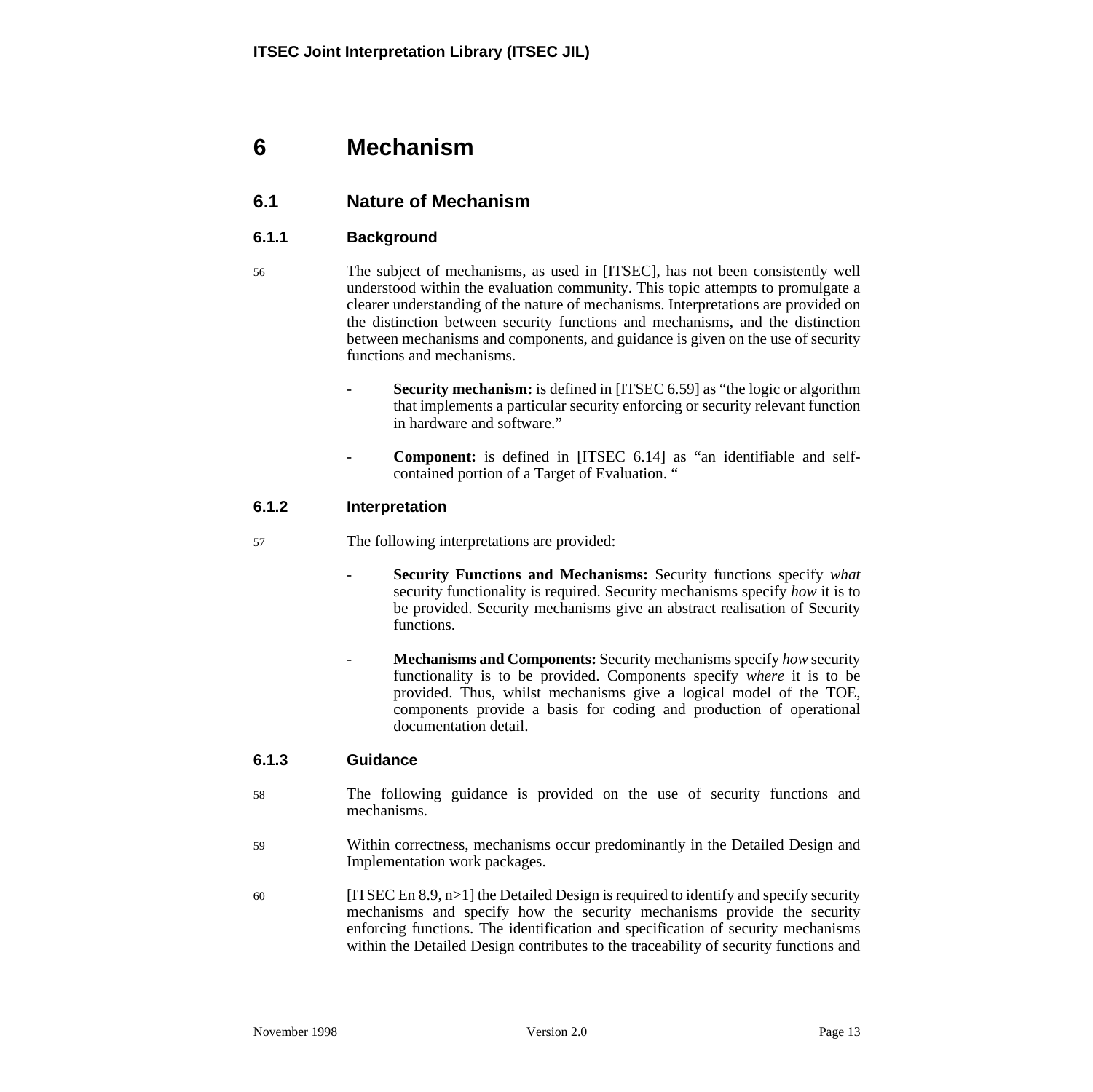# 6 Mechanism

## 6.1 Nature of Mechanism

### 6.1.1 Background

56 The subject of mechanisms, as used in [ITSEC], has not been consistently well understood within the evaluation community. This topic attempts to promulgate a clearer understanding of the nature of mechanisms. Interpretations are provided on the distinction between security functions and mechanisms, and the distinction between mechanisms and components, and guidance is given on the use of security functions and mechanisms.

- **Security mechanism:** is defined in [ITSEC 6.59] as "the logic or algorithm that implements a particular security enforcing or security relevant function in hardware and software."

- **Component:** is defined in [ITSEC 6.14] as "an identifiable and self-contained portion of a Target of Evaluation. "

### 6.1.2 Interpretation

57 The following interpretations are provided:

- **Security Functions and Mechanisms:** Security functions specify *what* security functionality is required. Security mechanisms specify *how* it is to be provided. Security mechanisms give an abstract realisation of Security functions.

- **Mechanisms and Components:** Security mechanisms specify *how* security functionality is to be provided. Components specify *where* it is to be provided. Thus, whilst mechanisms give a logical model of the TOE, components provide a basis for coding and production of operational documentation detail.

### 6.1.3 Guidance

58 The following guidance is provided on the use of security functions and mechanisms.

59 Within correctness, mechanisms occur predominantly in the Detailed Design and Implementation work packages.

60 [ITSEC En 8.9, n>1] the Detailed Design is required to identify and specify security mechanisms and specify how the security mechanisms provide the security enforcing functions. The identification and specification of security mechanisms within the Detailed Design contributes to the traceability of security functions and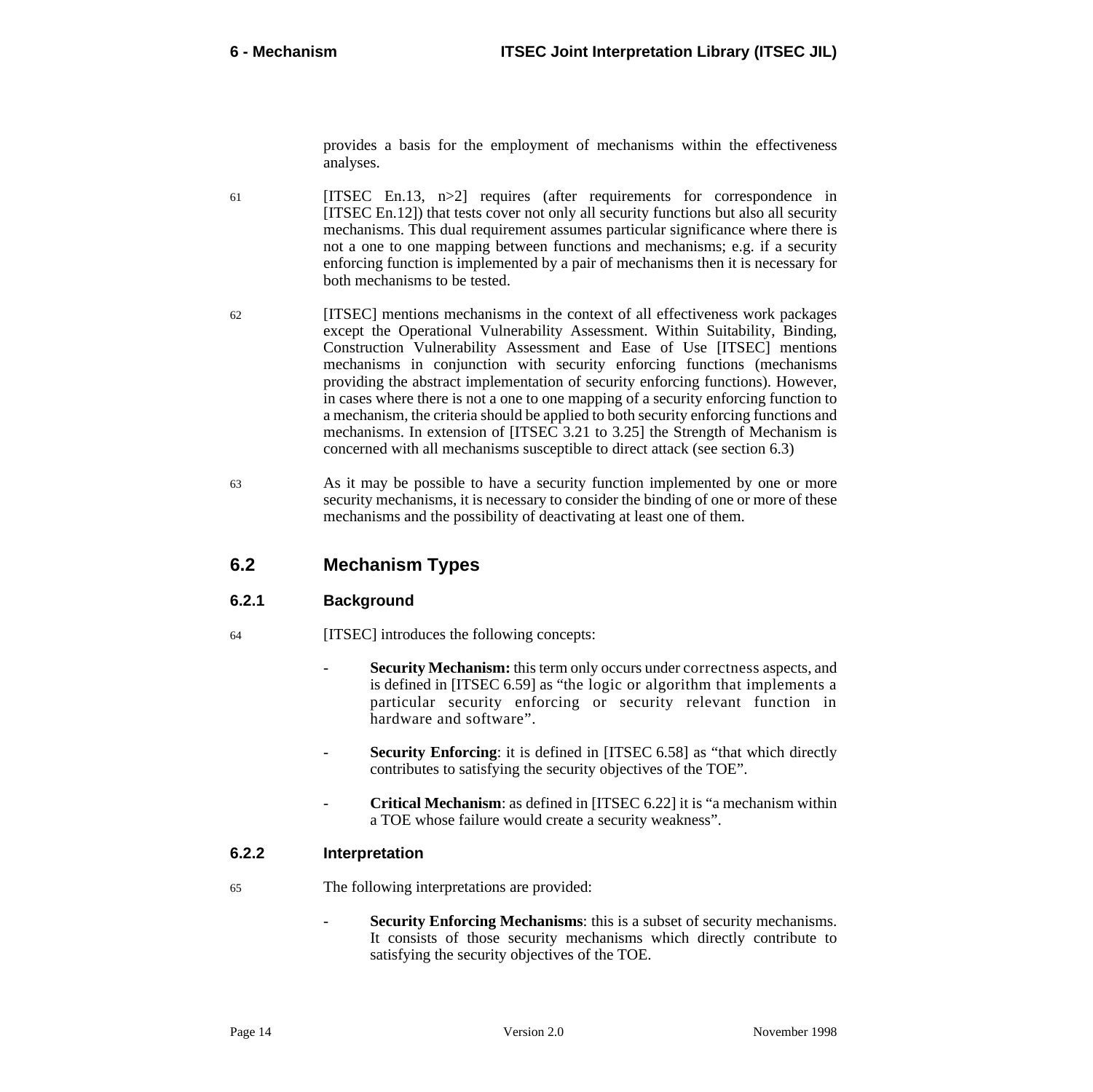provides a basis for the employment of mechanisms within the effectiveness analyses.

61 [ITSEC En.13, n>2] requires (after requirements for correspondence in [ITSEC En.12]) that tests cover not only all security functions but also all security mechanisms. This dual requirement assumes particular significance where there is not a one to one mapping between functions and mechanisms; e.g. if a security enforcing function is implemented by a pair of mechanisms then it is necessary for both mechanisms to be tested.

62 [ITSEC] mentions mechanisms in the context of all effectiveness work packages except the Operational Vulnerability Assessment. Within Suitability, Binding, Construction Vulnerability Assessment and Ease of Use [ITSEC] mentions mechanisms in conjunction with security enforcing functions (mechanisms providing the abstract implementation of security enforcing functions). However, in cases where there is not a one to one mapping of a security enforcing function to a mechanism, the criteria should be applied to both security enforcing functions and mechanisms. In extension of [ITSEC 3.21 to 3.25] the Strength of Mechanism is concerned with all mechanisms susceptible to direct attack (see section 6.3)

63 As it may be possible to have a security function implemented by one or more security mechanisms, it is necessary to consider the binding of one or more of these mechanisms and the possibility of deactivating at least one of them.

## 6.2 Mechanism Types

### 6.2.1 Background

64 [ITSEC] introduces the following concepts:

- **Security Mechanism:** this term only occurs under correctness aspects, and is defined in [ITSEC 6.59] as “the logic or algorithm that implements a particular security enforcing or security relevant function in hardware and software”.
- **Security Enforcing**: it is defined in [ITSEC 6.58] as “that which directly contributes to satisfying the security objectives of the TOE”.
- **Critical Mechanism**: as defined in [ITSEC 6.22] it is “a mechanism within a TOE whose failure would create a security weakness”.

### 6.2.2 Interpretation

65 The following interpretations are provided:

- **Security Enforcing Mechanisms**: this is a subset of security mechanisms. It consists of those security mechanisms which directly contribute to satisfying the security objectives of the TOE.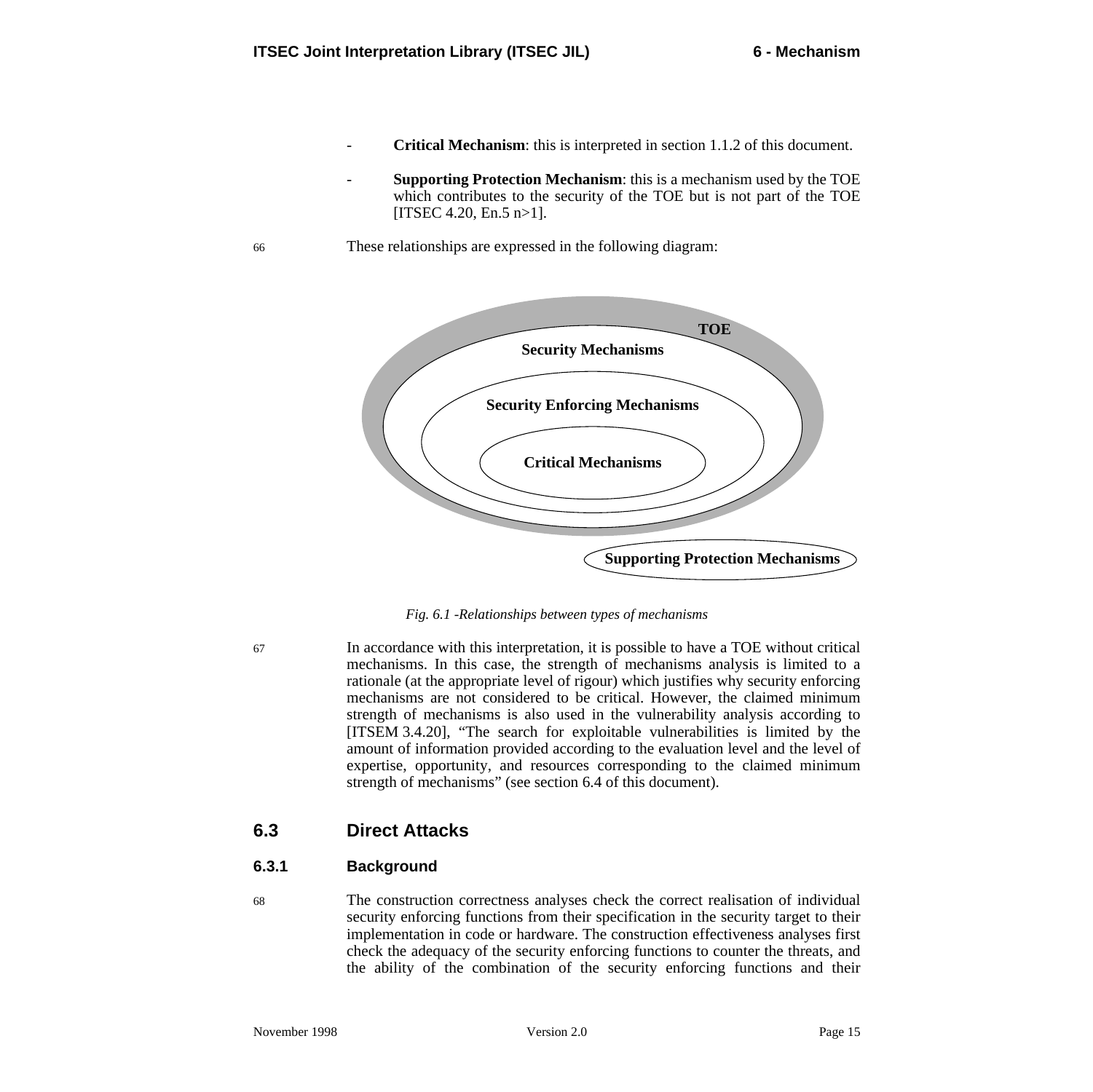- **Critical Mechanism**: this is interpreted in section 1.1.2 of this document.

- **Supporting Protection Mechanism**: this is a mechanism used by the TOE which contributes to the security of the TOE but is not part of the TOE [ITSEC 4.20, En.5 n>1].

66 These relationships are expressed in the following diagram:

TOE

Security Mechanisms

Security Enforcing Mechanisms

Critical Mechanisms

Supporting Protection Mechanisms

*Fig. 6.1 -Relationships between types of mechanisms*

67 In accordance with this interpretation, it is possible to have a TOE without critical mechanisms. In this case, the strength of mechanisms analysis is limited to a rationale (at the appropriate level of rigour) which justifies why security enforcing mechanisms are not considered to be critical. However, the claimed minimum strength of mechanisms is also used in the vulnerability analysis according to [ITSEM 3.4.20], "The search for exploitable vulnerabilities is limited by the amount of information provided according to the evaluation level and the level of expertise, opportunity, and resources corresponding to the claimed minimum strength of mechanisms" (see section 6.4 of this document).

## 6.3 Direct Attacks

### 6.3.1 Background

68 The construction correctness analyses check the correct realisation of individual security enforcing functions from their specification in the security target to their implementation in code or hardware. The construction effectiveness analyses first check the adequacy of the security enforcing functions to counter the threats, and the ability of the combination of the security enforcing functions and their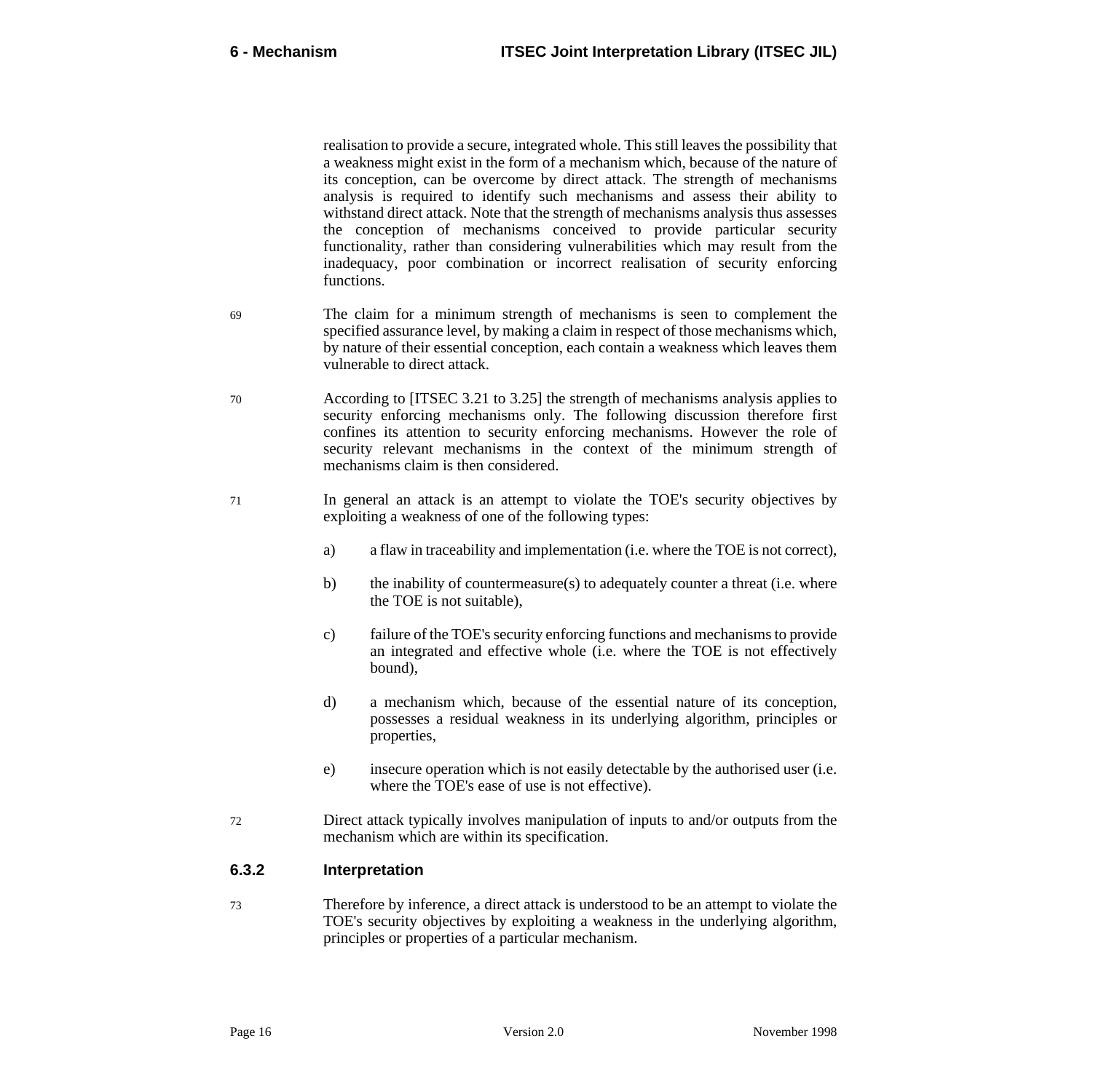realisation to provide a secure, integrated whole. This still leaves the possibility that a weakness might exist in the form of a mechanism which, because of the nature of its conception, can be overcome by direct attack. The strength of mechanisms analysis is required to identify such mechanisms and assess their ability to withstand direct attack. Note that the strength of mechanisms analysis thus assesses the conception of mechanisms conceived to provide particular security functionality, rather than considering vulnerabilities which may result from the inadequacy, poor combination or incorrect realisation of security enforcing functions.

69 The claim for a minimum strength of mechanisms is seen to complement the specified assurance level, by making a claim in respect of those mechanisms which, by nature of their essential conception, each contain a weakness which leaves them vulnerable to direct attack.

70 According to [ITSEC 3.21 to 3.25] the strength of mechanisms analysis applies to security enforcing mechanisms only. The following discussion therefore first confines its attention to security enforcing mechanisms. However the role of security relevant mechanisms in the context of the minimum strength of mechanisms claim is then considered.

71 In general an attack is an attempt to violate the TOE's security objectives by exploiting a weakness of one of the following types:

a) a flaw in traceability and implementation (i.e. where the TOE is not correct),

b) the inability of countermeasure(s) to adequately counter a threat (i.e. where the TOE is not suitable),

c) failure of the TOE's security enforcing functions and mechanisms to provide an integrated and effective whole (i.e. where the TOE is not effectively bound),

d) a mechanism which, because of the essential nature of its conception, possesses a residual weakness in its underlying algorithm, principles or properties,

e) insecure operation which is not easily detectable by the authorised user (i.e. where the TOE's ease of use is not effective).

72 Direct attack typically involves manipulation of inputs to and/or outputs from the mechanism which are within its specification.

### 6.3.2 Interpretation

73 Therefore by inference, a direct attack is understood to be an attempt to violate the TOE's security objectives by exploiting a weakness in the underlying algorithm, principles or properties of a particular mechanism.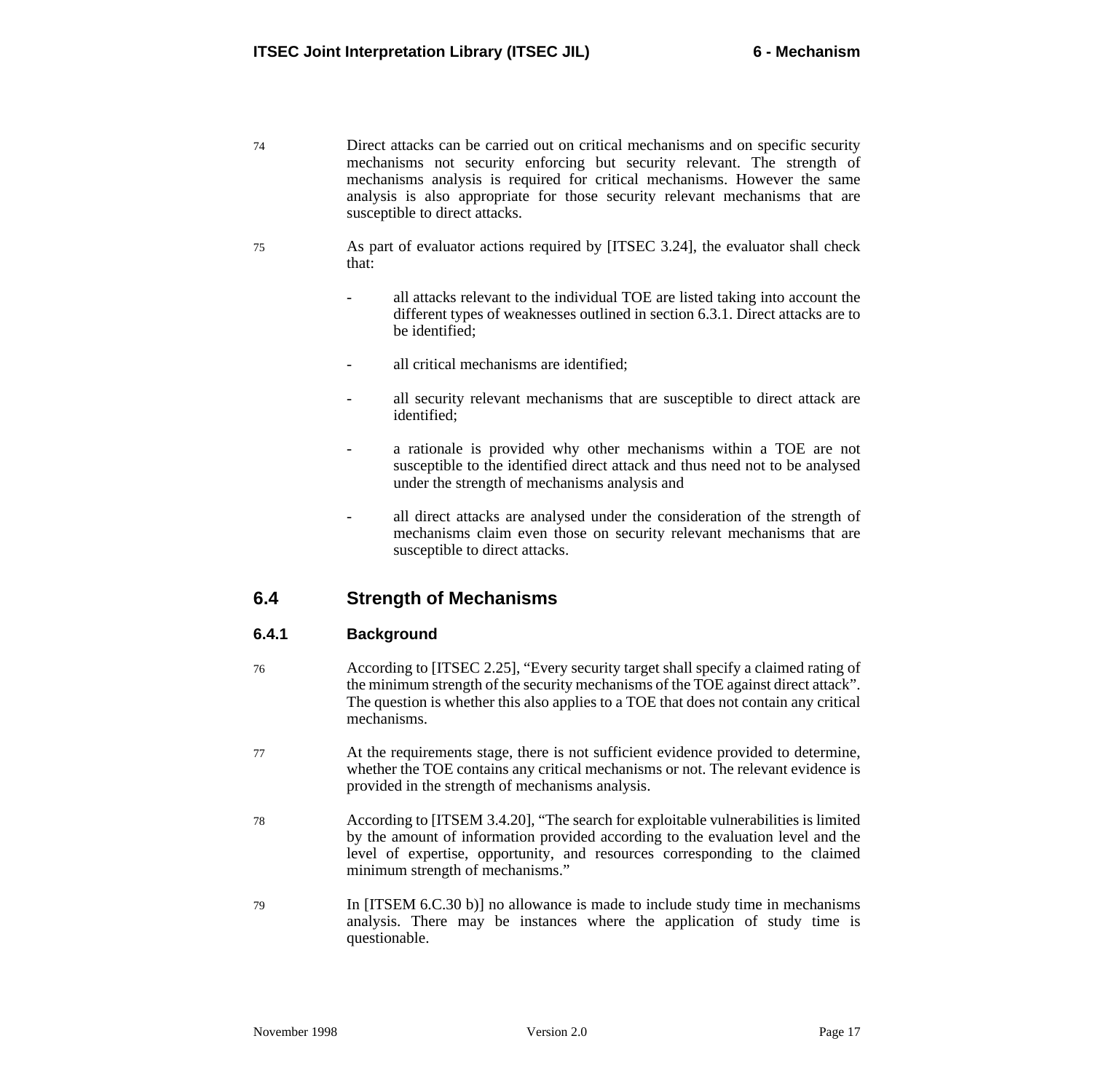74 Direct attacks can be carried out on critical mechanisms and on specific security mechanisms not security enforcing but security relevant. The strength of mechanisms analysis is required for critical mechanisms. However the same analysis is also appropriate for those security relevant mechanisms that are susceptible to direct attacks.

75 As part of evaluator actions required by [ITSEC 3.24], the evaluator shall check that:

- all attacks relevant to the individual TOE are listed taking into account the different types of weaknesses outlined in section 6.3.1. Direct attacks are to be identified;
- all critical mechanisms are identified;
- all security relevant mechanisms that are susceptible to direct attack are identified;
- a rationale is provided why other mechanisms within a TOE are not susceptible to the identified direct attack and thus need not to be analysed under the strength of mechanisms analysis and
- all direct attacks are analysed under the consideration of the strength of mechanisms claim even those on security relevant mechanisms that are susceptible to direct attacks.

## 6.4 Strength of Mechanisms

### 6.4.1 Background

76 According to [ITSEC 2.25], “Every security target shall specify a claimed rating of the minimum strength of the security mechanisms of the TOE against direct attack”. The question is whether this also applies to a TOE that does not contain any critical mechanisms.

77 At the requirements stage, there is not sufficient evidence provided to determine, whether the TOE contains any critical mechanisms or not. The relevant evidence is provided in the strength of mechanisms analysis.

78 According to [ITSEM 3.4.20], “The search for exploitable vulnerabilities is limited by the amount of information provided according to the evaluation level and the level of expertise, opportunity, and resources corresponding to the claimed minimum strength of mechanisms.”

79 In [ITSEM 6.C.30 b)] no allowance is made to include study time in mechanisms analysis. There may be instances where the application of study time is questionable.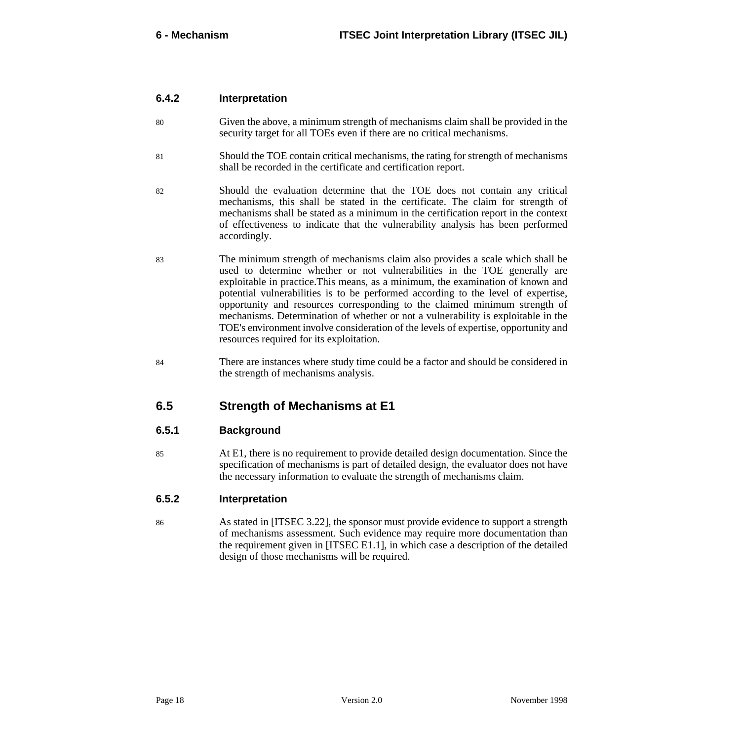### 6.4.2 Interpretation

80 Given the above, a minimum strength of mechanisms claim shall be provided in the security target for all TOEs even if there are no critical mechanisms.

81 Should the TOE contain critical mechanisms, the rating for strength of mechanisms shall be recorded in the certificate and certification report.

82 Should the evaluation determine that the TOE does not contain any critical mechanisms, this shall be stated in the certificate. The claim for strength of mechanisms shall be stated as a minimum in the certification report in the context of effectiveness to indicate that the vulnerability analysis has been performed accordingly.

83 The minimum strength of mechanisms claim also provides a scale which shall be used to determine whether or not vulnerabilities in the TOE generally are exploitable in practice.This means, as a minimum, the examination of known and potential vulnerabilities is to be performed according to the level of expertise, opportunity and resources corresponding to the claimed minimum strength of mechanisms. Determination of whether or not a vulnerability is exploitable in the TOE's environment involve consideration of the levels of expertise, opportunity and resources required for its exploitation.

84 There are instances where study time could be a factor and should be considered in the strength of mechanisms analysis.

## 6.5 Strength of Mechanisms at E1

### 6.5.1 Background

85 At E1, there is no requirement to provide detailed design documentation. Since the specification of mechanisms is part of detailed design, the evaluator does not have the necessary information to evaluate the strength of mechanisms claim.

### 6.5.2 Interpretation

86 As stated in [ITSEC 3.22], the sponsor must provide evidence to support a strength of mechanisms assessment. Such evidence may require more documentation than the requirement given in [ITSEC E1.1], in which case a description of the detailed design of those mechanisms will be required.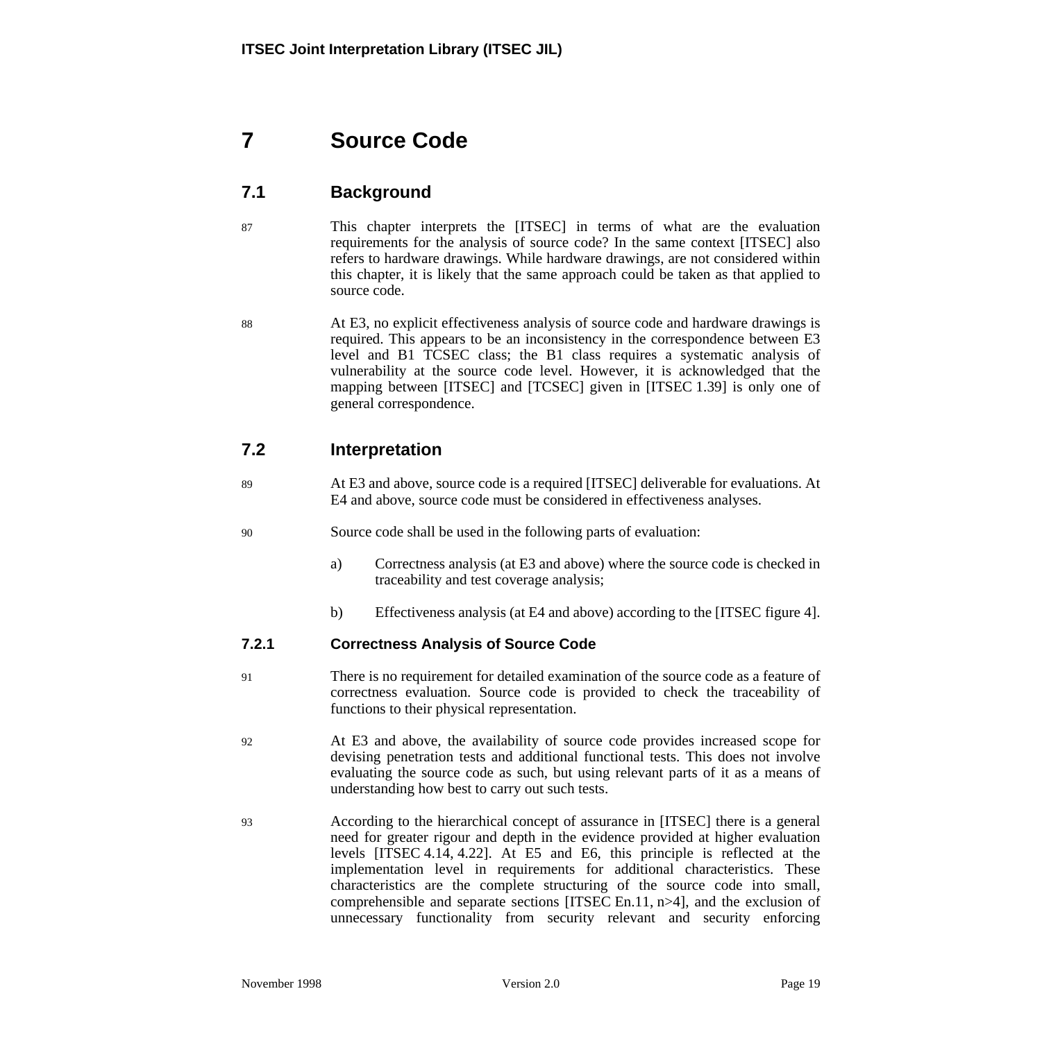# 7 Source Code

## 7.1 Background

87 This chapter interprets the [ITSEC] in terms of what are the evaluation requirements for the analysis of source code? In the same context [ITSEC] also refers to hardware drawings. While hardware drawings, are not considered within this chapter, it is likely that the same approach could be taken as that applied to source code.

88 At E3, no explicit effectiveness analysis of source code and hardware drawings is required. This appears to be an inconsistency in the correspondence between E3 level and B1 TCSEC class; the B1 class requires a systematic analysis of vulnerability at the source code level. However, it is acknowledged that the mapping between [ITSEC] and [TCSEC] given in [ITSEC 1.39] is only one of general correspondence.

## 7.2 Interpretation

89 At E3 and above, source code is a required [ITSEC] deliverable for evaluations. At E4 and above, source code must be considered in effectiveness analyses.

90 Source code shall be used in the following parts of evaluation:

a) Correctness analysis (at E3 and above) where the source code is checked in traceability and test coverage analysis;

b) Effectiveness analysis (at E4 and above) according to the [ITSEC figure 4].

### 7.2.1 Correctness Analysis of Source Code

91 There is no requirement for detailed examination of the source code as a feature of correctness evaluation. Source code is provided to check the traceability of functions to their physical representation.

92 At E3 and above, the availability of source code provides increased scope for devising penetration tests and additional functional tests. This does not involve evaluating the source code as such, but using relevant parts of it as a means of understanding how best to carry out such tests.

93 According to the hierarchical concept of assurance in [ITSEC] there is a general need for greater rigour and depth in the evidence provided at higher evaluation levels [ITSEC 4.14, 4.22]. At E5 and E6, this principle is reflected at the implementation level in requirements for additional characteristics. These characteristics are the complete structuring of the source code into small, comprehensible and separate sections [ITSEC En.11, n>4], and the exclusion of unnecessary functionality from security relevant and security enforcing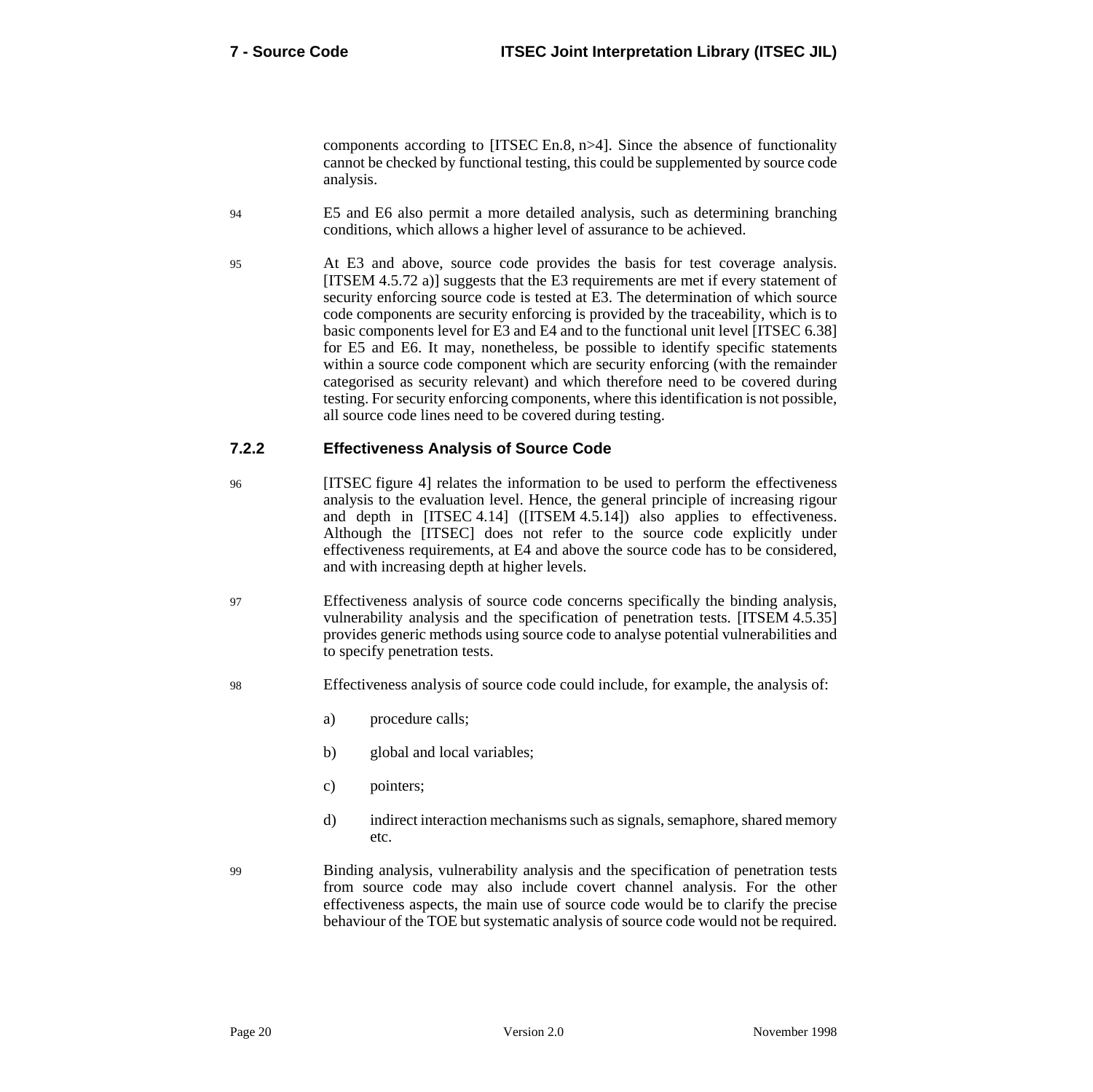components according to [ITSEC En.8, n>4]. Since the absence of functionality cannot be checked by functional testing, this could be supplemented by source code analysis.

94 E5 and E6 also permit a more detailed analysis, such as determining branching conditions, which allows a higher level of assurance to be achieved.

95 At E3 and above, source code provides the basis for test coverage analysis. [ITSEM 4.5.72 a)] suggests that the E3 requirements are met if every statement of security enforcing source code is tested at E3. The determination of which source code components are security enforcing is provided by the traceability, which is to basic components level for E3 and E4 and to the functional unit level [ITSEC 6.38] for E5 and E6. It may, nonetheless, be possible to identify specific statements within a source code component which are security enforcing (with the remainder categorised as security relevant) and which therefore need to be covered during testing. For security enforcing components, where this identification is not possible, all source code lines need to be covered during testing.

### 7.2.2 Effectiveness Analysis of Source Code

96 [ITSEC figure 4] relates the information to be used to perform the effectiveness analysis to the evaluation level. Hence, the general principle of increasing rigour and depth in [ITSEC 4.14] ([ITSEM 4.5.14]) also applies to effectiveness. Although the [ITSEC] does not refer to the source code explicitly under effectiveness requirements, at E4 and above the source code has to be considered, and with increasing depth at higher levels.

97 Effectiveness analysis of source code concerns specifically the binding analysis, vulnerability analysis and the specification of penetration tests. [ITSEM 4.5.35] provides generic methods using source code to analyse potential vulnerabilities and to specify penetration tests.

98 Effectiveness analysis of source code could include, for example, the analysis of:

a) procedure calls;

b) global and local variables;

c) pointers;

d) indirect interaction mechanisms such as signals, semaphore, shared memory etc.

99 Binding analysis, vulnerability analysis and the specification of penetration tests from source code may also include covert channel analysis. For the other effectiveness aspects, the main use of source code would be to clarify the precise behaviour of the TOE but systematic analysis of source code would not be required.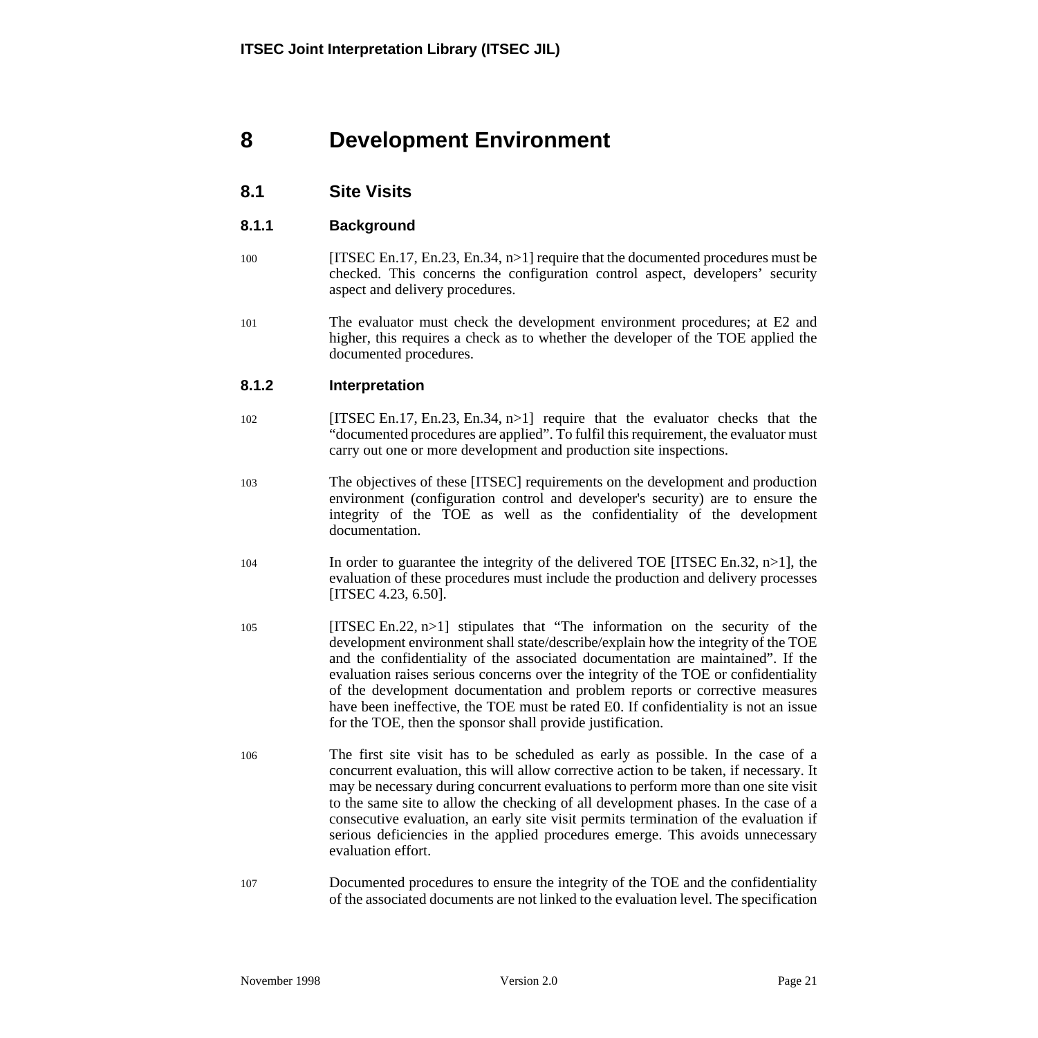# 8 Development Environment

## 8.1 Site Visits

### 8.1.1 Background

100 [ITSEC En.17, En.23, En.34, n>1] require that the documented procedures must be checked. This concerns the configuration control aspect, developers' security aspect and delivery procedures.

101 The evaluator must check the development environment procedures; at E2 and higher, this requires a check as to whether the developer of the TOE applied the documented procedures.

### 8.1.2 Interpretation

102 [ITSEC En.17, En.23, En.34, n>1] require that the evaluator checks that the "documented procedures are applied". To fulfil this requirement, the evaluator must carry out one or more development and production site inspections.

103 The objectives of these [ITSEC] requirements on the development and production environment (configuration control and developer's security) are to ensure the integrity of the TOE as well as the confidentiality of the development documentation.

104 In order to guarantee the integrity of the delivered TOE [ITSEC En.32, n>1], the evaluation of these procedures must include the production and delivery processes [ITSEC 4.23, 6.50].

105 [ITSEC En.22, n>1] stipulates that "The information on the security of the development environment shall state/describe/explain how the integrity of the TOE and the confidentiality of the associated documentation are maintained". If the evaluation raises serious concerns over the integrity of the TOE or confidentiality of the development documentation and problem reports or corrective measures have been ineffective, the TOE must be rated E0. If confidentiality is not an issue for the TOE, then the sponsor shall provide justification.

106 The first site visit has to be scheduled as early as possible. In the case of a concurrent evaluation, this will allow corrective action to be taken, if necessary. It may be necessary during concurrent evaluations to perform more than one site visit to the same site to allow the checking of all development phases. In the case of a consecutive evaluation, an early site visit permits termination of the evaluation if serious deficiencies in the applied procedures emerge. This avoids unnecessary evaluation effort.

107 Documented procedures to ensure the integrity of the TOE and the confidentiality of the associated documents are not linked to the evaluation level. The specification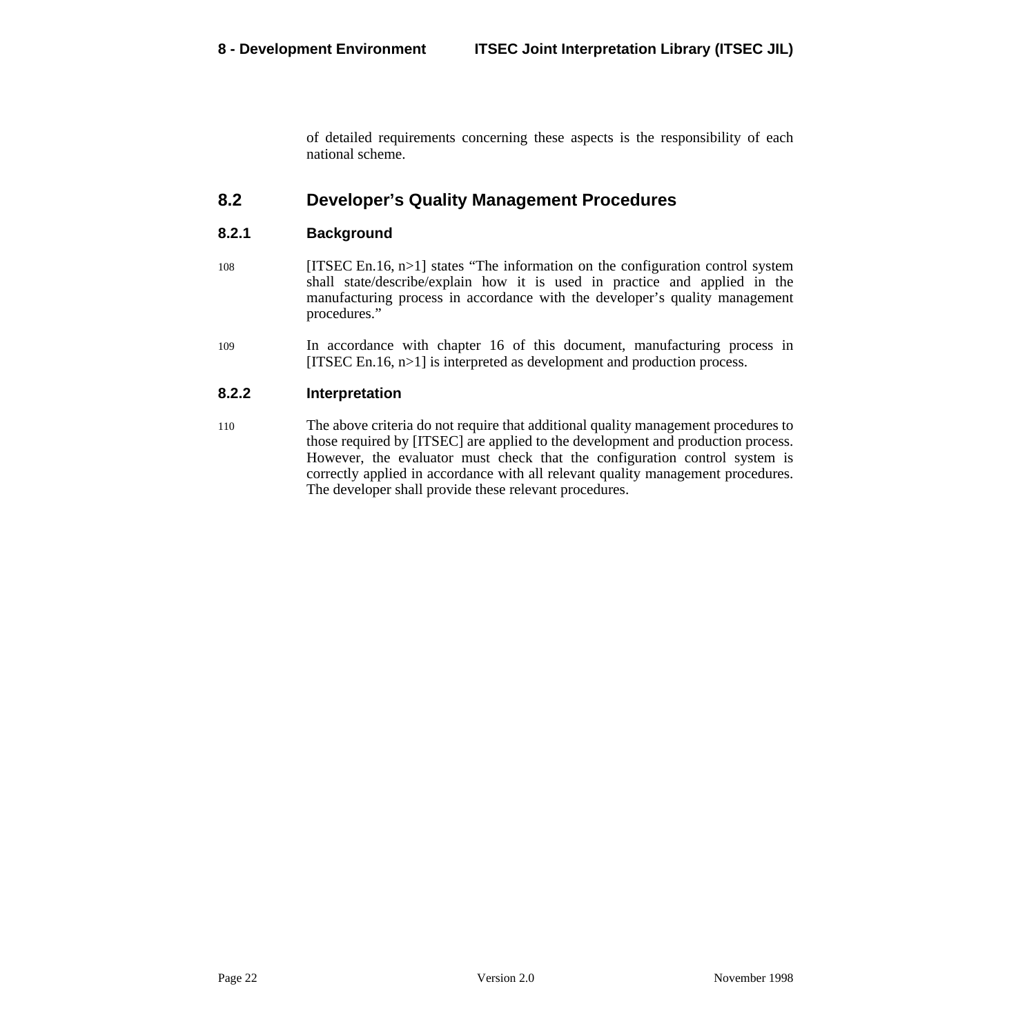of detailed requirements concerning these aspects is the responsibility of each national scheme.

## 8.2 Developer's Quality Management Procedures

### 8.2.1 Background

108 [ITSEC En.16, n>1] states "The information on the configuration control system shall state/describe/explain how it is used in practice and applied in the manufacturing process in accordance with the developer's quality management procedures."

109 In accordance with chapter 16 of this document, manufacturing process in [ITSEC En.16, n>1] is interpreted as development and production process.

### 8.2.2 Interpretation

110 The above criteria do not require that additional quality management procedures to those required by [ITSEC] are applied to the development and production process. However, the evaluator must check that the configuration control system is correctly applied in accordance with all relevant quality management procedures. The developer shall provide these relevant procedures.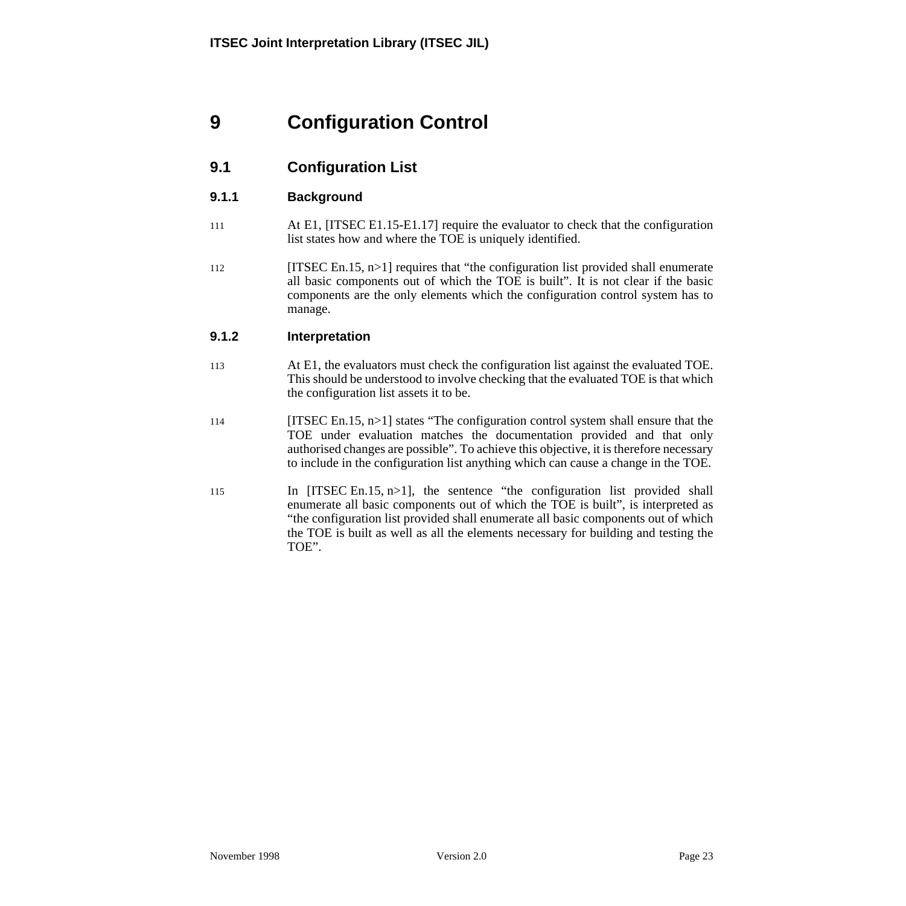# 9 Configuration Control

## 9.1 Configuration List

### 9.1.1 Background

111 At E1, [ITSEC E1.15-E1.17] require the evaluator to check that the configuration list states how and where the TOE is uniquely identified.

112 [ITSEC En.15, n>1] requires that "the configuration list provided shall enumerate all basic components out of which the TOE is built". It is not clear if the basic components are the only elements which the configuration control system has to manage.

### 9.1.2 Interpretation

113 At E1, the evaluators must check the configuration list against the evaluated TOE. This should be understood to involve checking that the evaluated TOE is that which the configuration list assets it to be.

114 [ITSEC En.15, n>1] states "The configuration control system shall ensure that the TOE under evaluation matches the documentation provided and that only authorised changes are possible". To achieve this objective, it is therefore necessary to include in the configuration list anything which can cause a change in the TOE.

115 In [ITSEC En.15, n>1], the sentence "the configuration list provided shall enumerate all basic components out of which the TOE is built", is interpreted as "the configuration list provided shall enumerate all basic components out of which the TOE is built as well as all the elements necessary for building and testing the TOE".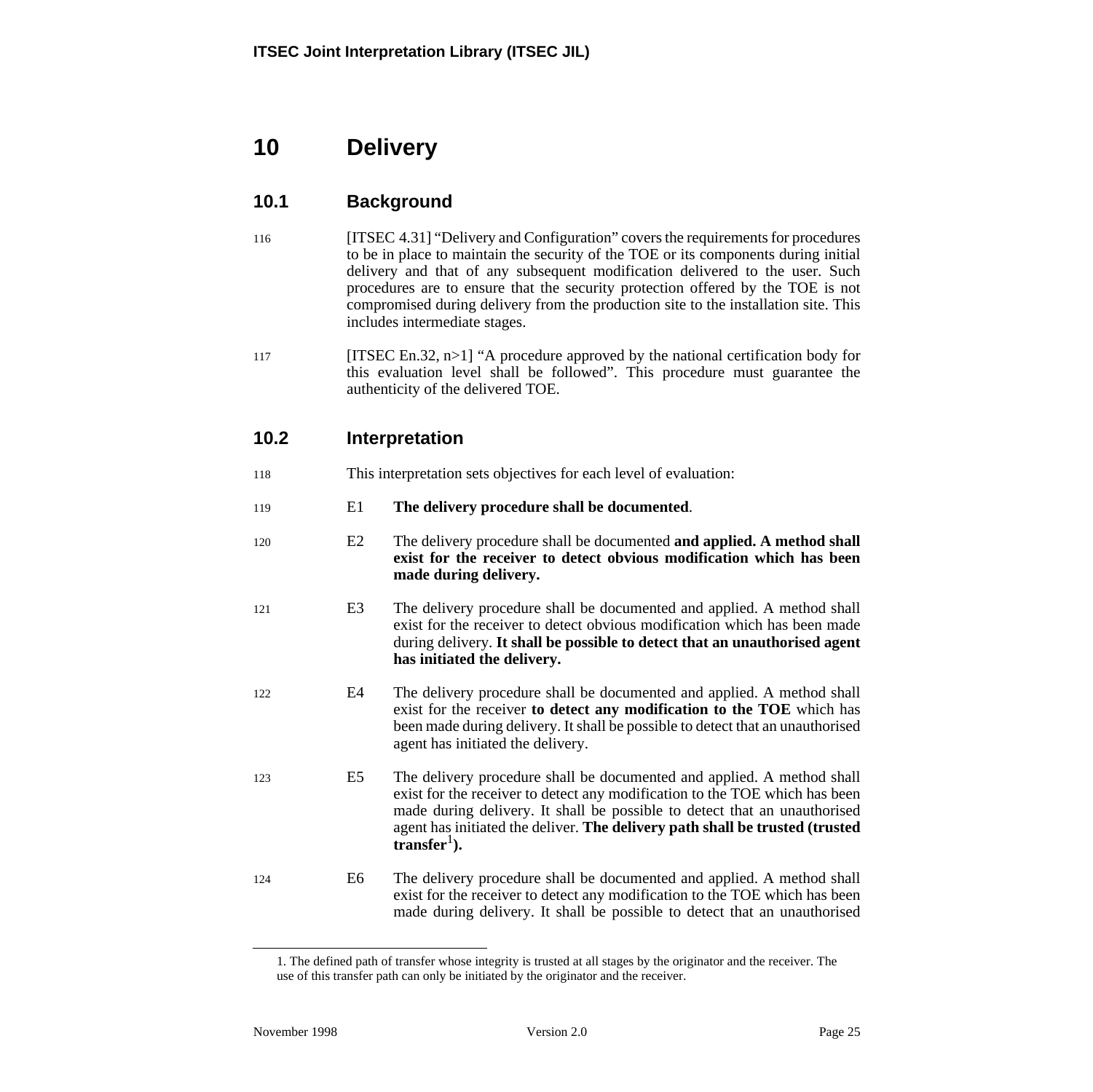# 10 Delivery

## 10.1 Background

116 [ITSEC 4.31] “Delivery and Configuration” covers the requirements for procedures to be in place to maintain the security of the TOE or its components during initial delivery and that of any subsequent modification delivered to the user. Such procedures are to ensure that the security protection offered by the TOE is not compromised during delivery from the production site to the installation site. This includes intermediate stages.

117 [ITSEC En.32, n>1] “A procedure approved by the national certification body for this evaluation level shall be followed”. This procedure must guarantee the authenticity of the delivered TOE.

## 10.2 Interpretation

118 This interpretation sets objectives for each level of evaluation:

119 E1 **The delivery procedure shall be documented**.

120 E2 The delivery procedure shall be documented **and applied. A method shall exist for the receiver to detect obvious modification which has been made during delivery.**

121 E3 The delivery procedure shall be documented and applied. A method shall exist for the receiver to detect obvious modification which has been made during delivery. **It shall be possible to detect that an unauthorised agent has initiated the delivery.**

122 E4 The delivery procedure shall be documented and applied. A method shall exist for the receiver **to detect any modification to the TOE** which has been made during delivery. It shall be possible to detect that an unauthorised agent has initiated the delivery.

123 E5 The delivery procedure shall be documented and applied. A method shall exist for the receiver to detect any modification to the TOE which has been made during delivery. It shall be possible to detect that an unauthorised agent has initiated the deliver. **The delivery path shall be trusted (trusted transfer[1]).**

124 E6 The delivery procedure shall be documented and applied. A method shall exist for the receiver to detect any modification to the TOE which has been made during delivery. It shall be possible to detect that an unauthorised

---

1. The defined path of transfer whose integrity is trusted at all stages by the originator and the receiver. The use of this transfer path can only be initiated by the originator and the receiver.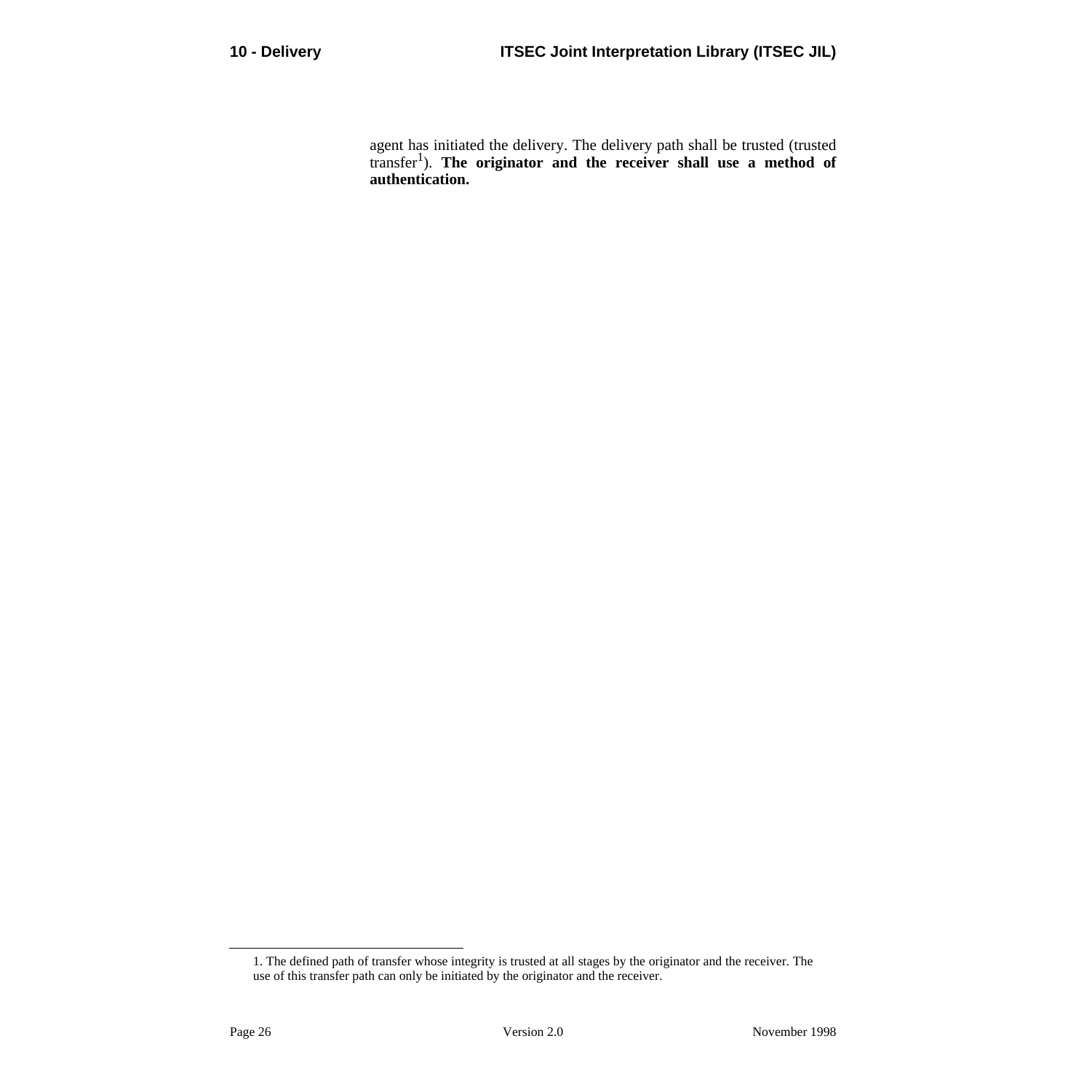agent has initiated the delivery. The delivery path shall be trusted (trusted transfer[1]). **The originator and the receiver shall use a method of authentication.**

1. The defined path of transfer whose integrity is trusted at all stages by the originator and the receiver. The use of this transfer path can only be initiated by the originator and the receiver.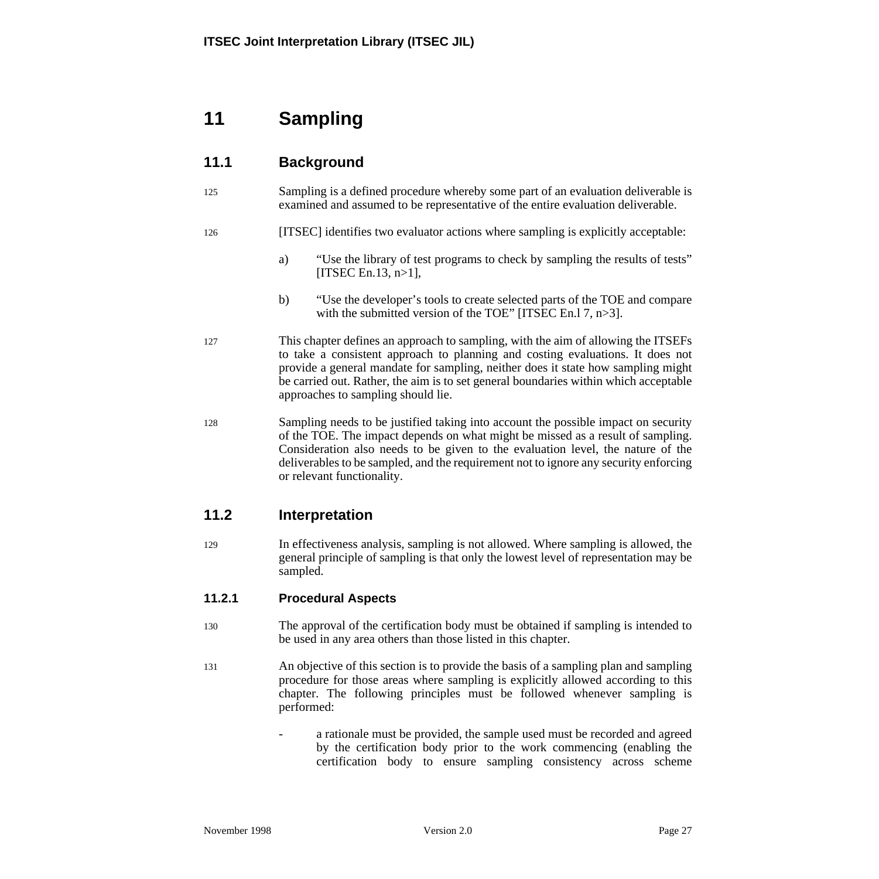# 11 Sampling

## 11.1 Background

125 Sampling is a defined procedure whereby some part of an evaluation deliverable is examined and assumed to be representative of the entire evaluation deliverable.

126 [ITSEC] identifies two evaluator actions where sampling is explicitly acceptable:

a) “Use the library of test programs to check by sampling the results of tests” [ITSEC En.13, n>1],

b) “Use the developer’s tools to create selected parts of the TOE and compare with the submitted version of the TOE” [ITSEC En.l 7, n>3].

127 This chapter defines an approach to sampling, with the aim of allowing the ITSEFs to take a consistent approach to planning and costing evaluations. It does not provide a general mandate for sampling, neither does it state how sampling might be carried out. Rather, the aim is to set general boundaries within which acceptable approaches to sampling should lie.

128 Sampling needs to be justified taking into account the possible impact on security of the TOE. The impact depends on what might be missed as a result of sampling. Consideration also needs to be given to the evaluation level, the nature of the deliverables to be sampled, and the requirement not to ignore any security enforcing or relevant functionality.

## 11.2 Interpretation

129 In effectiveness analysis, sampling is not allowed. Where sampling is allowed, the general principle of sampling is that only the lowest level of representation may be sampled.

### 11.2.1 Procedural Aspects

130 The approval of the certification body must be obtained if sampling is intended to be used in any area others than those listed in this chapter.

131 An objective of this section is to provide the basis of a sampling plan and sampling procedure for those areas where sampling is explicitly allowed according to this chapter. The following principles must be followed whenever sampling is performed:

- a rationale must be provided, the sample used must be recorded and agreed by the certification body prior to the work commencing (enabling the certification body to ensure sampling consistency across scheme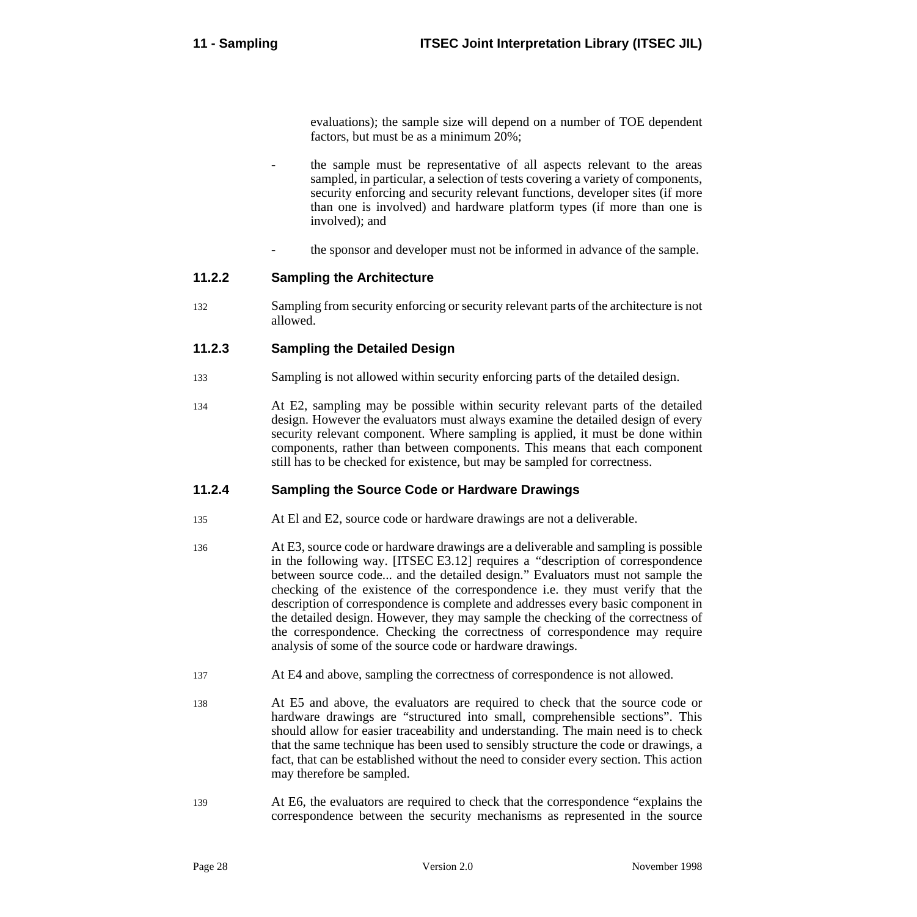evaluations); the sample size will depend on a number of TOE dependent factors, but must be as a minimum 20%;

- the sample must be representative of all aspects relevant to the areas sampled, in particular, a selection of tests covering a variety of components, security enforcing and security relevant functions, developer sites (if more than one is involved) and hardware platform types (if more than one is involved); and
- the sponsor and developer must not be informed in advance of the sample.

### 11.2.2 Sampling the Architecture

132 Sampling from security enforcing or security relevant parts of the architecture is not allowed.

### 11.2.3 Sampling the Detailed Design

133 Sampling is not allowed within security enforcing parts of the detailed design.

134 At E2, sampling may be possible within security relevant parts of the detailed design. However the evaluators must always examine the detailed design of every security relevant component. Where sampling is applied, it must be done within components, rather than between components. This means that each component still has to be checked for existence, but may be sampled for correctness.

### 11.2.4 Sampling the Source Code or Hardware Drawings

135 At El and E2, source code or hardware drawings are not a deliverable.

136 At E3, source code or hardware drawings are a deliverable and sampling is possible in the following way. [ITSEC E3.12] requires a "description of correspondence between source code... and the detailed design." Evaluators must not sample the checking of the existence of the correspondence i.e. they must verify that the description of correspondence is complete and addresses every basic component in the detailed design. However, they may sample the checking of the correctness of the correspondence. Checking the correctness of correspondence may require analysis of some of the source code or hardware drawings.

137 At E4 and above, sampling the correctness of correspondence is not allowed.

138 At E5 and above, the evaluators are required to check that the source code or hardware drawings are "structured into small, comprehensible sections". This should allow for easier traceability and understanding. The main need is to check that the same technique has been used to sensibly structure the code or drawings, a fact, that can be established without the need to consider every section. This action may therefore be sampled.

139 At E6, the evaluators are required to check that the correspondence "explains the correspondence between the security mechanisms as represented in the source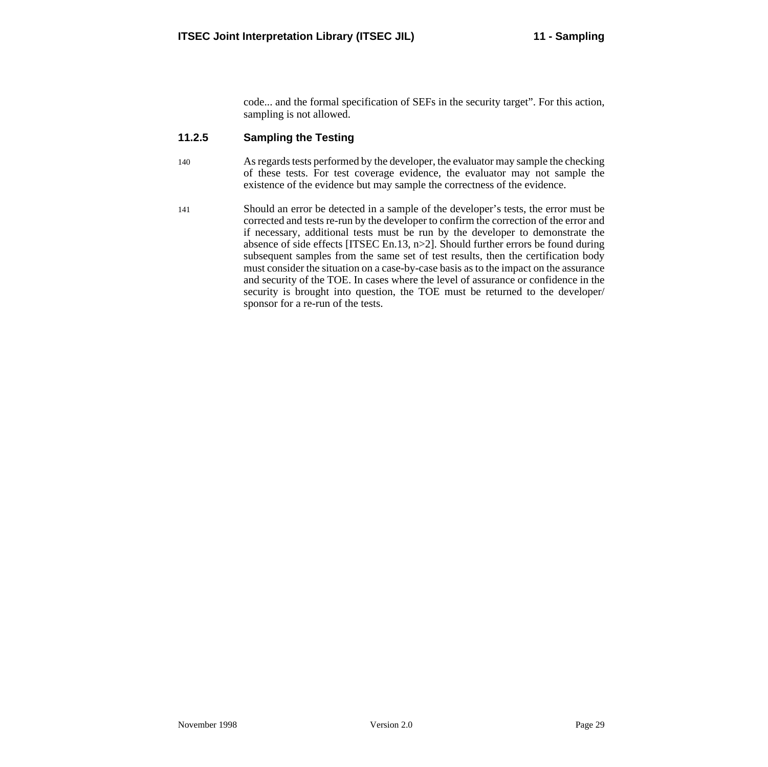code... and the formal specification of SEFs in the security target". For this action, sampling is not allowed.

### 11.2.5 Sampling the Testing

140 As regards tests performed by the developer, the evaluator may sample the checking of these tests. For test coverage evidence, the evaluator may not sample the existence of the evidence but may sample the correctness of the evidence.

141 Should an error be detected in a sample of the developer's tests, the error must be corrected and tests re-run by the developer to confirm the correction of the error and if necessary, additional tests must be run by the developer to demonstrate the absence of side effects [ITSEC En.13, n>2]. Should further errors be found during subsequent samples from the same set of test results, then the certification body must consider the situation on a case-by-case basis as to the impact on the assurance and security of the TOE. In cases where the level of assurance or confidence in the security is brought into question, the TOE must be returned to the developer/ sponsor for a re-run of the tests.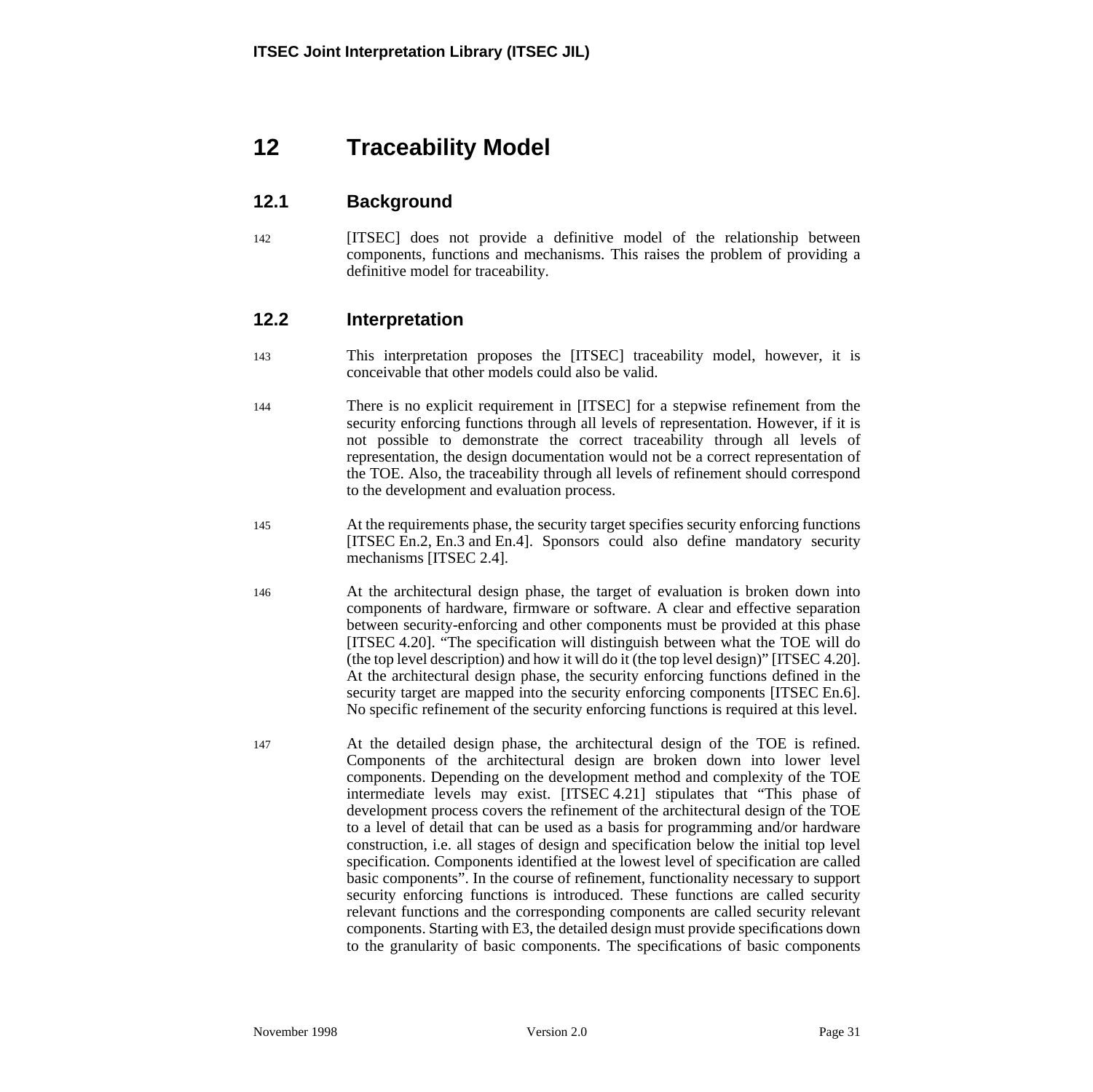# 12 Traceability Model

## 12.1 Background

142 [ITSEC] does not provide a definitive model of the relationship between components, functions and mechanisms. This raises the problem of providing a definitive model for traceability.

## 12.2 Interpretation

143 This interpretation proposes the [ITSEC] traceability model, however, it is conceivable that other models could also be valid.

144 There is no explicit requirement in [ITSEC] for a stepwise refinement from the security enforcing functions through all levels of representation. However, if it is not possible to demonstrate the correct traceability through all levels of representation, the design documentation would not be a correct representation of the TOE. Also, the traceability through all levels of refinement should correspond to the development and evaluation process.

145 At the requirements phase, the security target specifies security enforcing functions [ITSEC En.2, En.3 and En.4]. Sponsors could also define mandatory security mechanisms [ITSEC 2.4].

146 At the architectural design phase, the target of evaluation is broken down into components of hardware, firmware or software. A clear and effective separation between security-enforcing and other components must be provided at this phase [ITSEC 4.20]. "The specification will distinguish between what the TOE will do (the top level description) and how it will do it (the top level design)" [ITSEC 4.20]. At the architectural design phase, the security enforcing functions defined in the security target are mapped into the security enforcing components [ITSEC En.6]. No specific refinement of the security enforcing functions is required at this level.

147 At the detailed design phase, the architectural design of the TOE is refined. Components of the architectural design are broken down into lower level components. Depending on the development method and complexity of the TOE intermediate levels may exist. [ITSEC 4.21] stipulates that "This phase of development process covers the refinement of the architectural design of the TOE to a level of detail that can be used as a basis for programming and/or hardware construction, i.e. all stages of design and specification below the initial top level specification. Components identified at the lowest level of specification are called basic components". In the course of refinement, functionality necessary to support security enforcing functions is introduced. These functions are called security relevant functions and the corresponding components are called security relevant components. Starting with E3, the detailed design must provide specifications down to the granularity of basic components. The specifications of basic components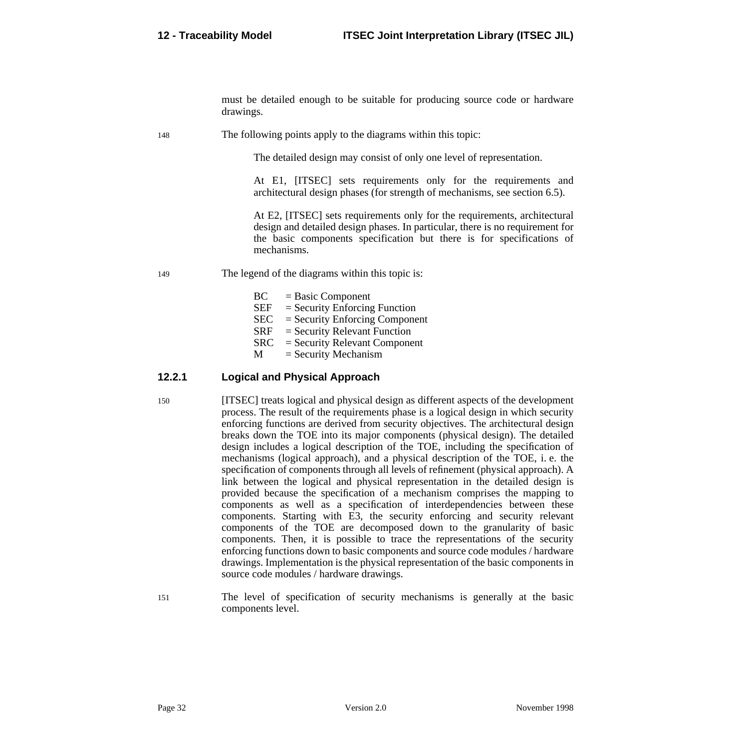must be detailed enough to be suitable for producing source code or hardware drawings.

148 The following points apply to the diagrams within this topic:

> The detailed design may consist of only one level of representation.
>
> At E1, [ITSEC] sets requirements only for the requirements and architectural design phases (for strength of mechanisms, see section 6.5).
>
> At E2, [ITSEC] sets requirements only for the requirements, architectural design and detailed design phases. In particular, there is no requirement for the basic components specification but there is for specifications of mechanisms.

149 The legend of the diagrams within this topic is:

> BC = Basic Component
> SEF = Security Enforcing Function
> SEC = Security Enforcing Component
> SRF = Security Relevant Function
> SRC = Security Relevant Component
> M = Security Mechanism

### 12.2.1 Logical and Physical Approach

150 [ITSEC] treats logical and physical design as different aspects of the development process. The result of the requirements phase is a logical design in which security enforcing functions are derived from security objectives. The architectural design breaks down the TOE into its major components (physical design). The detailed design includes a logical description of the TOE, including the specification of mechanisms (logical approach), and a physical description of the TOE, i. e. the specification of components through all levels of refinement (physical approach). A link between the logical and physical representation in the detailed design is provided because the specification of a mechanism comprises the mapping to components as well as a specification of interdependencies between these components. Starting with E3, the security enforcing and security relevant components of the TOE are decomposed down to the granularity of basic components. Then, it is possible to trace the representations of the security enforcing functions down to basic components and source code modules / hardware drawings. Implementation is the physical representation of the basic components in source code modules / hardware drawings.

151 The level of specification of security mechanisms is generally at the basic components level.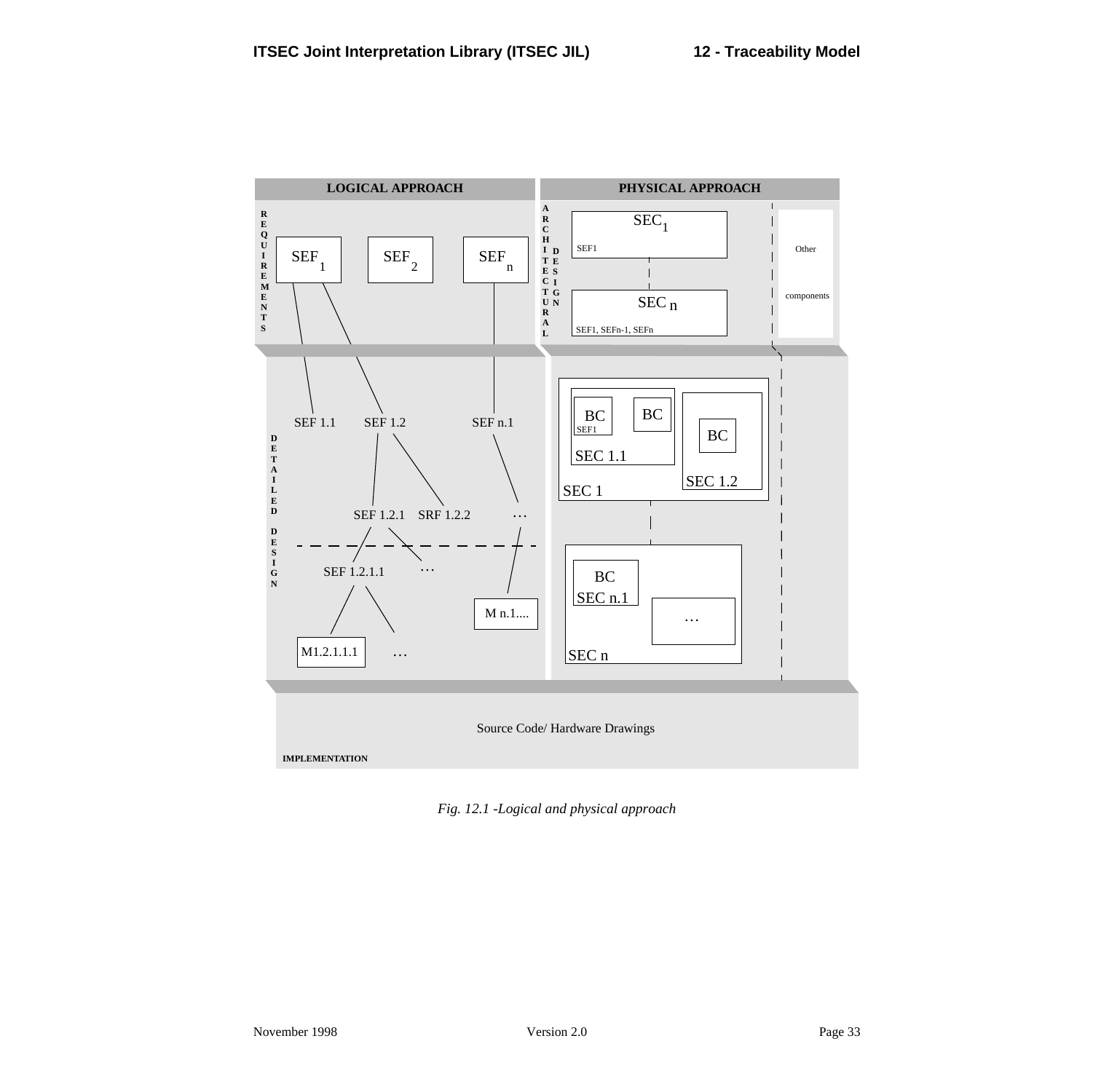LOGICAL APPROACH | PHYSICAL APPROACH

REQUIREMENTS: SEF 1, SEF 2, SEF n

ARCHITECTURAL DESIGN: SEC 1 (SEF1); SEC n (SEF1, SEFn-1, SEFn); Other components

DETAILED DESIGN: SEF 1.1, SEF 1.2, SEF n.1, SEF 1.2.1, SRF 1.2.2, …, SEF 1.2.1.1, …, M1.2.1.1.1, …, M n.1....

SEC 1: SEC 1.1 (BC SEF1, BC), SEC 1.2 (BC); SEC n: SEC n.1 (BC), …

IMPLEMENTATION: Source Code/ Hardware Drawings

*Fig. 12.1 -Logical and physical approach*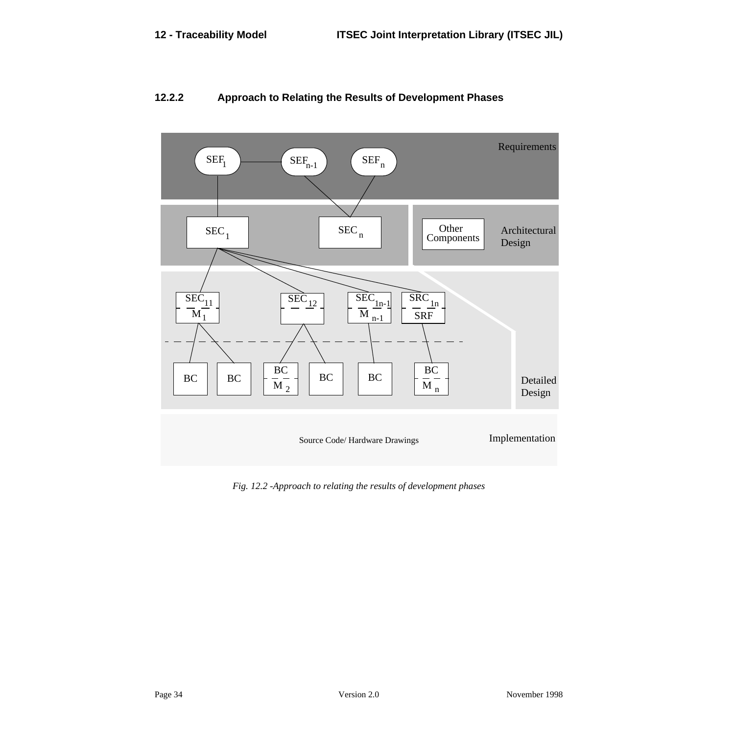### 12.2.2 Approach to Relating the Results of Development Phases

*Fig. 12.2 -Approach to relating the results of development phases*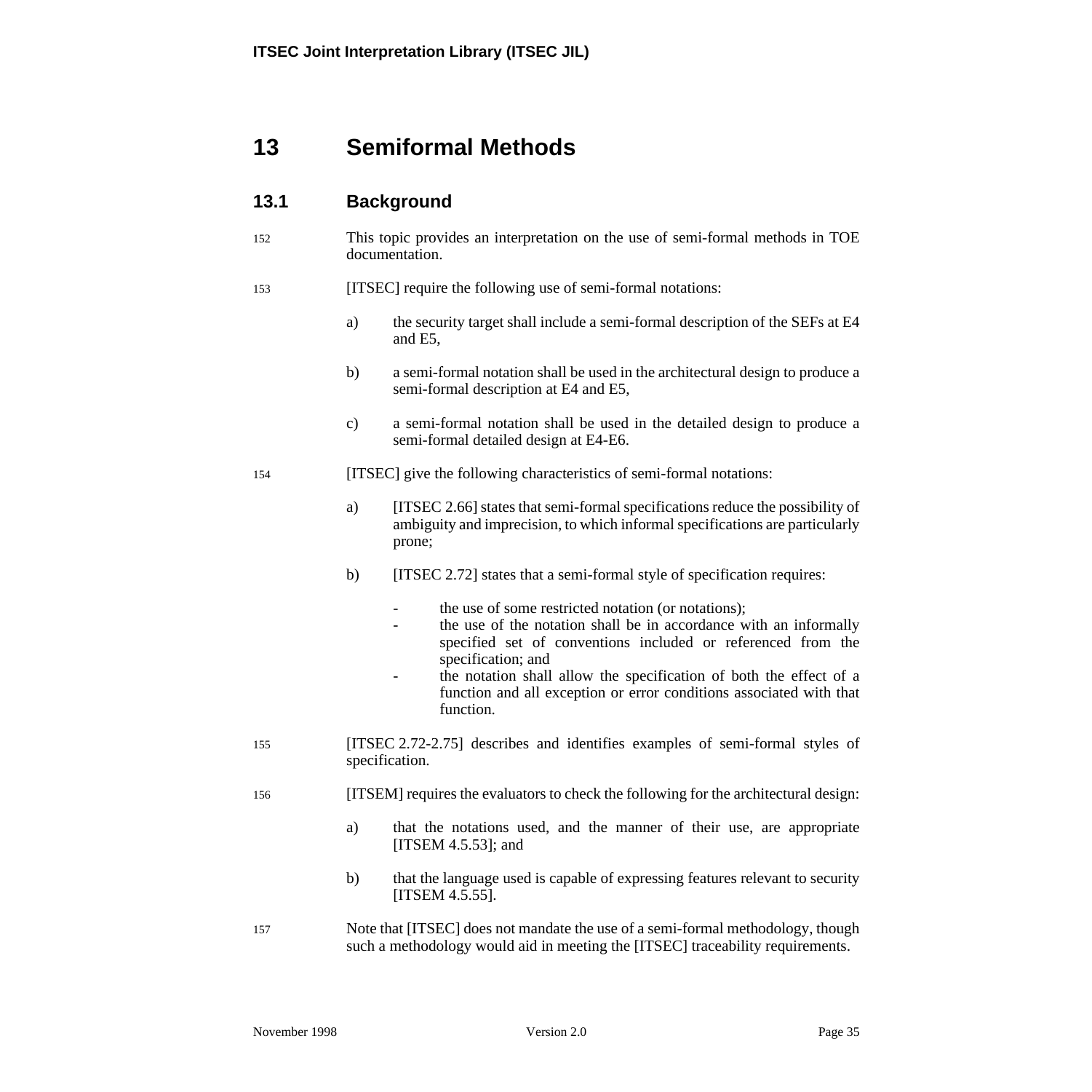# 13 Semiformal Methods

## 13.1 Background

152 This topic provides an interpretation on the use of semi-formal methods in TOE documentation.

153 [ITSEC] require the following use of semi-formal notations:

a) the security target shall include a semi-formal description of the SEFs at E4 and E5,

b) a semi-formal notation shall be used in the architectural design to produce a semi-formal description at E4 and E5,

c) a semi-formal notation shall be used in the detailed design to produce a semi-formal detailed design at E4-E6.

154 [ITSEC] give the following characteristics of semi-formal notations:

a) [ITSEC 2.66] states that semi-formal specifications reduce the possibility of ambiguity and imprecision, to which informal specifications are particularly prone;

b) [ITSEC 2.72] states that a semi-formal style of specification requires:

- the use of some restricted notation (or notations);
- the use of the notation shall be in accordance with an informally specified set of conventions included or referenced from the specification; and
- the notation shall allow the specification of both the effect of a function and all exception or error conditions associated with that function.

155 [ITSEC 2.72-2.75] describes and identifies examples of semi-formal styles of specification.

156 [ITSEM] requires the evaluators to check the following for the architectural design:

a) that the notations used, and the manner of their use, are appropriate [ITSEM 4.5.53]; and

b) that the language used is capable of expressing features relevant to security [ITSEM 4.5.55].

157 Note that [ITSEC] does not mandate the use of a semi-formal methodology, though such a methodology would aid in meeting the [ITSEC] traceability requirements.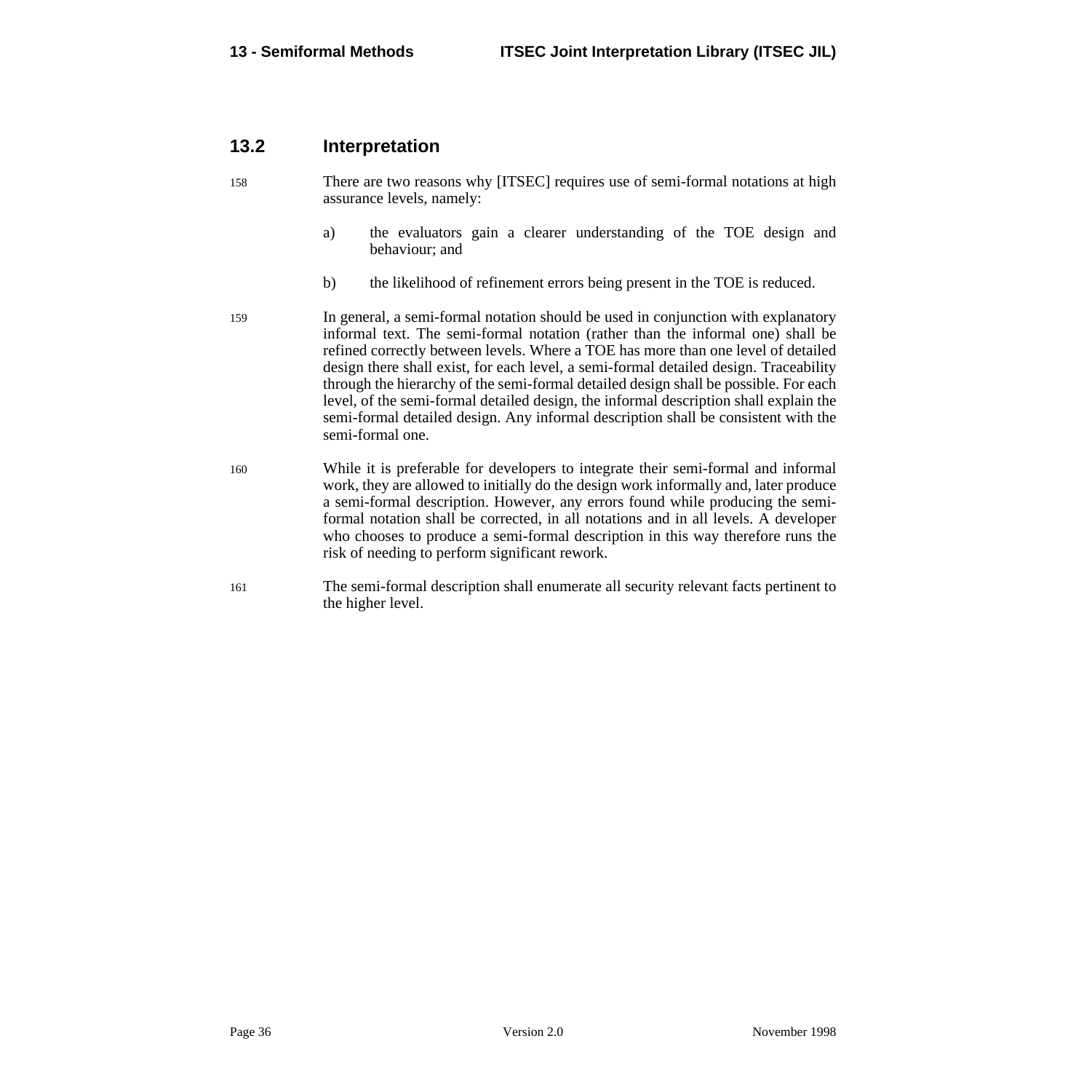## 13.2 Interpretation

158 There are two reasons why [ITSEC] requires use of semi-formal notations at high assurance levels, namely:

a) the evaluators gain a clearer understanding of the TOE design and behaviour; and

b) the likelihood of refinement errors being present in the TOE is reduced.

159 In general, a semi-formal notation should be used in conjunction with explanatory informal text. The semi-formal notation (rather than the informal one) shall be refined correctly between levels. Where a TOE has more than one level of detailed design there shall exist, for each level, a semi-formal detailed design. Traceability through the hierarchy of the semi-formal detailed design shall be possible. For each level, of the semi-formal detailed design, the informal description shall explain the semi-formal detailed design. Any informal description shall be consistent with the semi-formal one.

160 While it is preferable for developers to integrate their semi-formal and informal work, they are allowed to initially do the design work informally and, later produce a semi-formal description. However, any errors found while producing the semi-formal notation shall be corrected, in all notations and in all levels. A developer who chooses to produce a semi-formal description in this way therefore runs the risk of needing to perform significant rework.

161 The semi-formal description shall enumerate all security relevant facts pertinent to the higher level.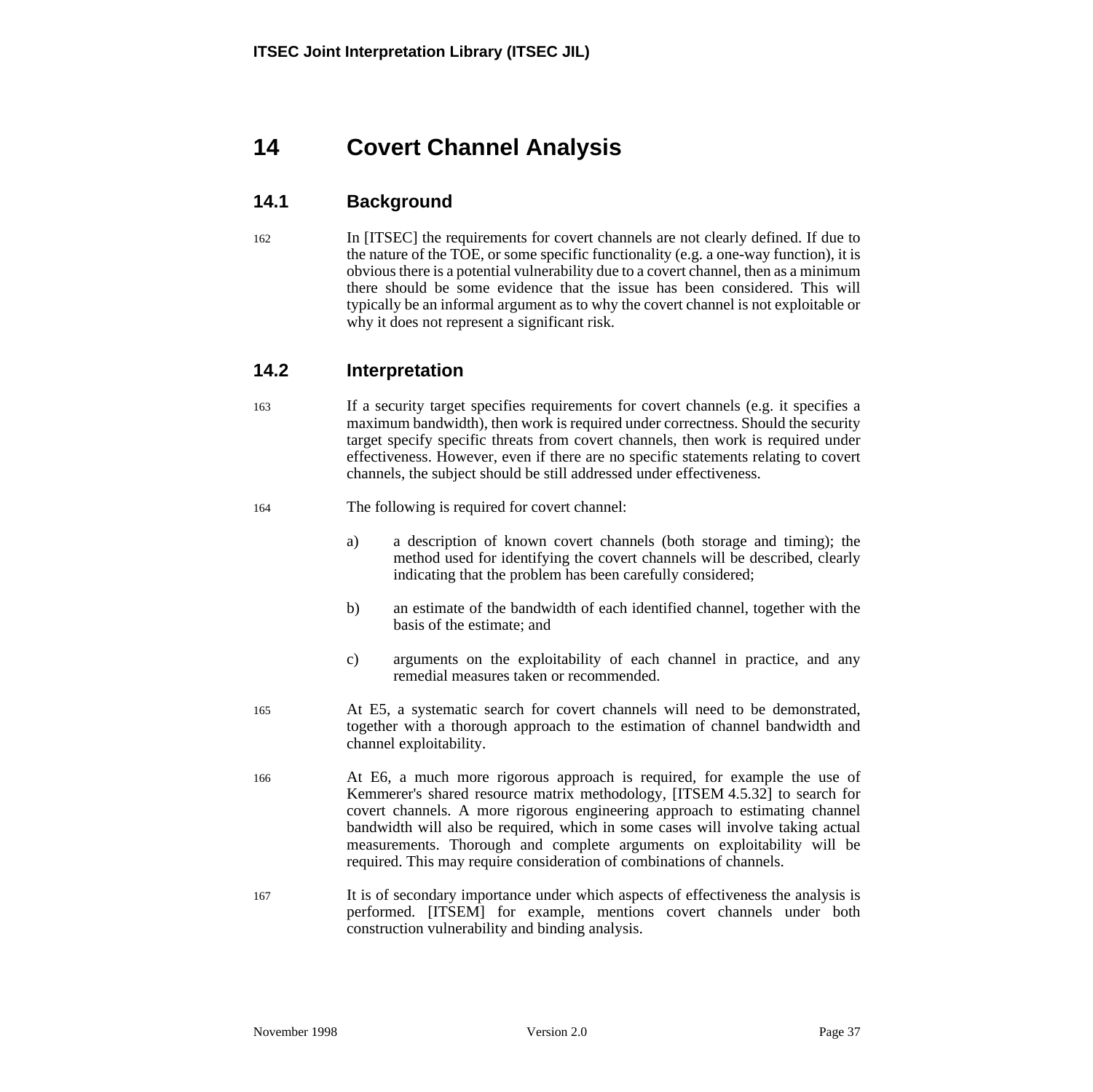# 14 Covert Channel Analysis

## 14.1 Background

162 In [ITSEC] the requirements for covert channels are not clearly defined. If due to the nature of the TOE, or some specific functionality (e.g. a one-way function), it is obvious there is a potential vulnerability due to a covert channel, then as a minimum there should be some evidence that the issue has been considered. This will typically be an informal argument as to why the covert channel is not exploitable or why it does not represent a significant risk.

## 14.2 Interpretation

163 If a security target specifies requirements for covert channels (e.g. it specifies a maximum bandwidth), then work is required under correctness. Should the security target specify specific threats from covert channels, then work is required under effectiveness. However, even if there are no specific statements relating to covert channels, the subject should be still addressed under effectiveness.

164 The following is required for covert channel:

a) a description of known covert channels (both storage and timing); the method used for identifying the covert channels will be described, clearly indicating that the problem has been carefully considered;

b) an estimate of the bandwidth of each identified channel, together with the basis of the estimate; and

c) arguments on the exploitability of each channel in practice, and any remedial measures taken or recommended.

165 At E5, a systematic search for covert channels will need to be demonstrated, together with a thorough approach to the estimation of channel bandwidth and channel exploitability.

166 At E6, a much more rigorous approach is required, for example the use of Kemmerer's shared resource matrix methodology, [ITSEM 4.5.32] to search for covert channels. A more rigorous engineering approach to estimating channel bandwidth will also be required, which in some cases will involve taking actual measurements. Thorough and complete arguments on exploitability will be required. This may require consideration of combinations of channels.

167 It is of secondary importance under which aspects of effectiveness the analysis is performed. [ITSEM] for example, mentions covert channels under both construction vulnerability and binding analysis.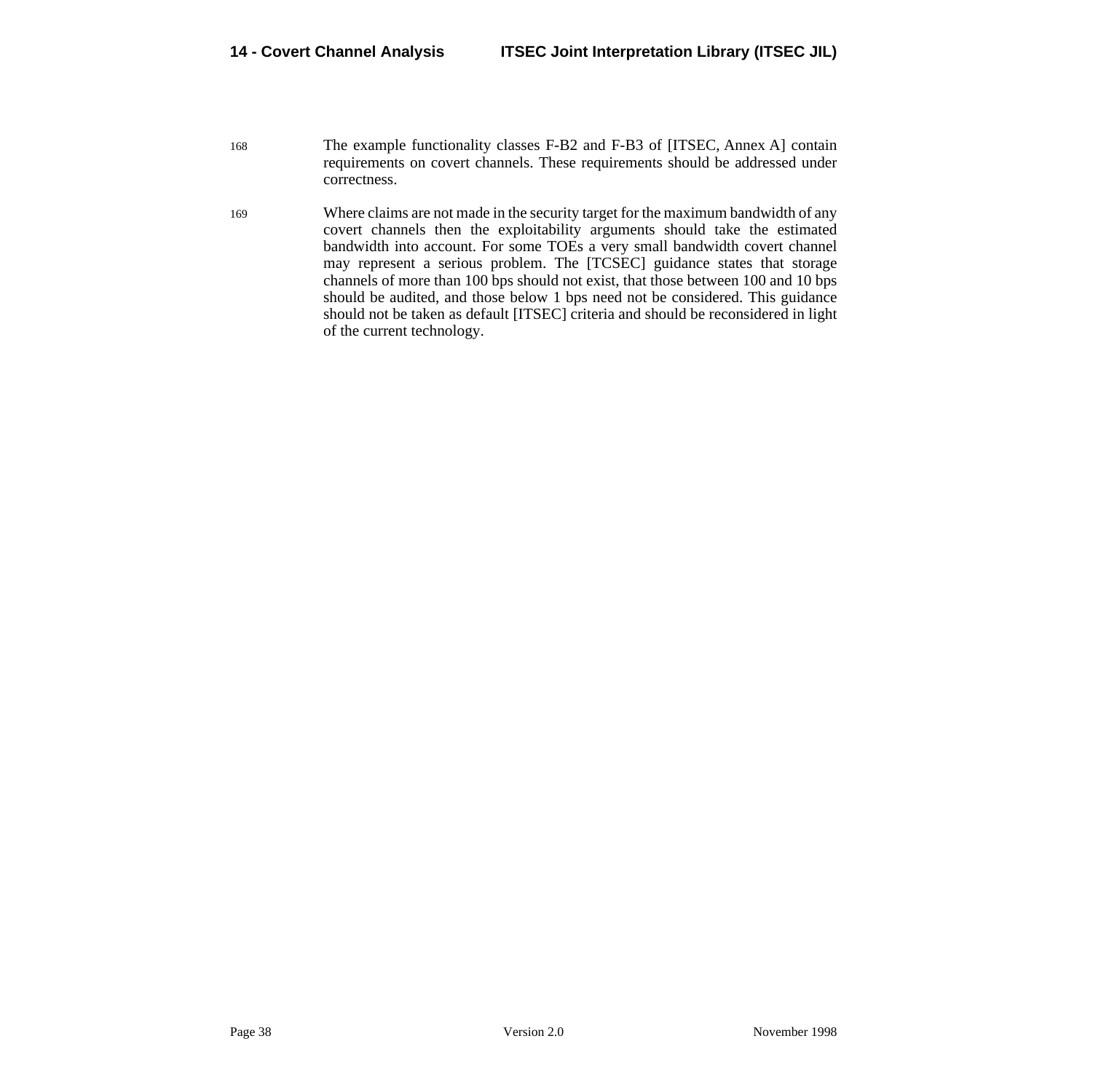168 The example functionality classes F-B2 and F-B3 of [ITSEC, Annex A] contain requirements on covert channels. These requirements should be addressed under correctness.

169 Where claims are not made in the security target for the maximum bandwidth of any covert channels then the exploitability arguments should take the estimated bandwidth into account. For some TOEs a very small bandwidth covert channel may represent a serious problem. The [TCSEC] guidance states that storage channels of more than 100 bps should not exist, that those between 100 and 10 bps should be audited, and those below 1 bps need not be considered. This guidance should not be taken as default [ITSEC] criteria and should be reconsidered in light of the current technology.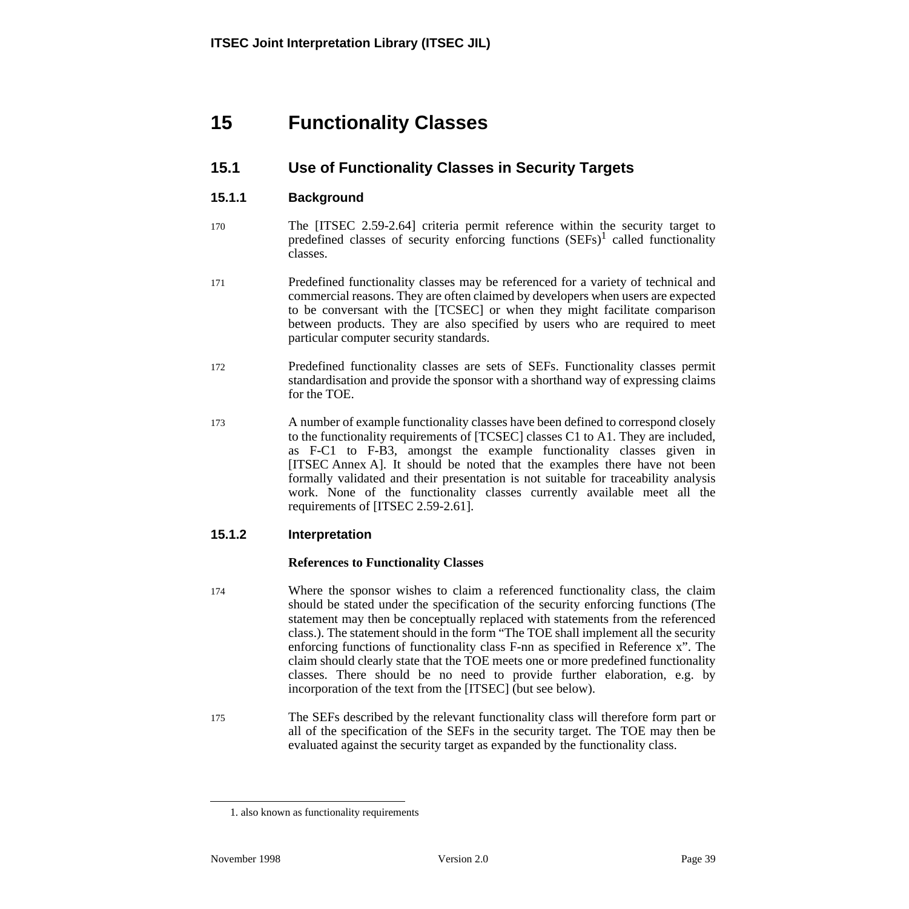# 15 Functionality Classes

## 15.1 Use of Functionality Classes in Security Targets

### 15.1.1 Background

170 The [ITSEC 2.59-2.64] criteria permit reference within the security target to predefined classes of security enforcing functions (SEFs)[1] called functionality classes.

171 Predefined functionality classes may be referenced for a variety of technical and commercial reasons. They are often claimed by developers when users are expected to be conversant with the [TCSEC] or when they might facilitate comparison between products. They are also specified by users who are required to meet particular computer security standards.

172 Predefined functionality classes are sets of SEFs. Functionality classes permit standardisation and provide the sponsor with a shorthand way of expressing claims for the TOE.

173 A number of example functionality classes have been defined to correspond closely to the functionality requirements of [TCSEC] classes C1 to A1. They are included, as F-C1 to F-B3, amongst the example functionality classes given in [ITSEC Annex A]. It should be noted that the examples there have not been formally validated and their presentation is not suitable for traceability analysis work. None of the functionality classes currently available meet all the requirements of [ITSEC 2.59-2.61].

### 15.1.2 Interpretation

**References to Functionality Classes**

174 Where the sponsor wishes to claim a referenced functionality class, the claim should be stated under the specification of the security enforcing functions (The statement may then be conceptually replaced with statements from the referenced class.). The statement should in the form "The TOE shall implement all the security enforcing functions of functionality class F-nn as specified in Reference x". The claim should clearly state that the TOE meets one or more predefined functionality classes. There should be no need to provide further elaboration, e.g. by incorporation of the text from the [ITSEC] (but see below).

175 The SEFs described by the relevant functionality class will therefore form part or all of the specification of the SEFs in the security target. The TOE may then be evaluated against the security target as expanded by the functionality class.

---

1. also known as functionality requirements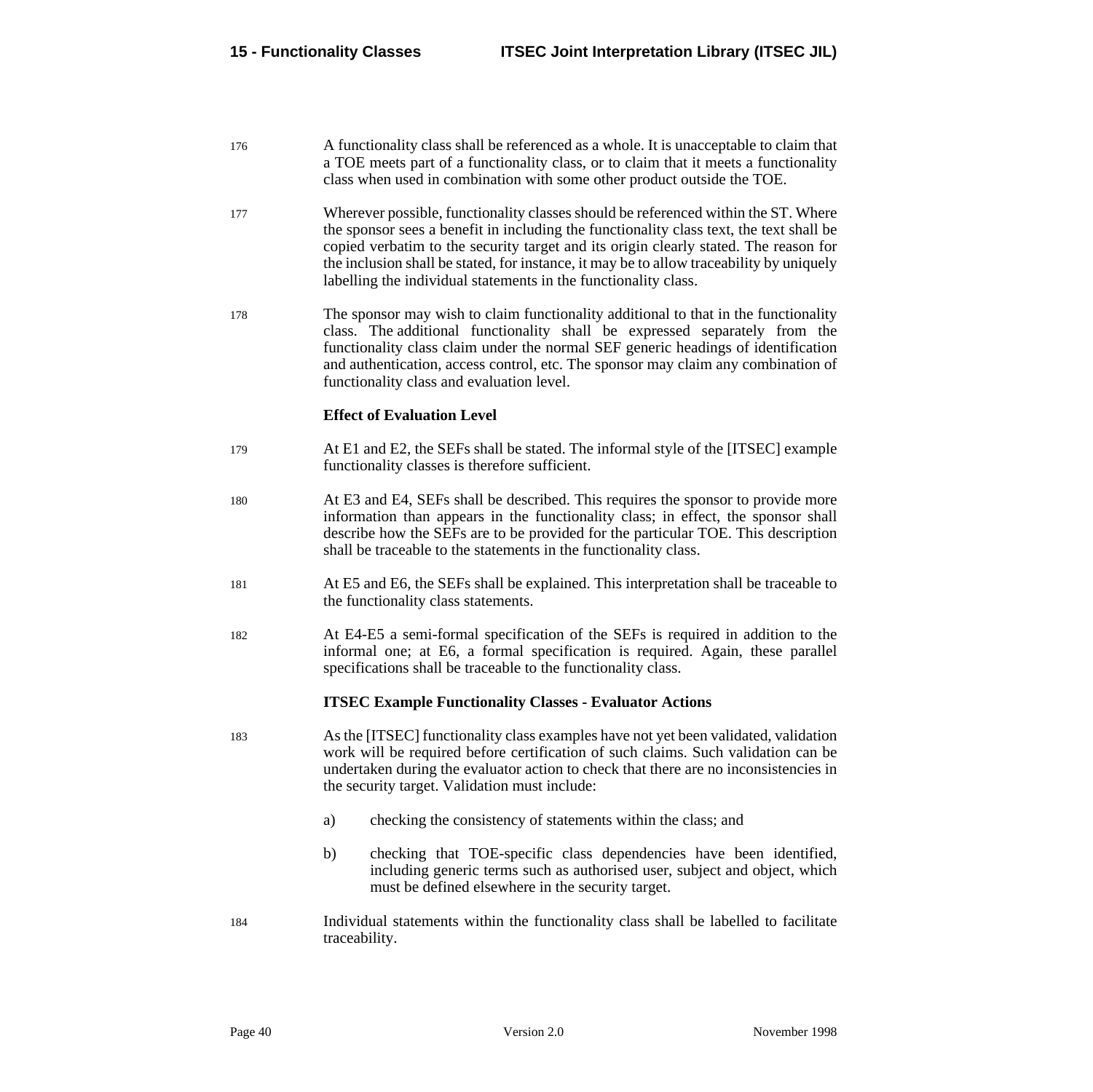176 A functionality class shall be referenced as a whole. It is unacceptable to claim that a TOE meets part of a functionality class, or to claim that it meets a functionality class when used in combination with some other product outside the TOE.

177 Wherever possible, functionality classes should be referenced within the ST. Where the sponsor sees a benefit in including the functionality class text, the text shall be copied verbatim to the security target and its origin clearly stated. The reason for the inclusion shall be stated, for instance, it may be to allow traceability by uniquely labelling the individual statements in the functionality class.

178 The sponsor may wish to claim functionality additional to that in the functionality class. The additional functionality shall be expressed separately from the functionality class claim under the normal SEF generic headings of identification and authentication, access control, etc. The sponsor may claim any combination of functionality class and evaluation level.

**Effect of Evaluation Level**

179 At E1 and E2, the SEFs shall be stated. The informal style of the [ITSEC] example functionality classes is therefore sufficient.

180 At E3 and E4, SEFs shall be described. This requires the sponsor to provide more information than appears in the functionality class; in effect, the sponsor shall describe how the SEFs are to be provided for the particular TOE. This description shall be traceable to the statements in the functionality class.

181 At E5 and E6, the SEFs shall be explained. This interpretation shall be traceable to the functionality class statements.

182 At E4-E5 a semi-formal specification of the SEFs is required in addition to the informal one; at E6, a formal specification is required. Again, these parallel specifications shall be traceable to the functionality class.

**ITSEC Example Functionality Classes - Evaluator Actions**

183 As the [ITSEC] functionality class examples have not yet been validated, validation work will be required before certification of such claims. Such validation can be undertaken during the evaluator action to check that there are no inconsistencies in the security target. Validation must include:

a) checking the consistency of statements within the class; and

b) checking that TOE-specific class dependencies have been identified, including generic terms such as authorised user, subject and object, which must be defined elsewhere in the security target.

184 Individual statements within the functionality class shall be labelled to facilitate traceability.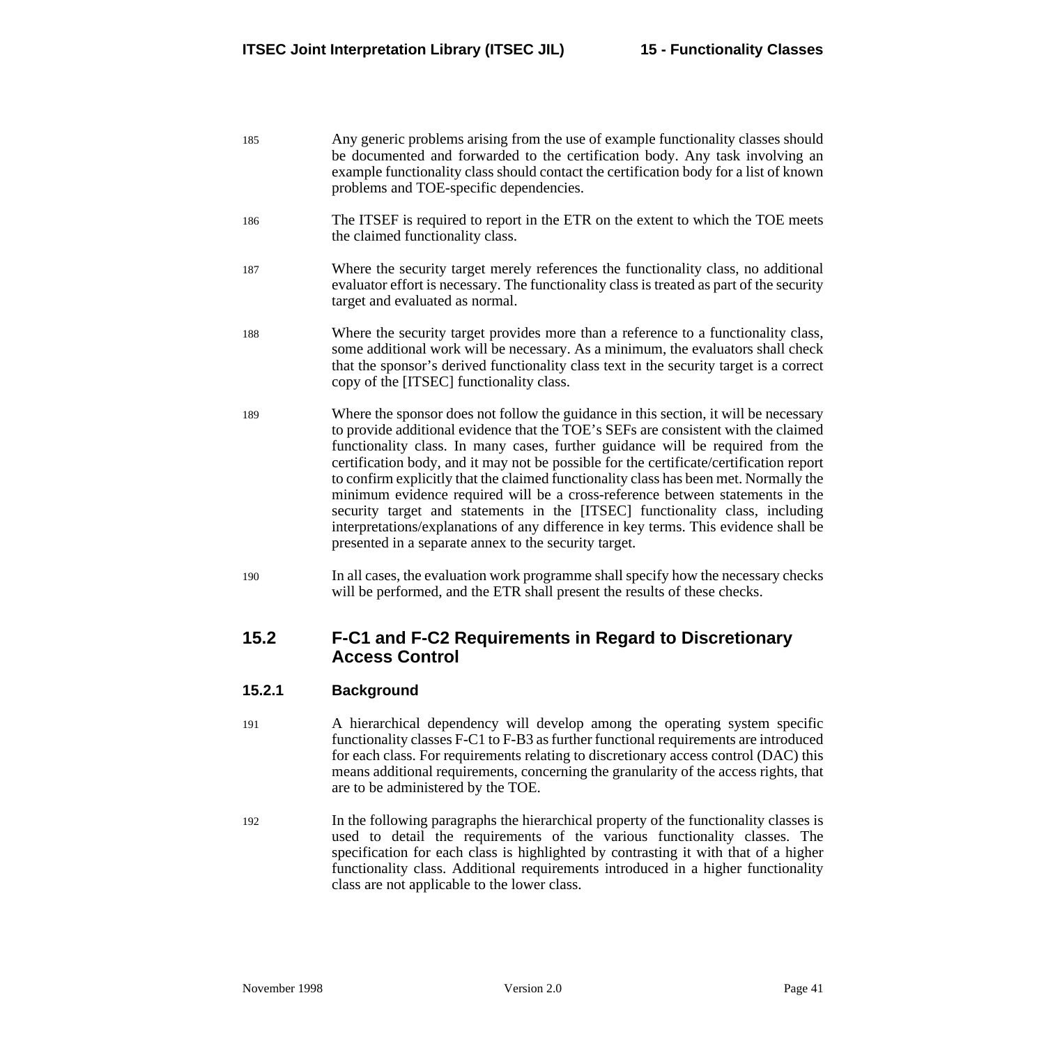185 Any generic problems arising from the use of example functionality classes should be documented and forwarded to the certification body. Any task involving an example functionality class should contact the certification body for a list of known problems and TOE-specific dependencies.

186 The ITSEF is required to report in the ETR on the extent to which the TOE meets the claimed functionality class.

187 Where the security target merely references the functionality class, no additional evaluator effort is necessary. The functionality class is treated as part of the security target and evaluated as normal.

188 Where the security target provides more than a reference to a functionality class, some additional work will be necessary. As a minimum, the evaluators shall check that the sponsor's derived functionality class text in the security target is a correct copy of the [ITSEC] functionality class.

189 Where the sponsor does not follow the guidance in this section, it will be necessary to provide additional evidence that the TOE's SEFs are consistent with the claimed functionality class. In many cases, further guidance will be required from the certification body, and it may not be possible for the certificate/certification report to confirm explicitly that the claimed functionality class has been met. Normally the minimum evidence required will be a cross-reference between statements in the security target and statements in the [ITSEC] functionality class, including interpretations/explanations of any difference in key terms. This evidence shall be presented in a separate annex to the security target.

190 In all cases, the evaluation work programme shall specify how the necessary checks will be performed, and the ETR shall present the results of these checks.

## 15.2 F-C1 and F-C2 Requirements in Regard to Discretionary Access Control

### 15.2.1 Background

191 A hierarchical dependency will develop among the operating system specific functionality classes F-C1 to F-B3 as further functional requirements are introduced for each class. For requirements relating to discretionary access control (DAC) this means additional requirements, concerning the granularity of the access rights, that are to be administered by the TOE.

192 In the following paragraphs the hierarchical property of the functionality classes is used to detail the requirements of the various functionality classes. The specification for each class is highlighted by contrasting it with that of a higher functionality class. Additional requirements introduced in a higher functionality class are not applicable to the lower class.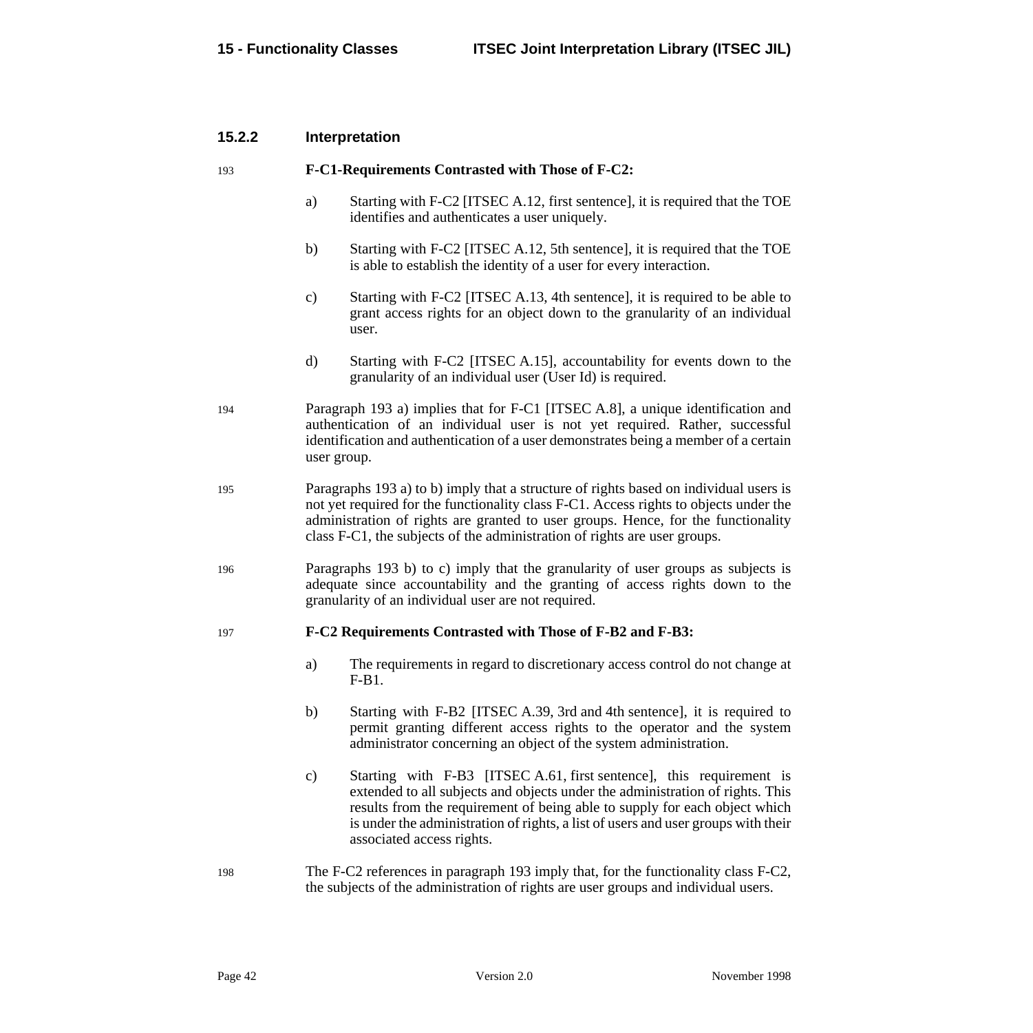### 15.2.2 Interpretation

193 **F-C1-Requirements Contrasted with Those of F-C2:**

a) Starting with F-C2 [ITSEC A.12, first sentence], it is required that the TOE identifies and authenticates a user uniquely.

b) Starting with F-C2 [ITSEC A.12, 5th sentence], it is required that the TOE is able to establish the identity of a user for every interaction.

c) Starting with F-C2 [ITSEC A.13, 4th sentence], it is required to be able to grant access rights for an object down to the granularity of an individual user.

d) Starting with F-C2 [ITSEC A.15], accountability for events down to the granularity of an individual user (User Id) is required.

194 Paragraph 193 a) implies that for F-C1 [ITSEC A.8], a unique identification and authentication of an individual user is not yet required. Rather, successful identification and authentication of a user demonstrates being a member of a certain user group.

195 Paragraphs 193 a) to b) imply that a structure of rights based on individual users is not yet required for the functionality class F-C1. Access rights to objects under the administration of rights are granted to user groups. Hence, for the functionality class F-C1, the subjects of the administration of rights are user groups.

196 Paragraphs 193 b) to c) imply that the granularity of user groups as subjects is adequate since accountability and the granting of access rights down to the granularity of an individual user are not required.

197 **F-C2 Requirements Contrasted with Those of F-B2 and F-B3:**

a) The requirements in regard to discretionary access control do not change at F-B1.

b) Starting with F-B2 [ITSEC A.39, 3rd and 4th sentence], it is required to permit granting different access rights to the operator and the system administrator concerning an object of the system administration.

c) Starting with F-B3 [ITSEC A.61, first sentence], this requirement is extended to all subjects and objects under the administration of rights. This results from the requirement of being able to supply for each object which is under the administration of rights, a list of users and user groups with their associated access rights.

198 The F-C2 references in paragraph 193 imply that, for the functionality class F-C2, the subjects of the administration of rights are user groups and individual users.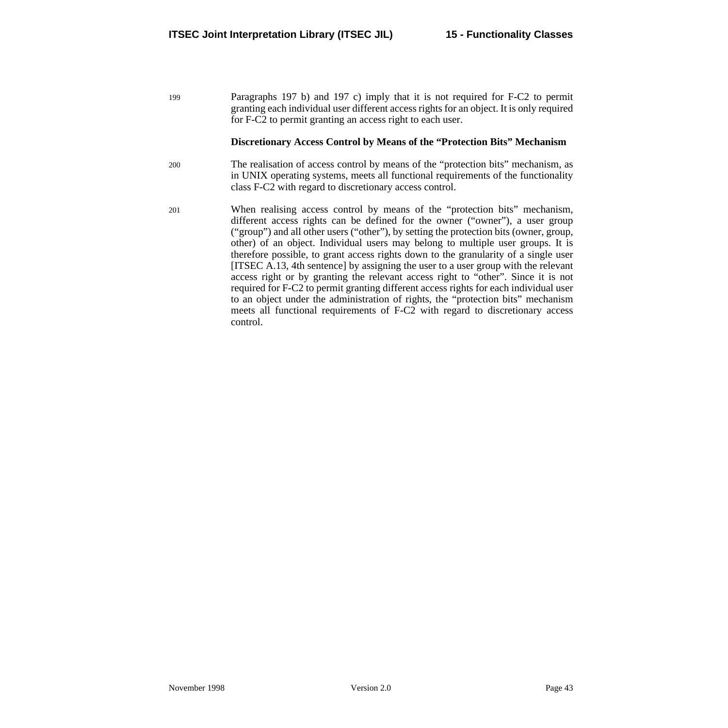199 Paragraphs 197 b) and 197 c) imply that it is not required for F-C2 to permit granting each individual user different access rights for an object. It is only required for F-C2 to permit granting an access right to each user.

**Discretionary Access Control by Means of the "Protection Bits" Mechanism**

200 The realisation of access control by means of the "protection bits" mechanism, as in UNIX operating systems, meets all functional requirements of the functionality class F-C2 with regard to discretionary access control.

201 When realising access control by means of the "protection bits" mechanism, different access rights can be defined for the owner ("owner"), a user group ("group") and all other users ("other"), by setting the protection bits (owner, group, other) of an object. Individual users may belong to multiple user groups. It is therefore possible, to grant access rights down to the granularity of a single user [ITSEC A.13, 4th sentence] by assigning the user to a user group with the relevant access right or by granting the relevant access right to "other". Since it is not required for F-C2 to permit granting different access rights for each individual user to an object under the administration of rights, the "protection bits" mechanism meets all functional requirements of F-C2 with regard to discretionary access control.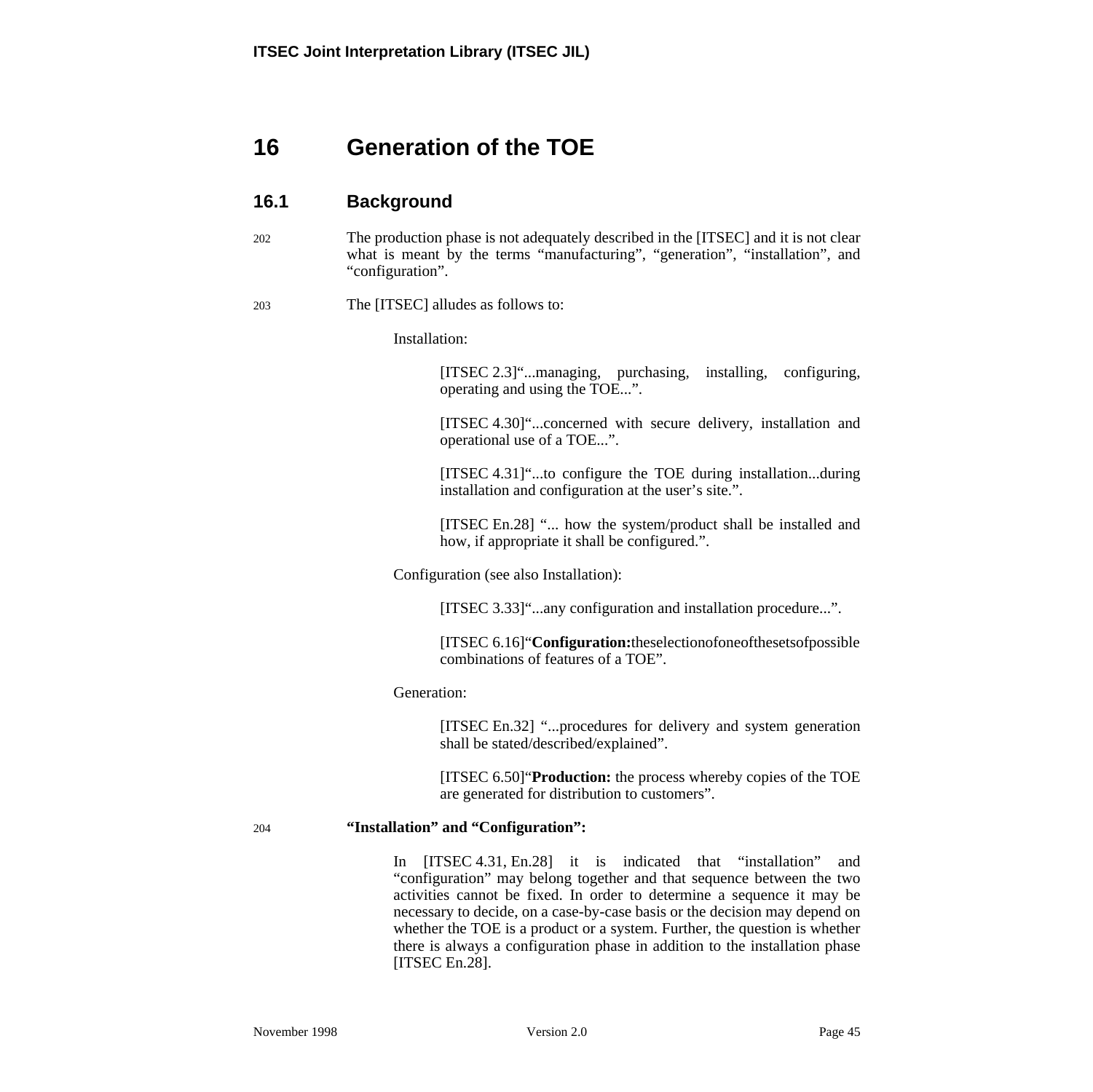# 16 Generation of the TOE

## 16.1 Background

202 The production phase is not adequately described in the [ITSEC] and it is not clear what is meant by the terms “manufacturing”, “generation”, “installation”, and “configuration”.

203 The [ITSEC] alludes as follows to:

Installation:

> [ITSEC 2.3]“...managing, purchasing, installing, configuring, operating and using the TOE...”.
>
> [ITSEC 4.30]“...concerned with secure delivery, installation and operational use of a TOE...”.
>
> [ITSEC 4.31]“...to configure the TOE during installation...during installation and configuration at the user’s site.”.
>
> [ITSEC En.28] “... how the system/product shall be installed and how, if appropriate it shall be configured.”.

Configuration (see also Installation):

> [ITSEC 3.33]“...any configuration and installation procedure...”.
>
> [ITSEC 6.16]“**Configuration:** the selection of one of the sets of possible combinations of features of a TOE”.

Generation:

> [ITSEC En.32] “...procedures for delivery and system generation shall be stated/described/explained”.
>
> [ITSEC 6.50]“**Production:** the process whereby copies of the TOE are generated for distribution to customers”.

204 **“Installation” and “Configuration”:**

In [ITSEC 4.31, En.28] it is indicated that “installation” and “configuration” may belong together and that sequence between the two activities cannot be fixed. In order to determine a sequence it may be necessary to decide, on a case-by-case basis or the decision may depend on whether the TOE is a product or a system. Further, the question is whether there is always a configuration phase in addition to the installation phase [ITSEC En.28].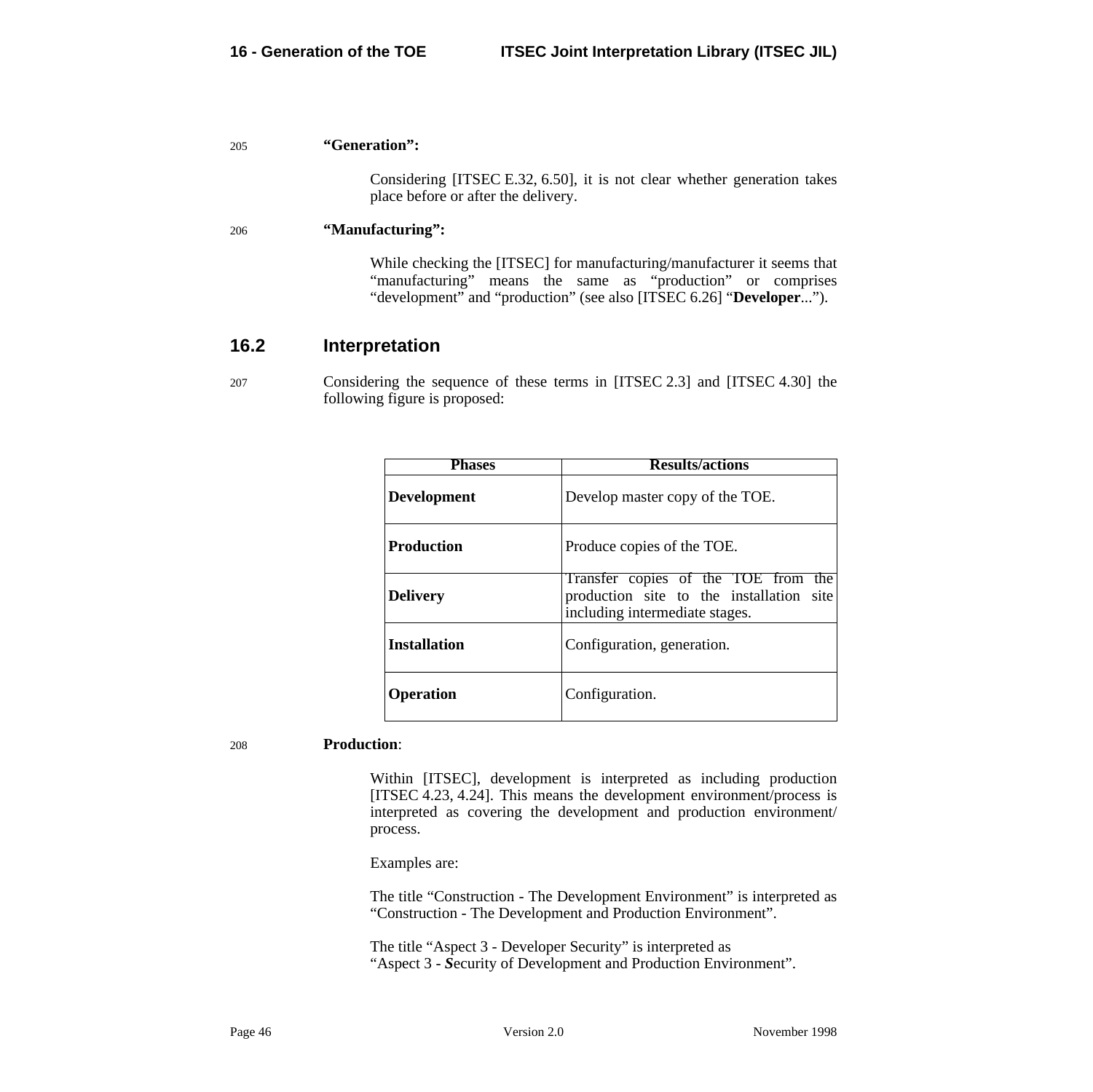205 **“Generation”:**

Considering [ITSEC E.32, 6.50], it is not clear whether generation takes place before or after the delivery.

206 **“Manufacturing”:**

While checking the [ITSEC] for manufacturing/manufacturer it seems that “manufacturing” means the same as “production” or comprises “development” and “production” (see also [ITSEC 6.26] “**Developer**...”).

## 16.2 Interpretation

207 Considering the sequence of these terms in [ITSEC 2.3] and [ITSEC 4.30] the following figure is proposed:

| Phases | Results/actions |
|---|---|
| **Development** | Develop master copy of the TOE. |
| **Production** | Produce copies of the TOE. |
| **Delivery** | Transfer copies of the TOE from the production site to the installation site including intermediate stages. |
| **Installation** | Configuration, generation. |
| **Operation** | Configuration. |

208 **Production**:

Within [ITSEC], development is interpreted as including production [ITSEC 4.23, 4.24]. This means the development environment/process is interpreted as covering the development and production environment/ process.

Examples are:

The title “Construction - The Development Environment” is interpreted as “Construction - The Development and Production Environment”.

The title “Aspect 3 - Developer Security” is interpreted as
“Aspect 3 - ***S***ecurity of Development and Production Environment”.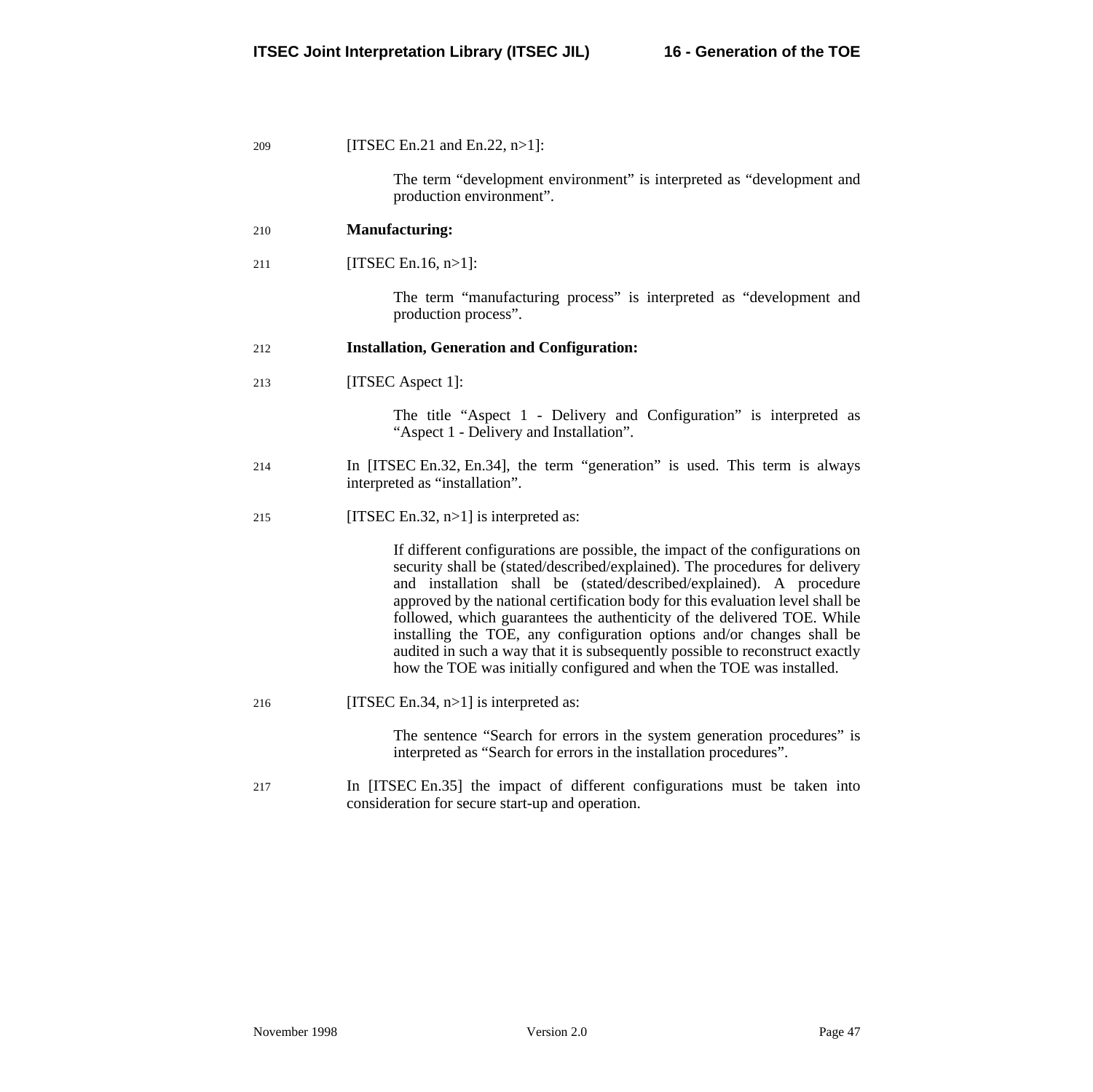209 [ITSEC En.21 and En.22, n>1]:

> The term “development environment” is interpreted as “development and production environment”.

210 **Manufacturing:**

211 [ITSEC En.16, n>1]:

> The term “manufacturing process” is interpreted as “development and production process”.

212 **Installation, Generation and Configuration:**

213 [ITSEC Aspect 1]:

> The title “Aspect 1 - Delivery and Configuration” is interpreted as “Aspect 1 - Delivery and Installation”.

214 In [ITSEC En.32, En.34], the term “generation” is used. This term is always interpreted as “installation”.

215 [ITSEC En.32, n>1] is interpreted as:

> If different configurations are possible, the impact of the configurations on security shall be (stated/described/explained). The procedures for delivery and installation shall be (stated/described/explained). A procedure approved by the national certification body for this evaluation level shall be followed, which guarantees the authenticity of the delivered TOE. While installing the TOE, any configuration options and/or changes shall be audited in such a way that it is subsequently possible to reconstruct exactly how the TOE was initially configured and when the TOE was installed.

216 [ITSEC En.34, n>1] is interpreted as:

> The sentence “Search for errors in the system generation procedures” is interpreted as “Search for errors in the installation procedures”.

217 In [ITSEC En.35] the impact of different configurations must be taken into consideration for secure start-up and operation.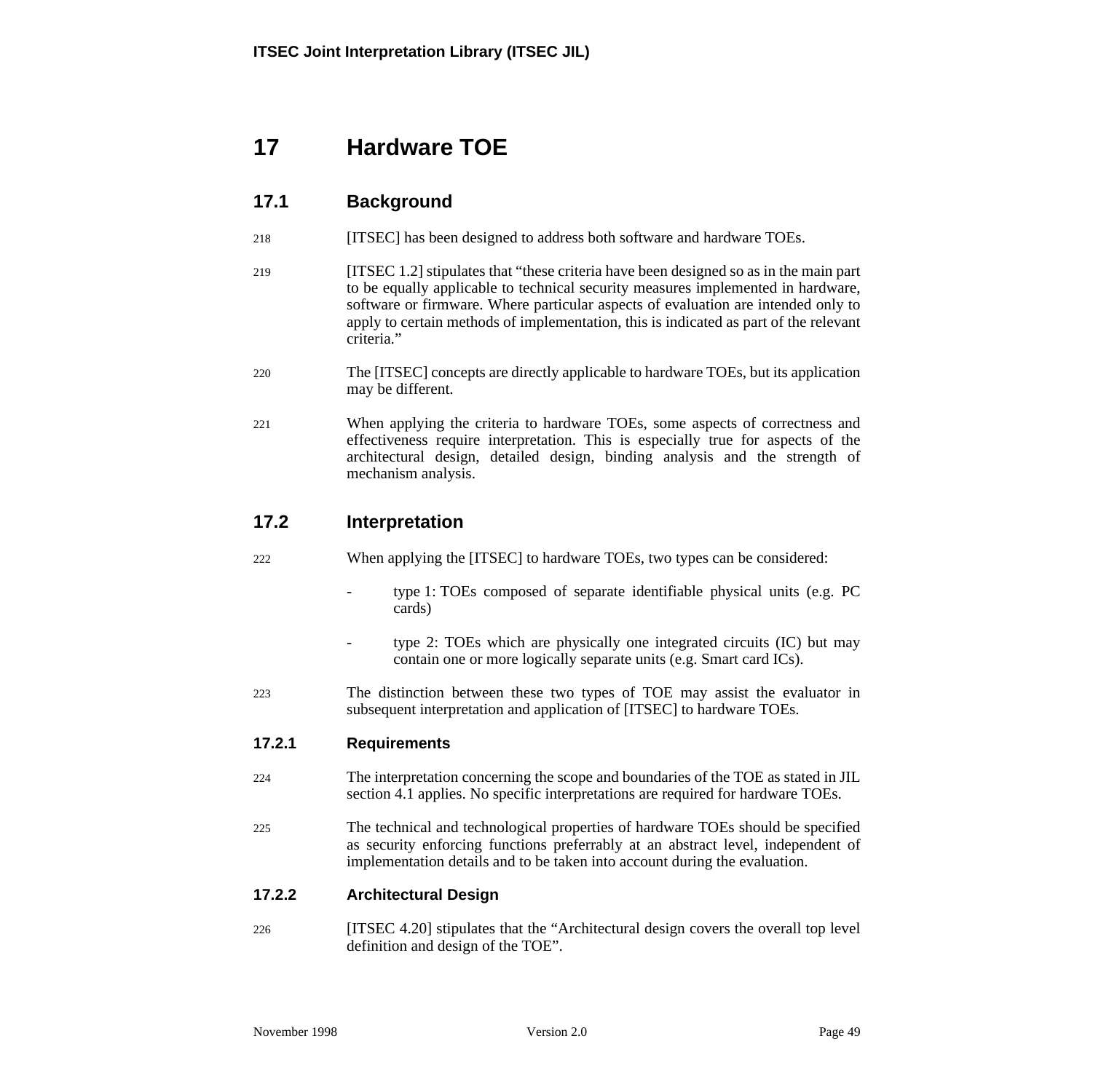# 17 Hardware TOE

## 17.1 Background

218 [ITSEC] has been designed to address both software and hardware TOEs.

219 [ITSEC 1.2] stipulates that “these criteria have been designed so as in the main part to be equally applicable to technical security measures implemented in hardware, software or firmware. Where particular aspects of evaluation are intended only to apply to certain methods of implementation, this is indicated as part of the relevant criteria.”

220 The [ITSEC] concepts are directly applicable to hardware TOEs, but its application may be different.

221 When applying the criteria to hardware TOEs, some aspects of correctness and effectiveness require interpretation. This is especially true for aspects of the architectural design, detailed design, binding analysis and the strength of mechanism analysis.

## 17.2 Interpretation

222 When applying the [ITSEC] to hardware TOEs, two types can be considered:

- type 1: TOEs composed of separate identifiable physical units (e.g. PC cards)
- type 2: TOEs which are physically one integrated circuits (IC) but may contain one or more logically separate units (e.g. Smart card ICs).

223 The distinction between these two types of TOE may assist the evaluator in subsequent interpretation and application of [ITSEC] to hardware TOEs.

### 17.2.1 Requirements

224 The interpretation concerning the scope and boundaries of the TOE as stated in JIL section 4.1 applies. No specific interpretations are required for hardware TOEs.

225 The technical and technological properties of hardware TOEs should be specified as security enforcing functions preferrably at an abstract level, independent of implementation details and to be taken into account during the evaluation.

### 17.2.2 Architectural Design

226 [ITSEC 4.20] stipulates that the “Architectural design covers the overall top level definition and design of the TOE”.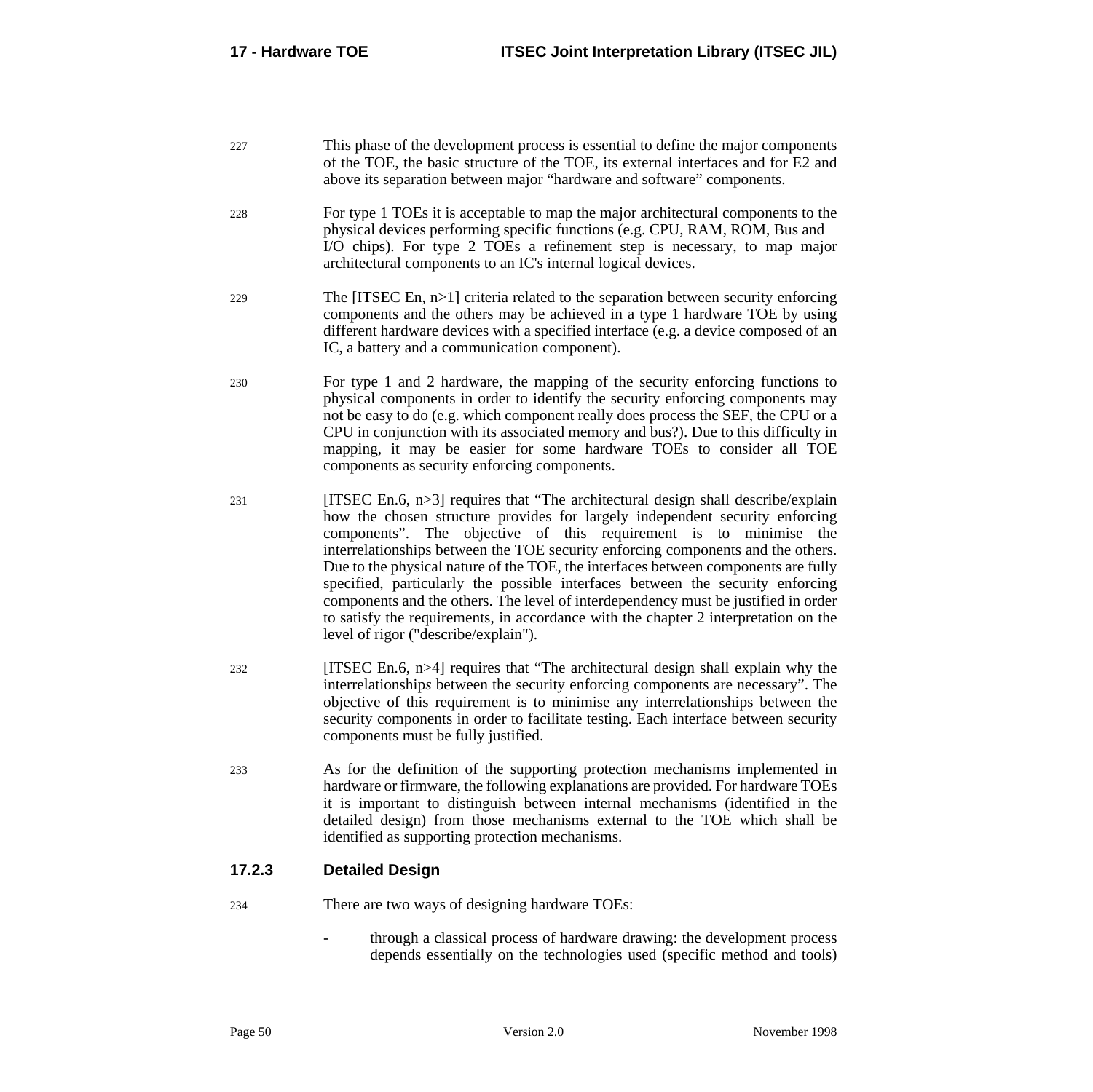227 This phase of the development process is essential to define the major components of the TOE, the basic structure of the TOE, its external interfaces and for E2 and above its separation between major “hardware and software” components.

228 For type 1 TOEs it is acceptable to map the major architectural components to the physical devices performing specific functions (e.g. CPU, RAM, ROM, Bus and I/O chips). For type 2 TOEs a refinement step is necessary, to map major architectural components to an IC's internal logical devices.

229 The [ITSEC En, n>1] criteria related to the separation between security enforcing components and the others may be achieved in a type 1 hardware TOE by using different hardware devices with a specified interface (e.g. a device composed of an IC, a battery and a communication component).

230 For type 1 and 2 hardware, the mapping of the security enforcing functions to physical components in order to identify the security enforcing components may not be easy to do (e.g. which component really does process the SEF, the CPU or a CPU in conjunction with its associated memory and bus?). Due to this difficulty in mapping, it may be easier for some hardware TOEs to consider all TOE components as security enforcing components.

231 [ITSEC En.6, n>3] requires that “The architectural design shall describe/explain how the chosen structure provides for largely independent security enforcing components”. The objective of this requirement is to minimise the interrelationships between the TOE security enforcing components and the others. Due to the physical nature of the TOE, the interfaces between components are fully specified, particularly the possible interfaces between the security enforcing components and the others. The level of interdependency must be justified in order to satisfy the requirements, in accordance with the chapter 2 interpretation on the level of rigor ("describe/explain").

232 [ITSEC En.6, n>4] requires that “The architectural design shall explain why the interrelationships between the security enforcing components are necessary”. The objective of this requirement is to minimise any interrelationships between the security components in order to facilitate testing. Each interface between security components must be fully justified.

233 As for the definition of the supporting protection mechanisms implemented in hardware or firmware, the following explanations are provided. For hardware TOEs it is important to distinguish between internal mechanisms (identified in the detailed design) from those mechanisms external to the TOE which shall be identified as supporting protection mechanisms.

### 17.2.3 Detailed Design

234 There are two ways of designing hardware TOEs:

- through a classical process of hardware drawing: the development process depends essentially on the technologies used (specific method and tools)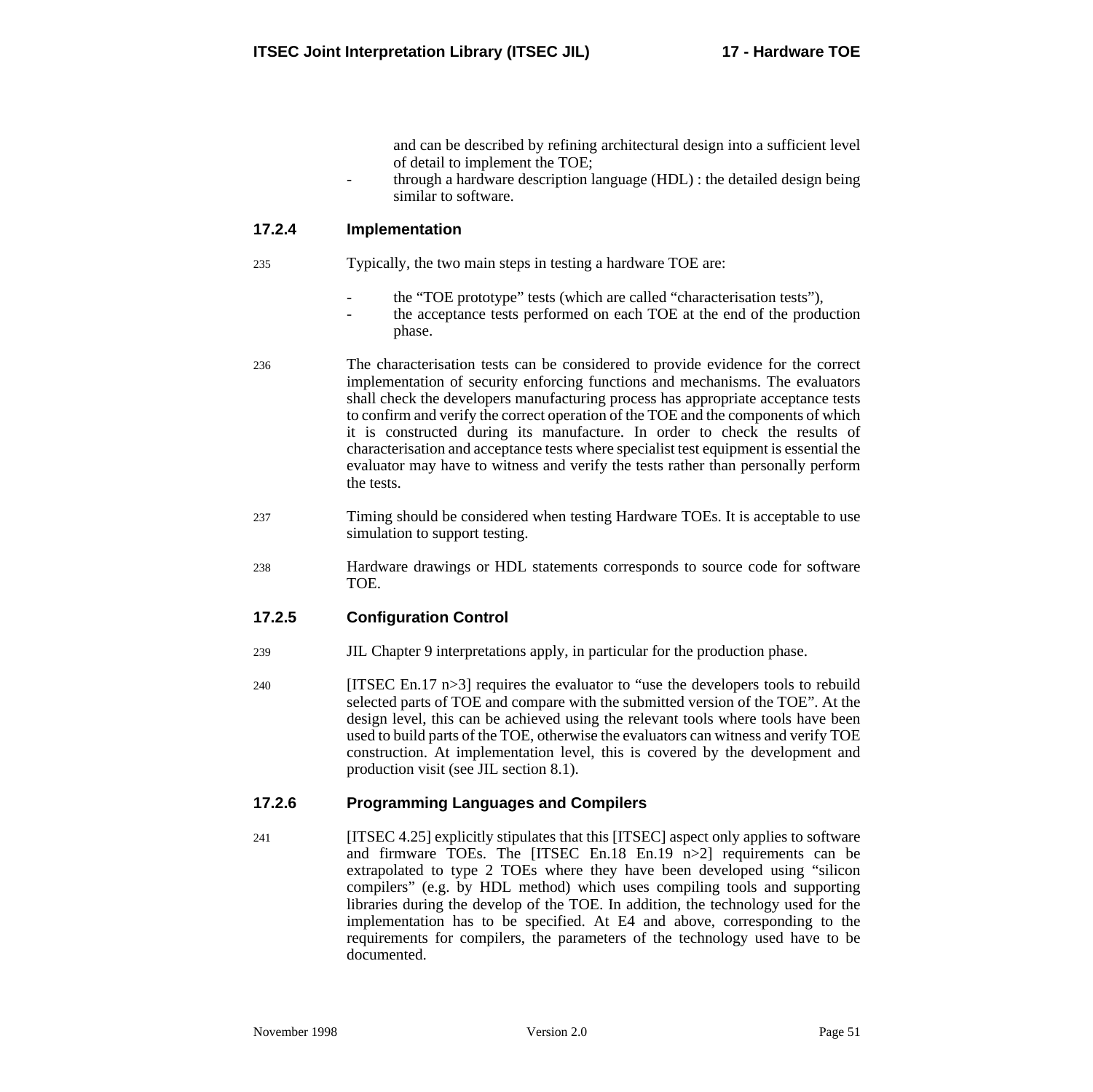and can be described by refining architectural design into a sufficient level of detail to implement the TOE;

- through a hardware description language (HDL) : the detailed design being similar to software.

### 17.2.4 Implementation

235 Typically, the two main steps in testing a hardware TOE are:

- the “TOE prototype” tests (which are called “characterisation tests”),
- the acceptance tests performed on each TOE at the end of the production phase.

236 The characterisation tests can be considered to provide evidence for the correct implementation of security enforcing functions and mechanisms. The evaluators shall check the developers manufacturing process has appropriate acceptance tests to confirm and verify the correct operation of the TOE and the components of which it is constructed during its manufacture. In order to check the results of characterisation and acceptance tests where specialist test equipment is essential the evaluator may have to witness and verify the tests rather than personally perform the tests.

237 Timing should be considered when testing Hardware TOEs. It is acceptable to use simulation to support testing.

238 Hardware drawings or HDL statements corresponds to source code for software TOE.

### 17.2.5 Configuration Control

239 JIL Chapter 9 interpretations apply, in particular for the production phase.

240 [ITSEC En.17 n>3] requires the evaluator to “use the developers tools to rebuild selected parts of TOE and compare with the submitted version of the TOE”. At the design level, this can be achieved using the relevant tools where tools have been used to build parts of the TOE, otherwise the evaluators can witness and verify TOE construction. At implementation level, this is covered by the development and production visit (see JIL section 8.1).

### 17.2.6 Programming Languages and Compilers

241 [ITSEC 4.25] explicitly stipulates that this [ITSEC] aspect only applies to software and firmware TOEs. The [ITSEC En.18 En.19 n>2] requirements can be extrapolated to type 2 TOEs where they have been developed using “silicon compilers” (e.g. by HDL method) which uses compiling tools and supporting libraries during the develop of the TOE. In addition, the technology used for the implementation has to be specified. At E4 and above, corresponding to the requirements for compilers, the parameters of the technology used have to be documented.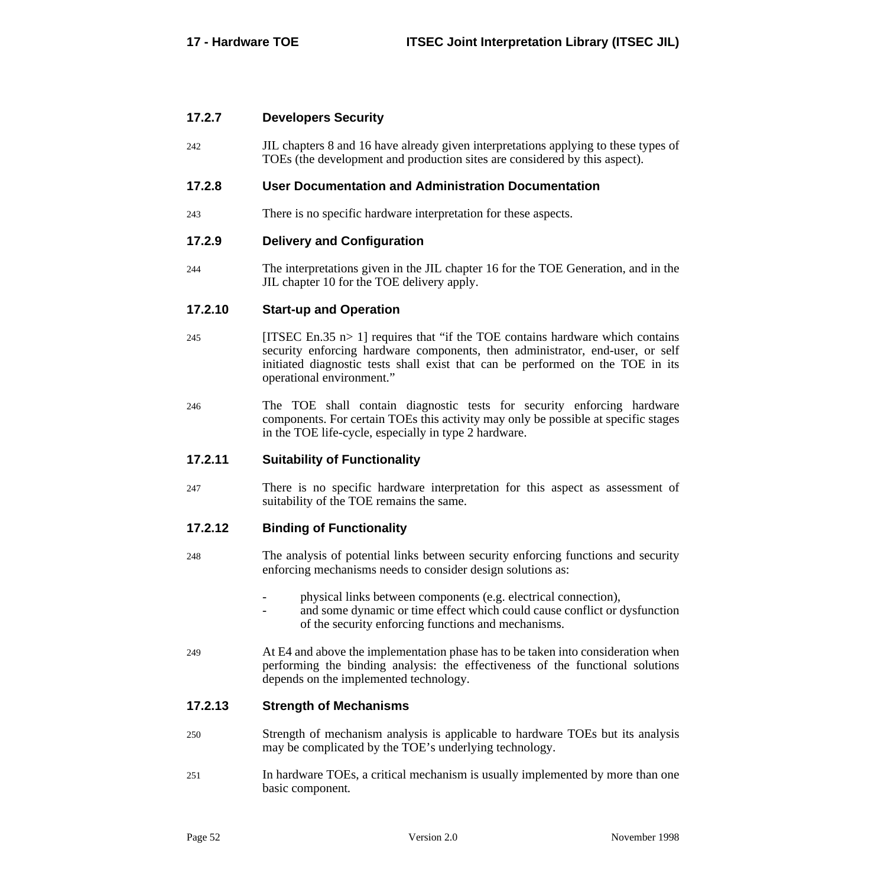### 17.2.7 Developers Security

242 JIL chapters 8 and 16 have already given interpretations applying to these types of TOEs (the development and production sites are considered by this aspect).

### 17.2.8 User Documentation and Administration Documentation

243 There is no specific hardware interpretation for these aspects.

### 17.2.9 Delivery and Configuration

244 The interpretations given in the JIL chapter 16 for the TOE Generation, and in the JIL chapter 10 for the TOE delivery apply.

### 17.2.10 Start-up and Operation

245 [ITSEC En.35 n> 1] requires that "if the TOE contains hardware which contains security enforcing hardware components, then administrator, end-user, or self initiated diagnostic tests shall exist that can be performed on the TOE in its operational environment."

246 The TOE shall contain diagnostic tests for security enforcing hardware components. For certain TOEs this activity may only be possible at specific stages in the TOE life-cycle, especially in type 2 hardware.

### 17.2.11 Suitability of Functionality

247 There is no specific hardware interpretation for this aspect as assessment of suitability of the TOE remains the same.

### 17.2.12 Binding of Functionality

248 The analysis of potential links between security enforcing functions and security enforcing mechanisms needs to consider design solutions as:

- physical links between components (e.g. electrical connection),
- and some dynamic or time effect which could cause conflict or dysfunction of the security enforcing functions and mechanisms.

249 At E4 and above the implementation phase has to be taken into consideration when performing the binding analysis: the effectiveness of the functional solutions depends on the implemented technology.

### 17.2.13 Strength of Mechanisms

250 Strength of mechanism analysis is applicable to hardware TOEs but its analysis may be complicated by the TOE's underlying technology.

251 In hardware TOEs, a critical mechanism is usually implemented by more than one basic component.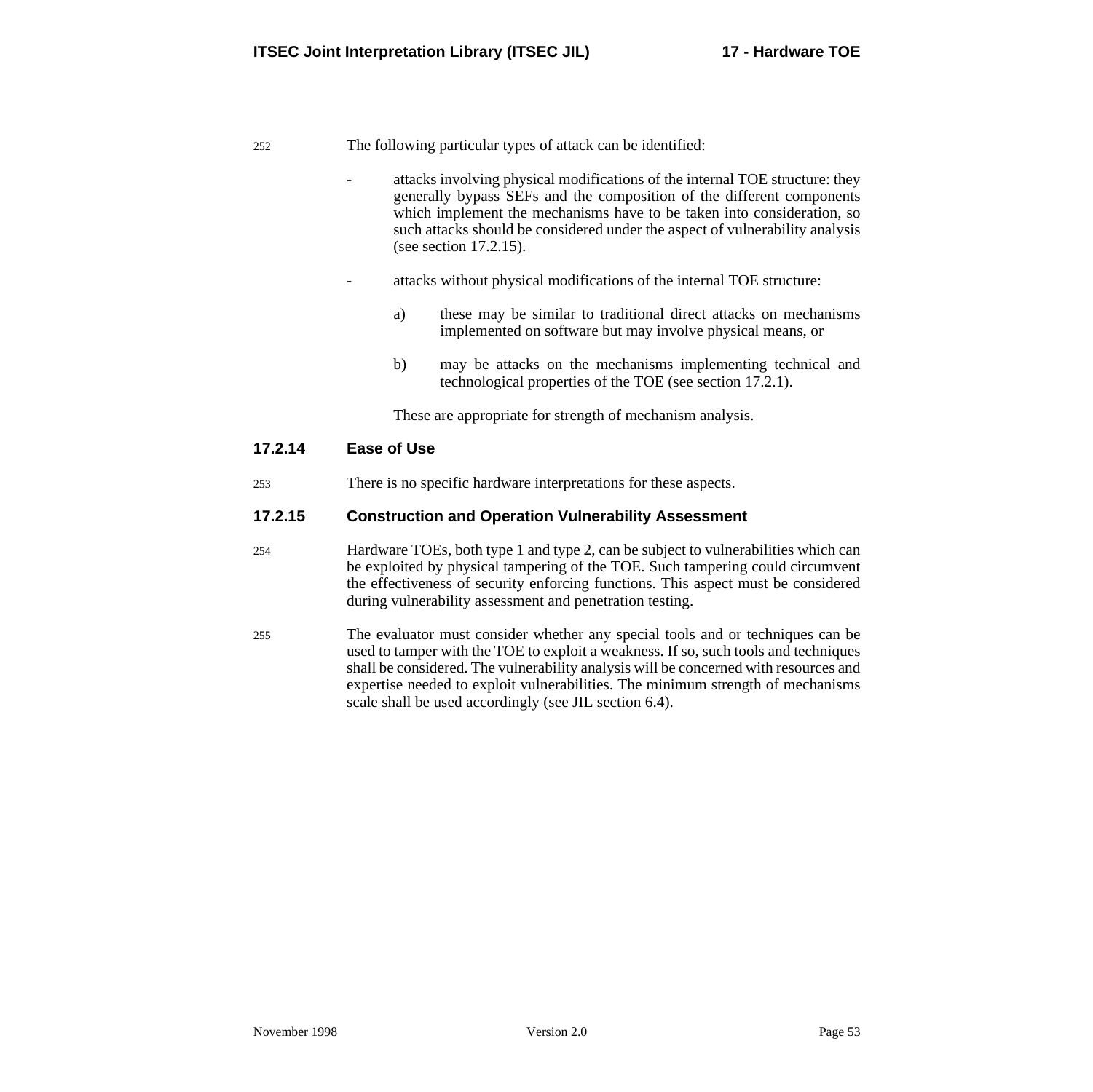252 The following particular types of attack can be identified:

- attacks involving physical modifications of the internal TOE structure: they generally bypass SEFs and the composition of the different components which implement the mechanisms have to be taken into consideration, so such attacks should be considered under the aspect of vulnerability analysis (see section 17.2.15).

- attacks without physical modifications of the internal TOE structure:

  a) these may be similar to traditional direct attacks on mechanisms implemented on software but may involve physical means, or

  b) may be attacks on the mechanisms implementing technical and technological properties of the TOE (see section 17.2.1).

  These are appropriate for strength of mechanism analysis.

### 17.2.14 Ease of Use

253 There is no specific hardware interpretations for these aspects.

### 17.2.15 Construction and Operation Vulnerability Assessment

254 Hardware TOEs, both type 1 and type 2, can be subject to vulnerabilities which can be exploited by physical tampering of the TOE. Such tampering could circumvent the effectiveness of security enforcing functions. This aspect must be considered during vulnerability assessment and penetration testing.

255 The evaluator must consider whether any special tools and or techniques can be used to tamper with the TOE to exploit a weakness. If so, such tools and techniques shall be considered. The vulnerability analysis will be concerned with resources and expertise needed to exploit vulnerabilities. The minimum strength of mechanisms scale shall be used accordingly (see JIL section 6.4).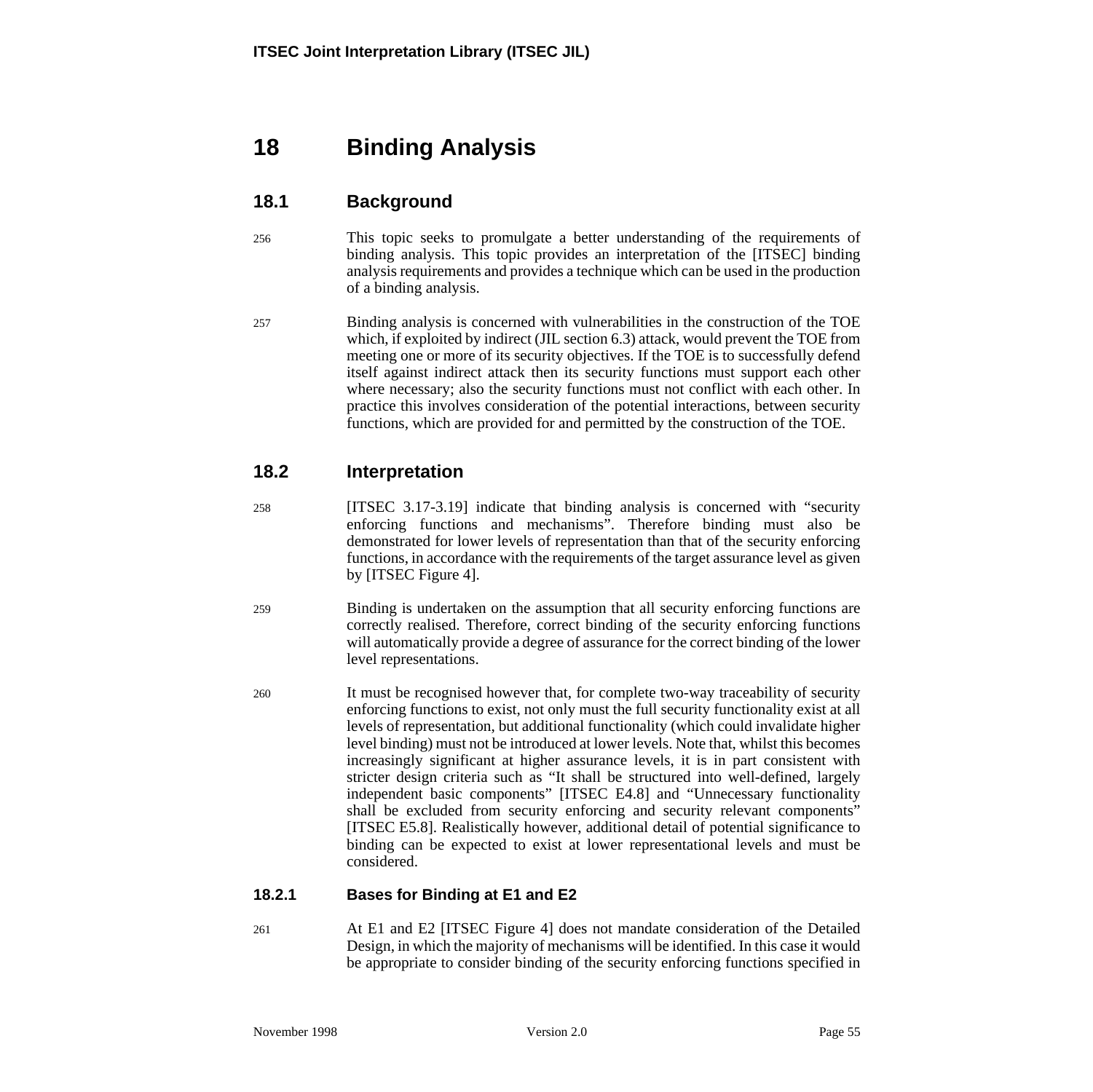# 18 Binding Analysis

## 18.1 Background

256 This topic seeks to promulgate a better understanding of the requirements of binding analysis. This topic provides an interpretation of the [ITSEC] binding analysis requirements and provides a technique which can be used in the production of a binding analysis.

257 Binding analysis is concerned with vulnerabilities in the construction of the TOE which, if exploited by indirect (JIL section 6.3) attack, would prevent the TOE from meeting one or more of its security objectives. If the TOE is to successfully defend itself against indirect attack then its security functions must support each other where necessary; also the security functions must not conflict with each other. In practice this involves consideration of the potential interactions, between security functions, which are provided for and permitted by the construction of the TOE.

## 18.2 Interpretation

258 [ITSEC 3.17-3.19] indicate that binding analysis is concerned with "security enforcing functions and mechanisms". Therefore binding must also be demonstrated for lower levels of representation than that of the security enforcing functions, in accordance with the requirements of the target assurance level as given by [ITSEC Figure 4].

259 Binding is undertaken on the assumption that all security enforcing functions are correctly realised. Therefore, correct binding of the security enforcing functions will automatically provide a degree of assurance for the correct binding of the lower level representations.

260 It must be recognised however that, for complete two-way traceability of security enforcing functions to exist, not only must the full security functionality exist at all levels of representation, but additional functionality (which could invalidate higher level binding) must not be introduced at lower levels. Note that, whilst this becomes increasingly significant at higher assurance levels, it is in part consistent with stricter design criteria such as "It shall be structured into well-defined, largely independent basic components" [ITSEC E4.8] and "Unnecessary functionality shall be excluded from security enforcing and security relevant components" [ITSEC E5.8]. Realistically however, additional detail of potential significance to binding can be expected to exist at lower representational levels and must be considered.

### 18.2.1 Bases for Binding at E1 and E2

261 At E1 and E2 [ITSEC Figure 4] does not mandate consideration of the Detailed Design, in which the majority of mechanisms will be identified. In this case it would be appropriate to consider binding of the security enforcing functions specified in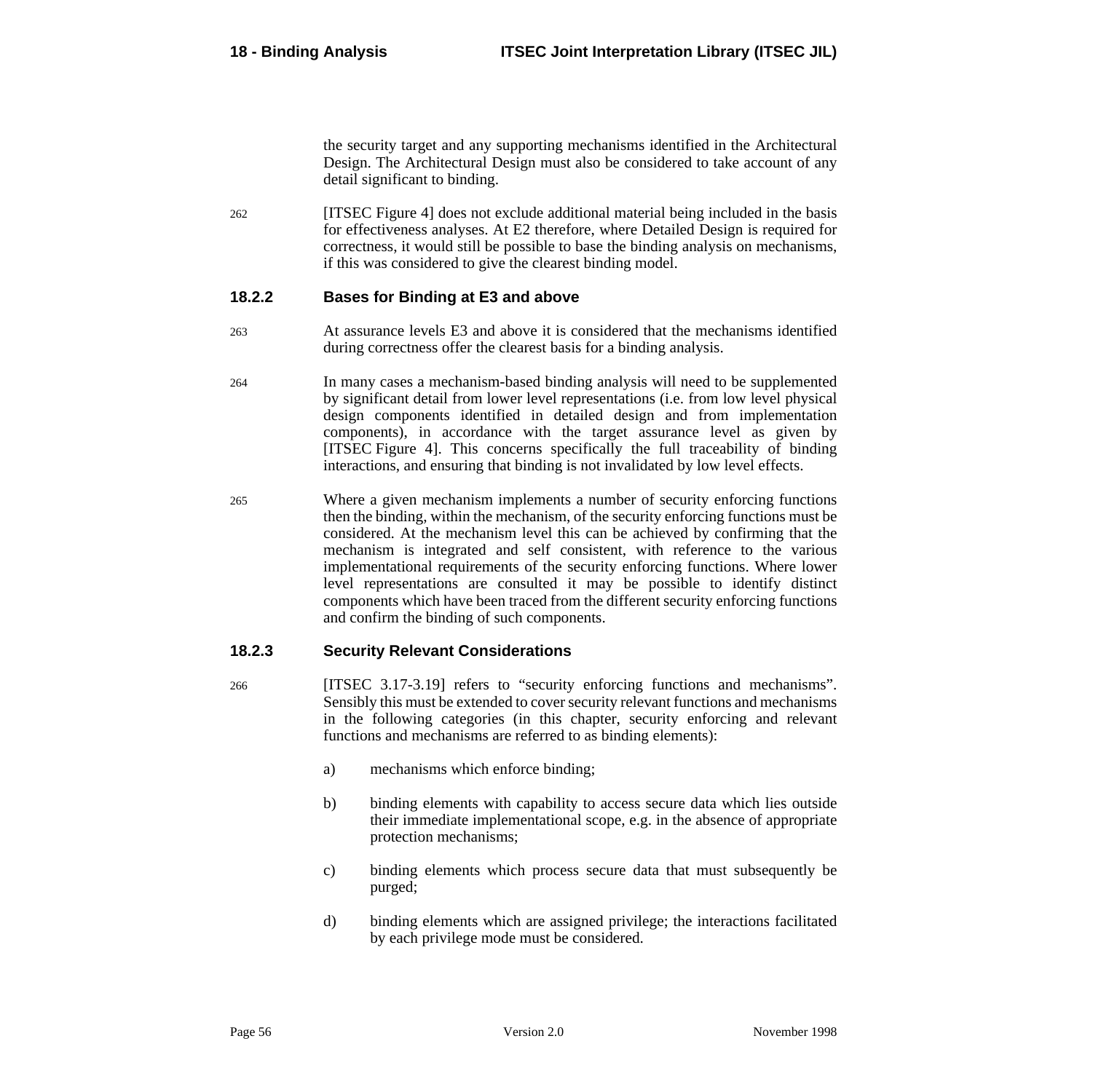the security target and any supporting mechanisms identified in the Architectural Design. The Architectural Design must also be considered to take account of any detail significant to binding.

262 [ITSEC Figure 4] does not exclude additional material being included in the basis for effectiveness analyses. At E2 therefore, where Detailed Design is required for correctness, it would still be possible to base the binding analysis on mechanisms, if this was considered to give the clearest binding model.

### 18.2.2 Bases for Binding at E3 and above

263 At assurance levels E3 and above it is considered that the mechanisms identified during correctness offer the clearest basis for a binding analysis.

264 In many cases a mechanism-based binding analysis will need to be supplemented by significant detail from lower level representations (i.e. from low level physical design components identified in detailed design and from implementation components), in accordance with the target assurance level as given by [ITSEC Figure 4]. This concerns specifically the full traceability of binding interactions, and ensuring that binding is not invalidated by low level effects.

265 Where a given mechanism implements a number of security enforcing functions then the binding, within the mechanism, of the security enforcing functions must be considered. At the mechanism level this can be achieved by confirming that the mechanism is integrated and self consistent, with reference to the various implementational requirements of the security enforcing functions. Where lower level representations are consulted it may be possible to identify distinct components which have been traced from the different security enforcing functions and confirm the binding of such components.

### 18.2.3 Security Relevant Considerations

266 [ITSEC 3.17-3.19] refers to “security enforcing functions and mechanisms”. Sensibly this must be extended to cover security relevant functions and mechanisms in the following categories (in this chapter, security enforcing and relevant functions and mechanisms are referred to as binding elements):

a) mechanisms which enforce binding;

b) binding elements with capability to access secure data which lies outside their immediate implementational scope, e.g. in the absence of appropriate protection mechanisms;

c) binding elements which process secure data that must subsequently be purged;

d) binding elements which are assigned privilege; the interactions facilitated by each privilege mode must be considered.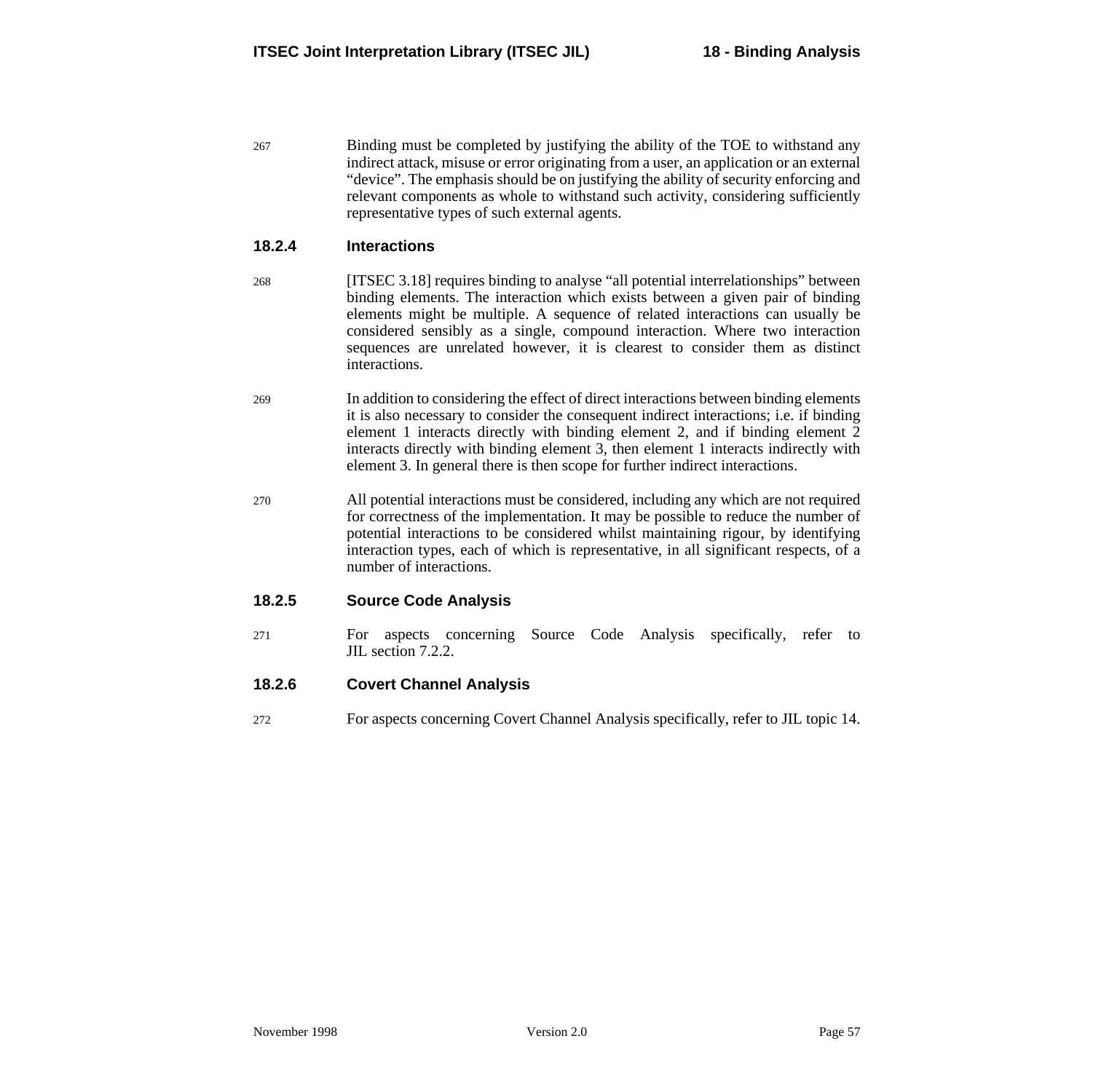267 Binding must be completed by justifying the ability of the TOE to withstand any indirect attack, misuse or error originating from a user, an application or an external “device”. The emphasis should be on justifying the ability of security enforcing and relevant components as whole to withstand such activity, considering sufficiently representative types of such external agents.

### 18.2.4 Interactions

268 [ITSEC 3.18] requires binding to analyse “all potential interrelationships” between binding elements. The interaction which exists between a given pair of binding elements might be multiple. A sequence of related interactions can usually be considered sensibly as a single, compound interaction. Where two interaction sequences are unrelated however, it is clearest to consider them as distinct interactions.

269 In addition to considering the effect of direct interactions between binding elements it is also necessary to consider the consequent indirect interactions; i.e. if binding element 1 interacts directly with binding element 2, and if binding element 2 interacts directly with binding element 3, then element 1 interacts indirectly with element 3. In general there is then scope for further indirect interactions.

270 All potential interactions must be considered, including any which are not required for correctness of the implementation. It may be possible to reduce the number of potential interactions to be considered whilst maintaining rigour, by identifying interaction types, each of which is representative, in all significant respects, of a number of interactions.

### 18.2.5 Source Code Analysis

271 For aspects concerning Source Code Analysis specifically, refer to JIL section 7.2.2.

### 18.2.6 Covert Channel Analysis

272 For aspects concerning Covert Channel Analysis specifically, refer to JIL topic 14.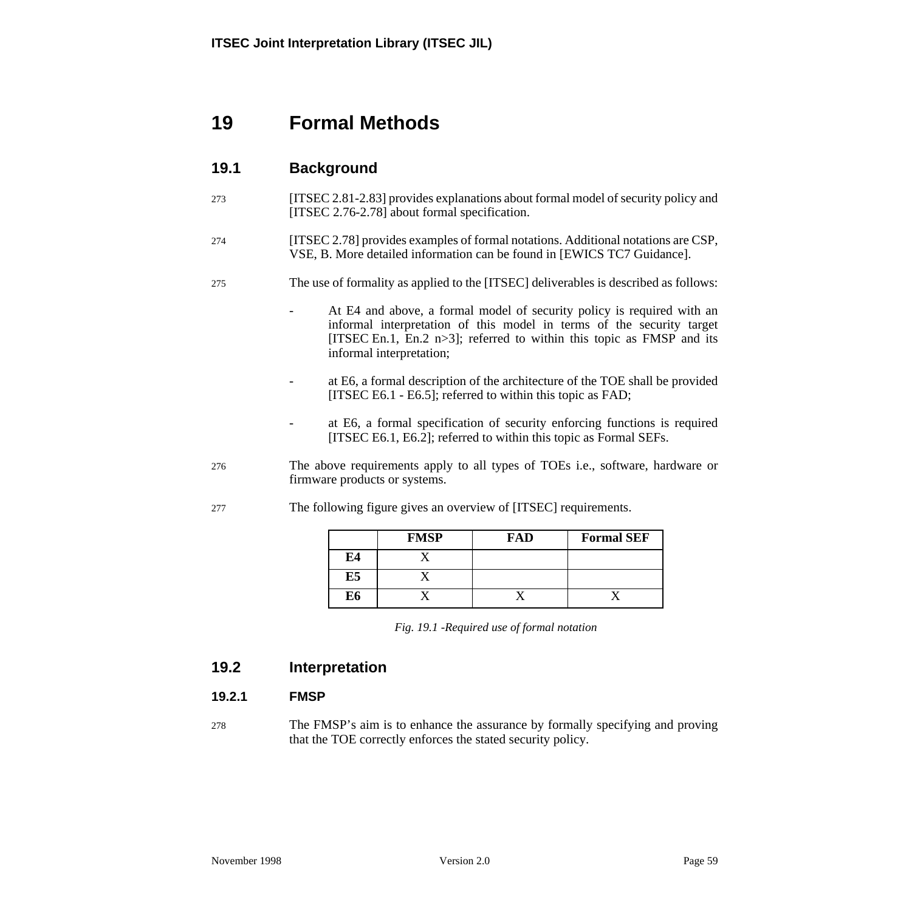# 19 Formal Methods

## 19.1 Background

273 [ITSEC 2.81-2.83] provides explanations about formal model of security policy and [ITSEC 2.76-2.78] about formal specification.

274 [ITSEC 2.78] provides examples of formal notations. Additional notations are CSP, VSE, B. More detailed information can be found in [EWICS TC7 Guidance].

275 The use of formality as applied to the [ITSEC] deliverables is described as follows:

- At E4 and above, a formal model of security policy is required with an informal interpretation of this model in terms of the security target [ITSEC En.1, En.2 n>3]; referred to within this topic as FMSP and its informal interpretation;
- at E6, a formal description of the architecture of the TOE shall be provided [ITSEC E6.1 - E6.5]; referred to within this topic as FAD;
- at E6, a formal specification of security enforcing functions is required [ITSEC E6.1, E6.2]; referred to within this topic as Formal SEFs.

276 The above requirements apply to all types of TOEs i.e., software, hardware or firmware products or systems.

277 The following figure gives an overview of [ITSEC] requirements.

| | FMSP | FAD | Formal SEF |
|---|---|---|---|
| **E4** | X | | |
| **E5** | X | | |
| **E6** | X | X | X |

*Fig. 19.1 -Required use of formal notation*

## 19.2 Interpretation

### 19.2.1 FMSP

278 The FMSP's aim is to enhance the assurance by formally specifying and proving that the TOE correctly enforces the stated security policy.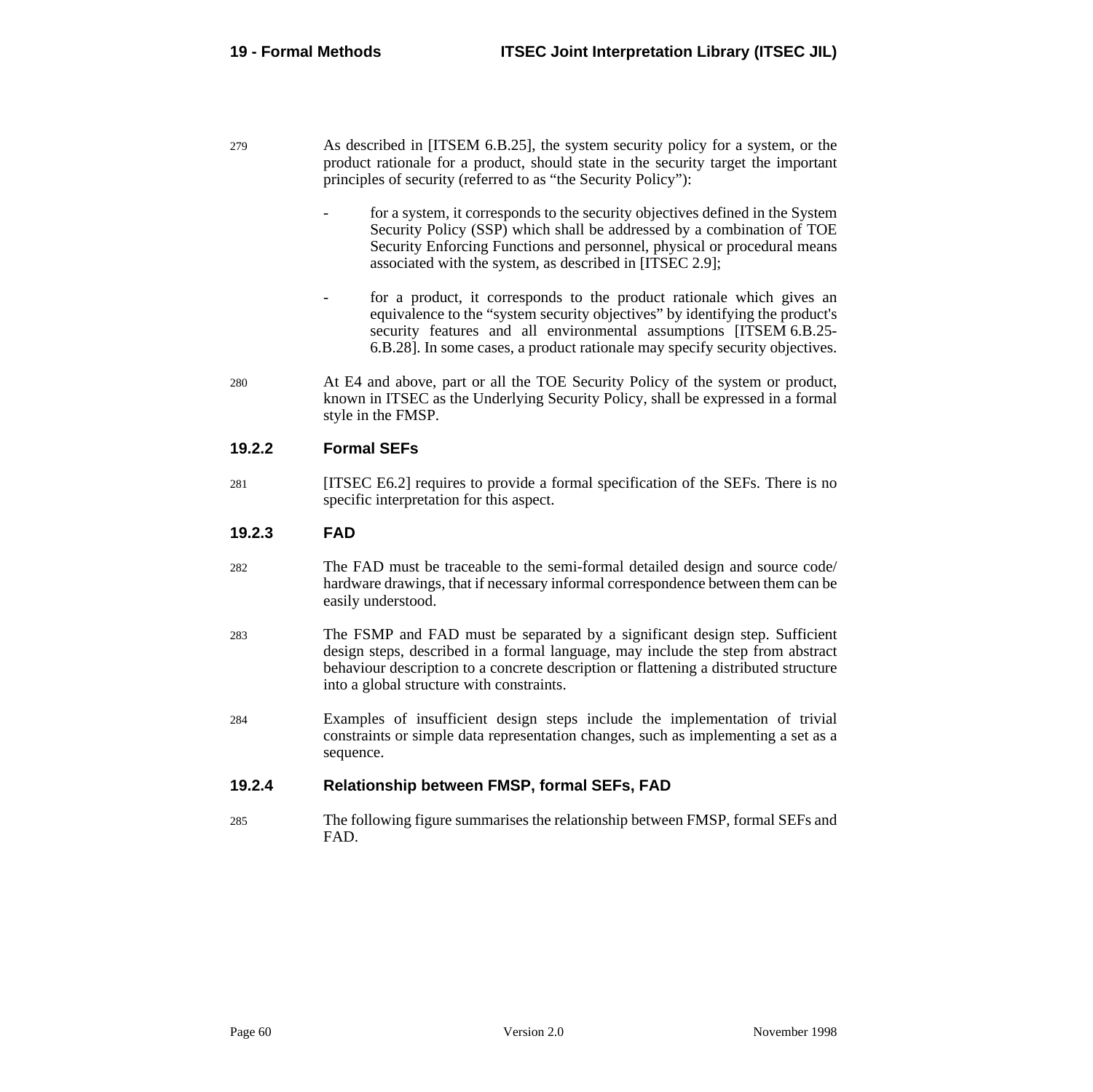279 As described in [ITSEM 6.B.25], the system security policy for a system, or the product rationale for a product, should state in the security target the important principles of security (referred to as "the Security Policy"):

- for a system, it corresponds to the security objectives defined in the System Security Policy (SSP) which shall be addressed by a combination of TOE Security Enforcing Functions and personnel, physical or procedural means associated with the system, as described in [ITSEC 2.9];

- for a product, it corresponds to the product rationale which gives an equivalence to the "system security objectives" by identifying the product's security features and all environmental assumptions [ITSEM 6.B.25-6.B.28]. In some cases, a product rationale may specify security objectives.

280 At E4 and above, part or all the TOE Security Policy of the system or product, known in ITSEC as the Underlying Security Policy, shall be expressed in a formal style in the FMSP.

### 19.2.2 Formal SEFs

281 [ITSEC E6.2] requires to provide a formal specification of the SEFs. There is no specific interpretation for this aspect.

### 19.2.3 FAD

282 The FAD must be traceable to the semi-formal detailed design and source code/ hardware drawings, that if necessary informal correspondence between them can be easily understood.

283 The FSMP and FAD must be separated by a significant design step. Sufficient design steps, described in a formal language, may include the step from abstract behaviour description to a concrete description or flattening a distributed structure into a global structure with constraints.

284 Examples of insufficient design steps include the implementation of trivial constraints or simple data representation changes, such as implementing a set as a sequence.

### 19.2.4 Relationship between FMSP, formal SEFs, FAD

285 The following figure summarises the relationship between FMSP, formal SEFs and FAD.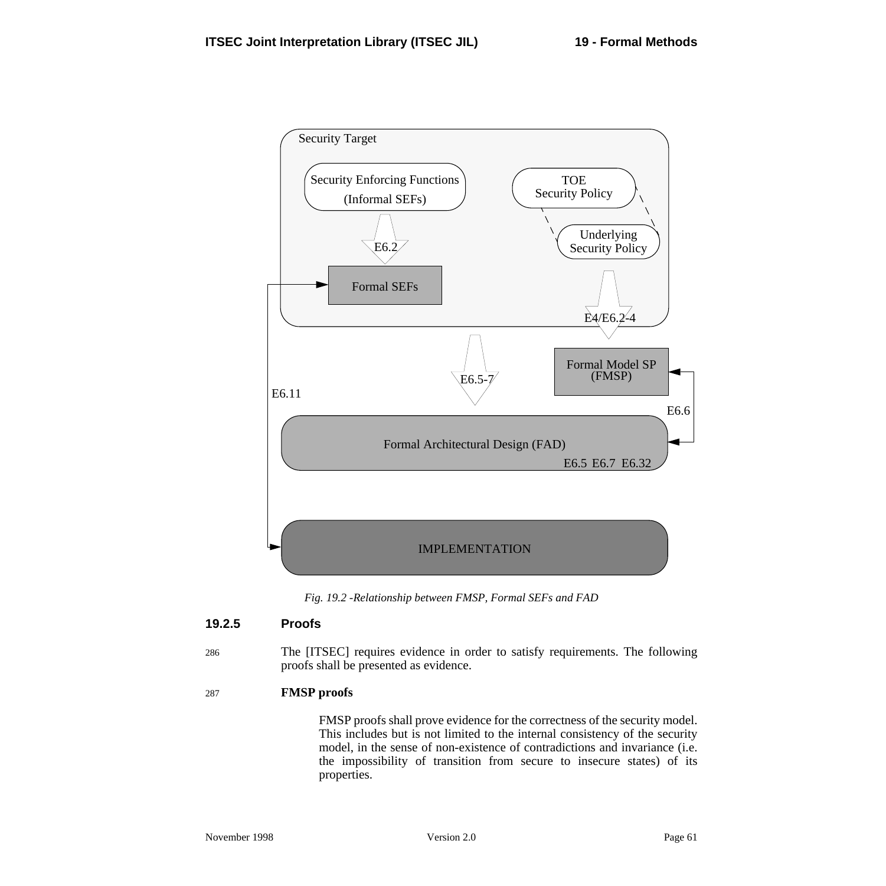*Fig. 19.2 -Relationship between FMSP, Formal SEFs and FAD*

### 19.2.5 Proofs

286 The [ITSEC] requires evidence in order to satisfy requirements. The following proofs shall be presented as evidence.

287 **FMSP proofs**

FMSP proofs shall prove evidence for the correctness of the security model. This includes but is not limited to the internal consistency of the security model, in the sense of non-existence of contradictions and invariance (i.e. the impossibility of transition from secure to insecure states) of its properties.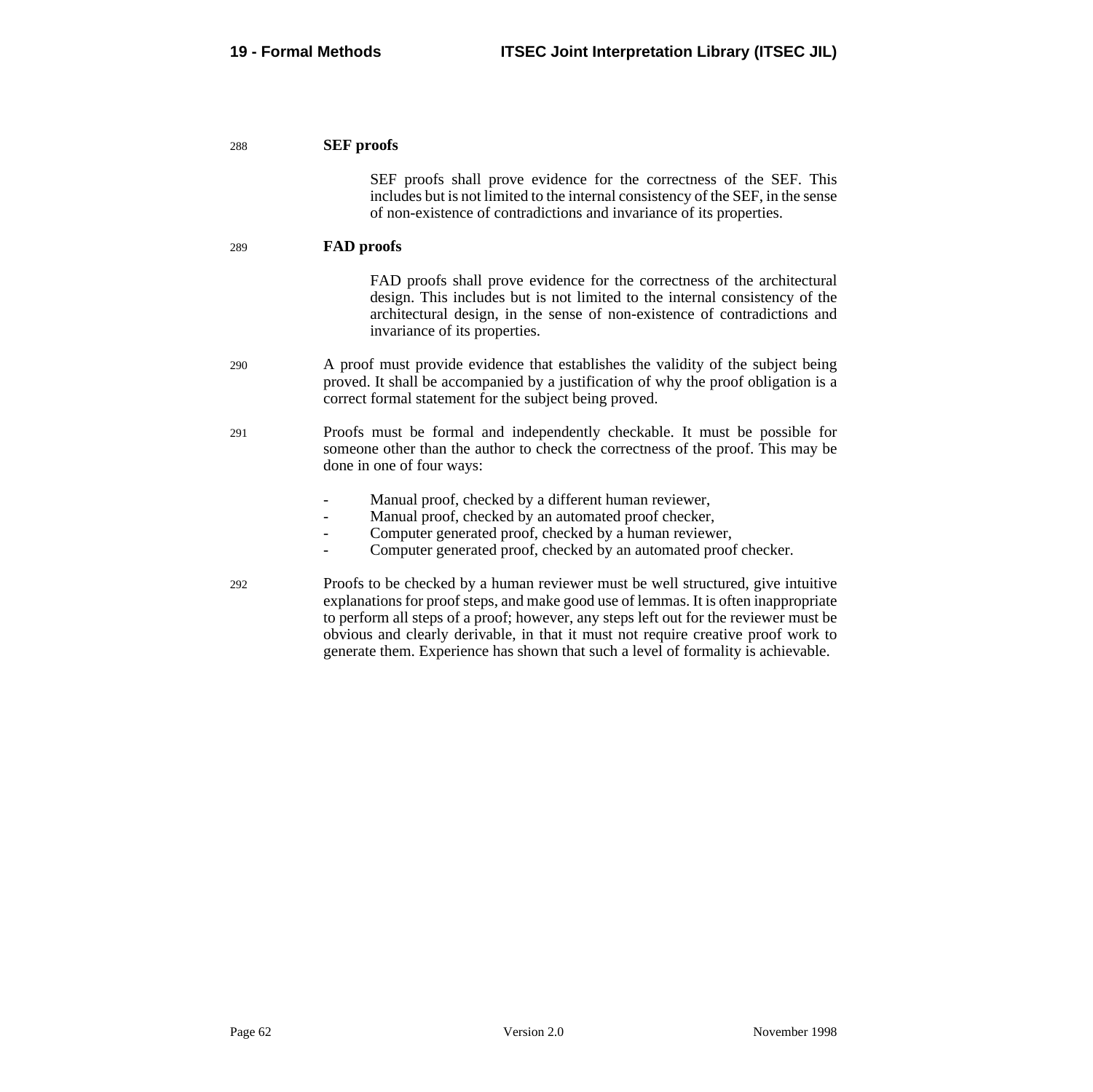288 **SEF proofs**

SEF proofs shall prove evidence for the correctness of the SEF. This includes but is not limited to the internal consistency of the SEF, in the sense of non-existence of contradictions and invariance of its properties.

289 **FAD proofs**

FAD proofs shall prove evidence for the correctness of the architectural design. This includes but is not limited to the internal consistency of the architectural design, in the sense of non-existence of contradictions and invariance of its properties.

290 A proof must provide evidence that establishes the validity of the subject being proved. It shall be accompanied by a justification of why the proof obligation is a correct formal statement for the subject being proved.

291 Proofs must be formal and independently checkable. It must be possible for someone other than the author to check the correctness of the proof. This may be done in one of four ways:

- Manual proof, checked by a different human reviewer,
- Manual proof, checked by an automated proof checker,
- Computer generated proof, checked by a human reviewer,
- Computer generated proof, checked by an automated proof checker.

292 Proofs to be checked by a human reviewer must be well structured, give intuitive explanations for proof steps, and make good use of lemmas. It is often inappropriate to perform all steps of a proof; however, any steps left out for the reviewer must be obvious and clearly derivable, in that it must not require creative proof work to generate them. Experience has shown that such a level of formality is achievable.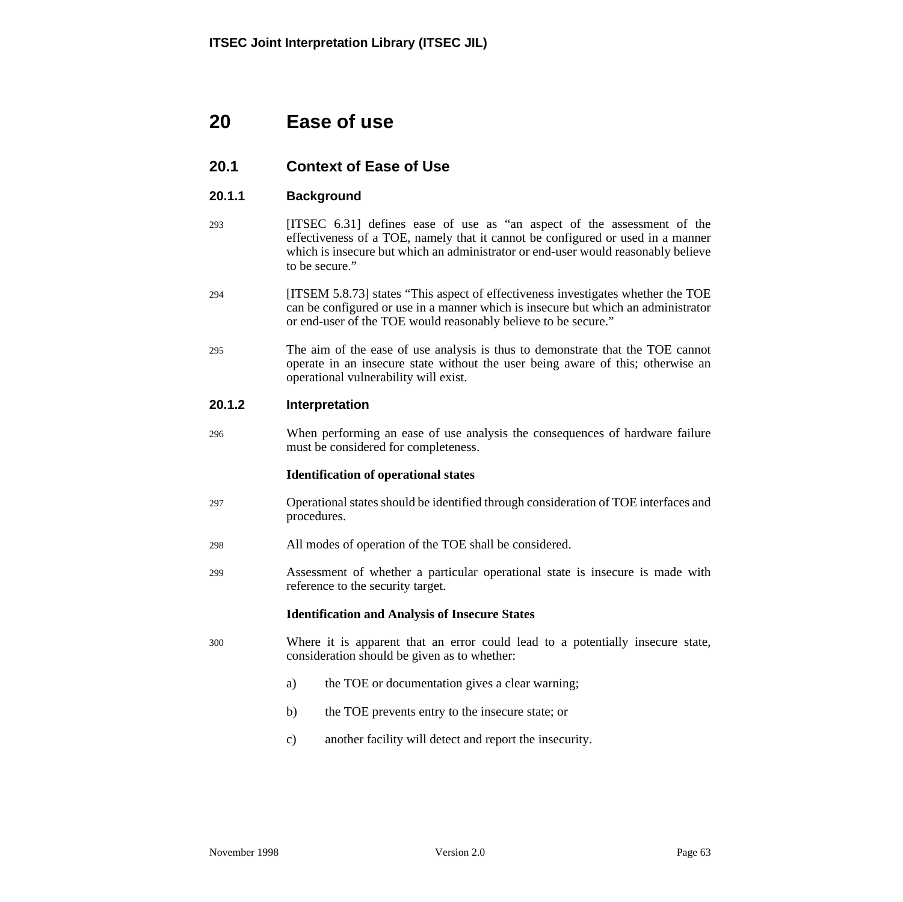# 20 Ease of use

## 20.1 Context of Ease of Use

### 20.1.1 Background

293 [ITSEC 6.31] defines ease of use as “an aspect of the assessment of the effectiveness of a TOE, namely that it cannot be configured or used in a manner which is insecure but which an administrator or end-user would reasonably believe to be secure.”

294 [ITSEM 5.8.73] states “This aspect of effectiveness investigates whether the TOE can be configured or use in a manner which is insecure but which an administrator or end-user of the TOE would reasonably believe to be secure.”

295 The aim of the ease of use analysis is thus to demonstrate that the TOE cannot operate in an insecure state without the user being aware of this; otherwise an operational vulnerability will exist.

### 20.1.2 Interpretation

296 When performing an ease of use analysis the consequences of hardware failure must be considered for completeness.

**Identification of operational states**

297 Operational states should be identified through consideration of TOE interfaces and procedures.

298 All modes of operation of the TOE shall be considered.

299 Assessment of whether a particular operational state is insecure is made with reference to the security target.

**Identification and Analysis of Insecure States**

300 Where it is apparent that an error could lead to a potentially insecure state, consideration should be given as to whether:

a) the TOE or documentation gives a clear warning;

b) the TOE prevents entry to the insecure state; or

c) another facility will detect and report the insecurity.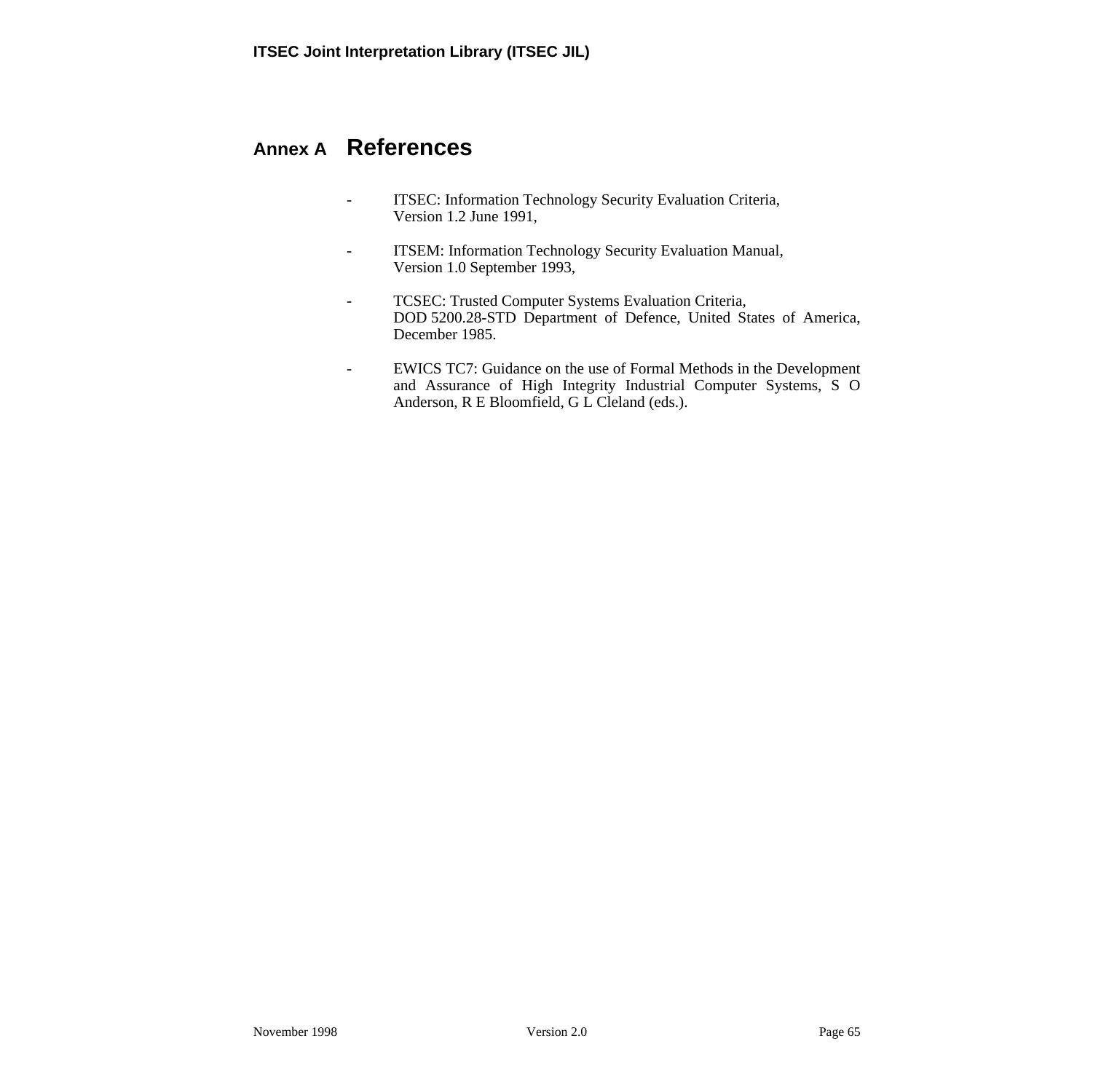# Annex A References

- ITSEC: Information Technology Security Evaluation Criteria,
  Version 1.2 June 1991,

- ITSEM: Information Technology Security Evaluation Manual,
  Version 1.0 September 1993,

- TCSEC: Trusted Computer Systems Evaluation Criteria,
  DOD 5200.28-STD Department of Defence, United States of America, December 1985.

- EWICS TC7: Guidance on the use of Formal Methods in the Development and Assurance of High Integrity Industrial Computer Systems, S O Anderson, R E Bloomfield, G L Cleland (eds.).